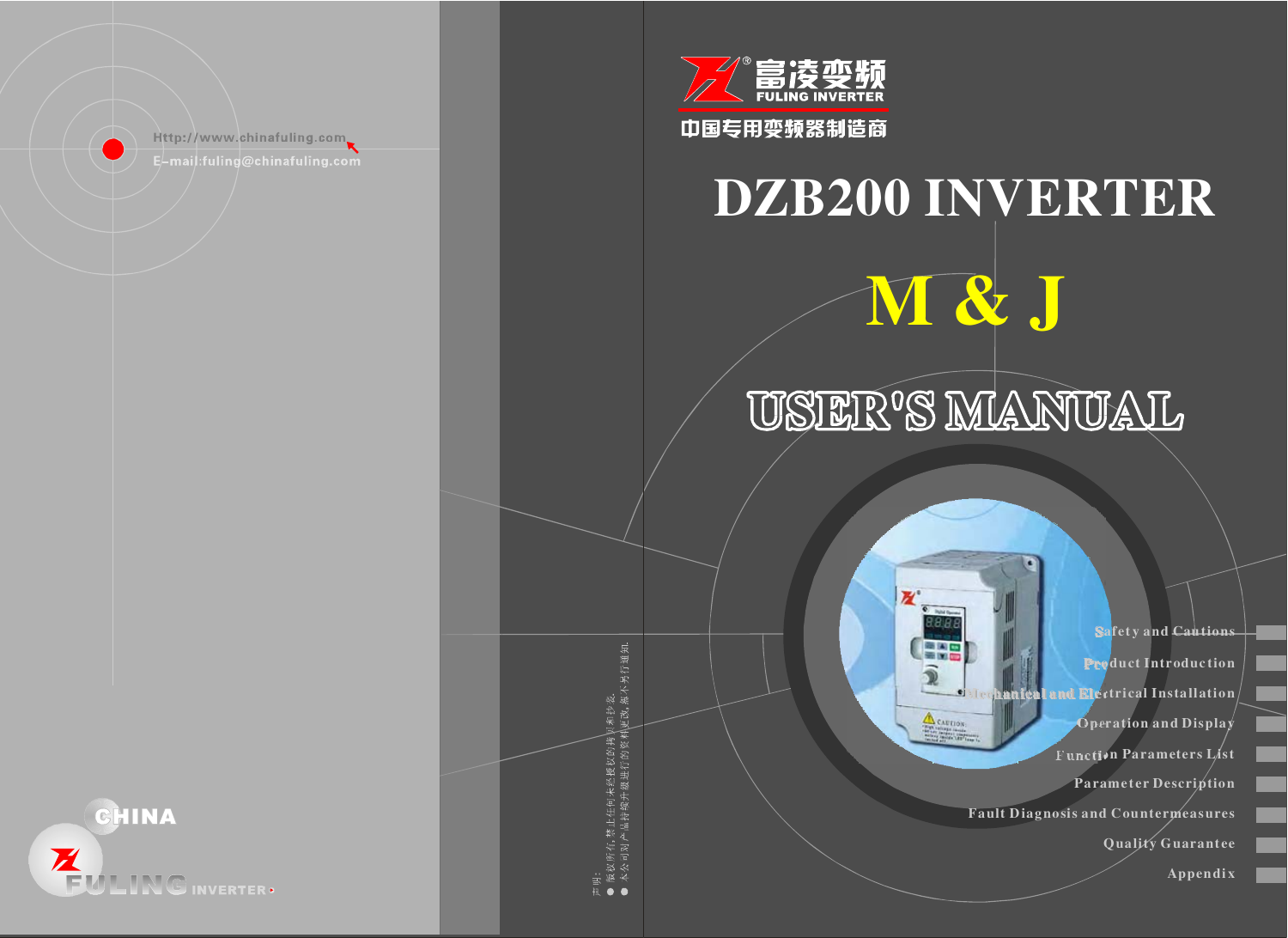Http://www.chinafuling.com

E-mail:fuling@chinafuling.com

富凌变频

FULING INVERTER

中国专用变频器制造商

# DZB200 INVERTER

# M & J

# USER'S MANUAL

- Safety and Cautions
- Product Introduction
- Mechanical and Electrical Installation
- Operation and Display
- Function Parameters List
- Parameter Description
- Fault Diagnosis and Countermeasures
- Quality Guarantee
- Appendix

声明：

- 版权所有，禁止任何未经授权的拷贝和抄袭。
- 本公司对产品持续升级进行的资料更改，恕不另行通知。

CHINA

FULING INVERTER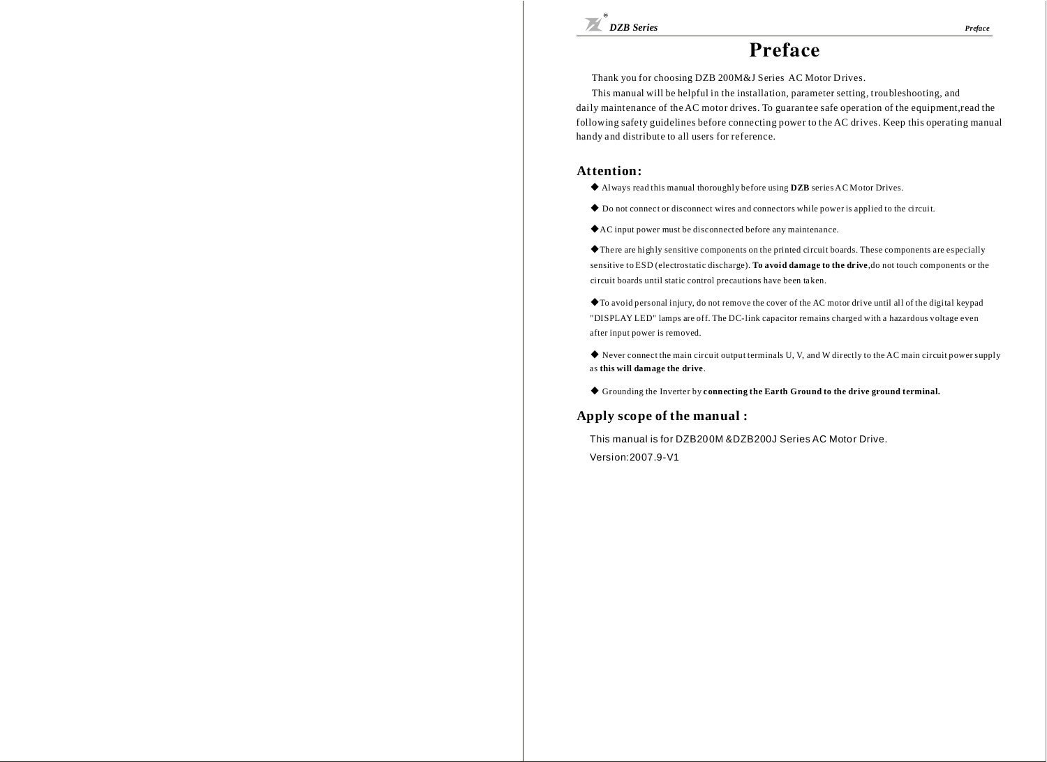# Preface

Thank you for choosing DZB 200M&J Series AC Motor Drives.

This manual will be helpful in the installation, parameter setting, troubleshooting, and daily maintenance of the AC motor drives. To guarantee safe operation of the equipment,read the following safety guidelines before connecting power to the AC drives. Keep this operating manual handy and distribute to all users for reference.

## Attention:

◆ Always read this manual thoroughly before using **DZB** series AC Motor Drives.

◆ Do not connect or disconnect wires and connectors while power is applied to the circuit.

◆ AC input power must be disconnected before any maintenance.

◆ There are highly sensitive components on the printed circuit boards. These components are especially sensitive to ESD (electrostatic discharge). **To avoid damage to the drive**,do not touch components or the circuit boards until static control precautions have been taken.

◆ To avoid personal injury, do not remove the cover of the AC motor drive until all of the digital keypad "DISPLAY LED" lamps are off. The DC-link capacitor remains charged with a hazardous voltage even after input power is removed.

◆ Never connect the main circuit output terminals U, V, and W directly to the AC main circuit power supply as **this will damage the drive**.

◆ Grounding the Inverter by **connecting the Earth Ground to the drive ground terminal.**

## Apply scope of the manual :

This manual is for DZB200M &DZB200J Series AC Motor Drive.

Version:2007.9-V1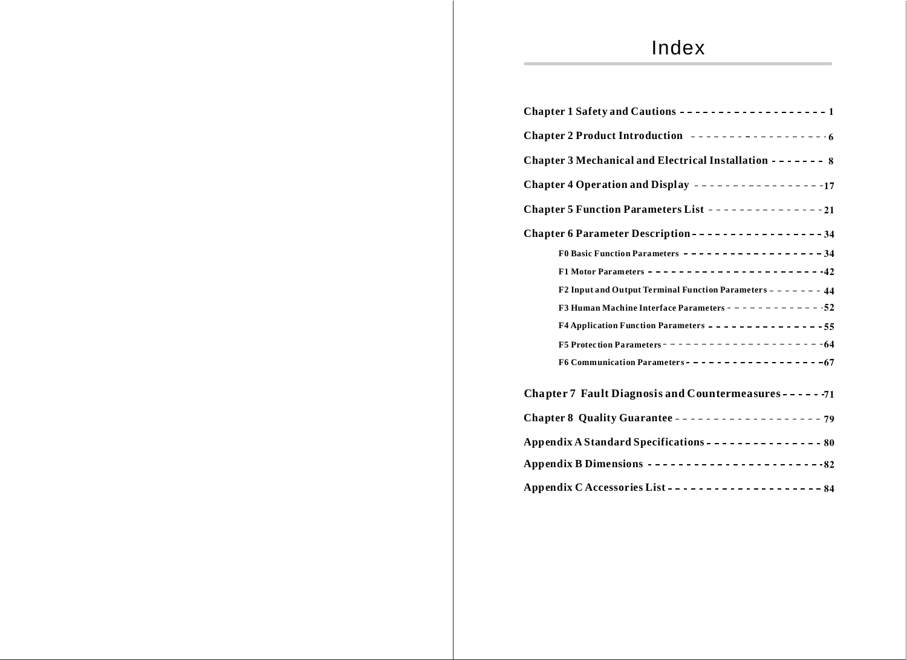# Index

Chapter 1 Safety and Cautions - - - - - - - - - - - - - - - - - - - 1

Chapter 2 Product Introduction - - - - - - - - - - - - - - - - - - - 6

Chapter 3 Mechanical and Electrical Installation - - - - - - - 8

Chapter 4 Operation and Display - - - - - - - - - - - - - - - - - 17

Chapter 5 Function Parameters List - - - - - - - - - - - - - - - 21

Chapter 6 Parameter Description - - - - - - - - - - - - - - - - - 34

- F0 Basic Function Parameters - - - - - - - - - - - - - - - - - - 34
- F1 Motor Parameters - - - - - - - - - - - - - - - - - - - - - - - 42
- F2 Input and Output Terminal Function Parameters - - - - - - - 44
- F3 Human Machine Interface Parameters - - - - - - - - - - - - 52
- F4 Application Function Parameters - - - - - - - - - - - - - - - 55
- F5 Protection Parameters - - - - - - - - - - - - - - - - - - - - - 64
- F6 Communication Parameters - - - - - - - - - - - - - - - - - - 67

Chapter 7 Fault Diagnosis and Countermeasures - - - - - - 71

Chapter 8 Quality Guarantee - - - - - - - - - - - - - - - - - - - 79

Appendix A Standard Specifications - - - - - - - - - - - - - - - 80

Appendix B Dimensions - - - - - - - - - - - - - - - - - - - - - - 82

Appendix C Accessories List - - - - - - - - - - - - - - - - - - - 84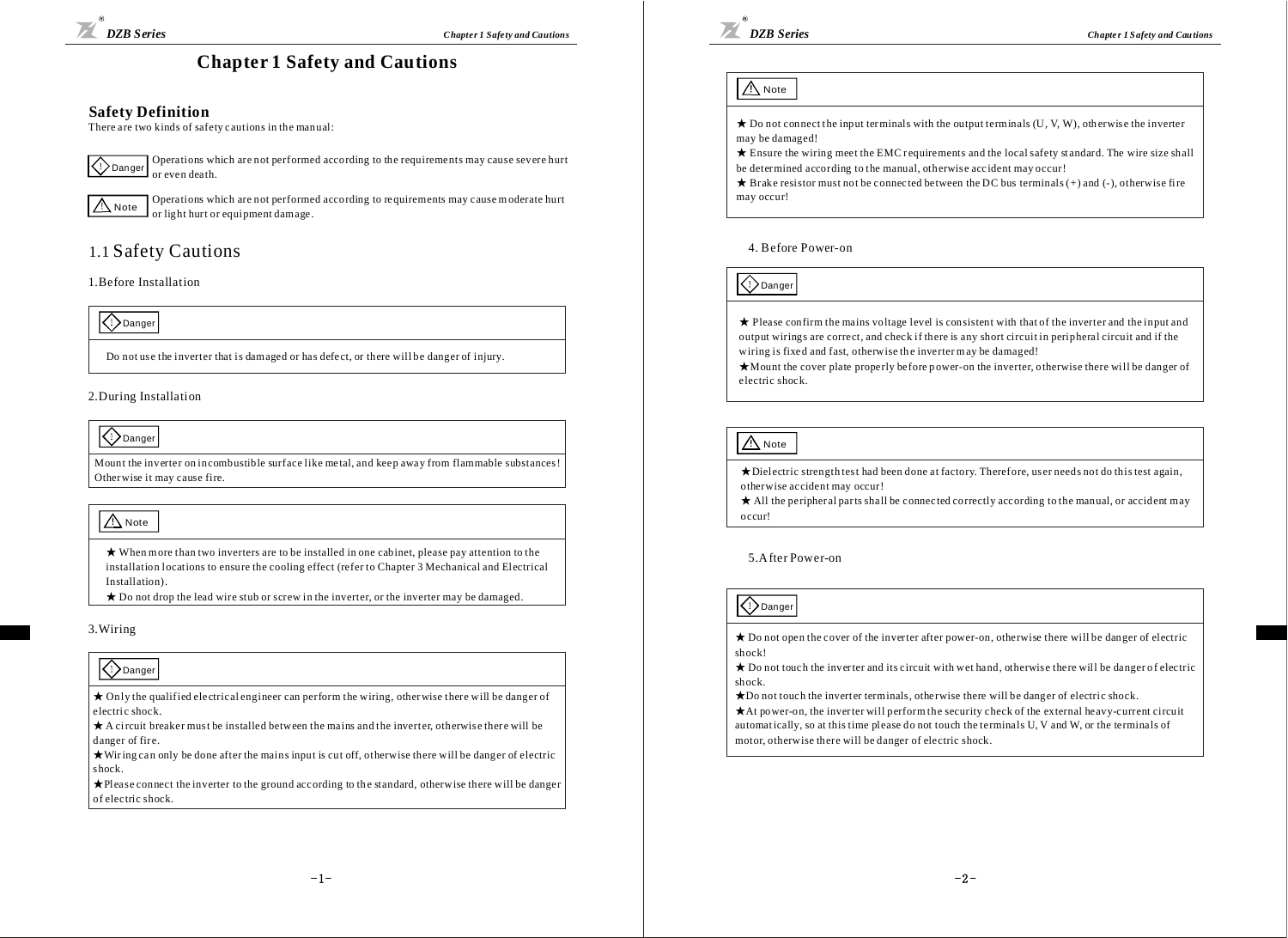# Chapter 1 Safety and Cautions

## Safety Definition

There are two kinds of safety cautions in the manual:

**Danger**: Operations which are not performed according to the requirements may cause severe hurt or even death.

**Note**: Operations which are not performed according to requirements may cause moderate hurt or light hurt or equipment damage.

## 1.1 Safety Cautions

### 1.Before Installation

**Danger**

Do not use the inverter that is damaged or has defect, or there will be danger of injury.

### 2.During Installation

**Danger**

Mount the inverter on incombustible surface like metal, and keep away from flammable substances! Otherwise it may cause fire.

**Note**

★ When more than two inverters are to be installed in one cabinet, please pay attention to the installation locations to ensure the cooling effect (refer to Chapter 3 Mechanical and Electrical Installation).

★ Do not drop the lead wire stub or screw in the inverter, or the inverter may be damaged.

### 3.Wiring

**Danger**

★ Only the qualified electrical engineer can perform the wiring, otherwise there will be danger of electric shock.

★ A circuit breaker must be installed between the mains and the inverter, otherwise there will be danger of fire.

★ Wiring can only be done after the mains input is cut off, otherwise there will be danger of electric shock.

★ Please connect the inverter to the ground according to the standard, otherwise there will be danger of electric shock.

**Note**

★ Do not connect the input terminals with the output terminals (U, V, W), otherwise the inverter may be damaged!

★ Ensure the wiring meet the EMC requirements and the local safety standard. The wire size shall be determined according to the manual, otherwise accident may occur!

★ Brake resistor must not be connected between the DC bus terminals (+) and (-), otherwise fire may occur!

### 4. Before Power-on

**Danger**

★ Please confirm the mains voltage level is consistent with that of the inverter and the input and output wirings are correct, and check if there is any short circuit in peripheral circuit and if the wiring is fixed and fast, otherwise the inverter may be damaged!

★ Mount the cover plate properly before power-on the inverter, otherwise there will be danger of electric shock.

**Note**

★ Dielectric strength test had been done at factory. Therefore, user needs not do this test again, otherwise accident may occur!

★ All the peripheral parts shall be connected correctly according to the manual, or accident may occur!

### 5.After Power-on

**Danger**

★ Do not open the cover of the inverter after power-on, otherwise there will be danger of electric shock!

★ Do not touch the inverter and its circuit with wet hand, otherwise there will be danger of electric shock.

★ Do not touch the inverter terminals, otherwise there will be danger of electric shock.

★ At power-on, the inverter will perform the security check of the external heavy-current circuit automatically, so at this time please do not touch the terminals U, V and W, or the terminals of motor, otherwise there will be danger of electric shock.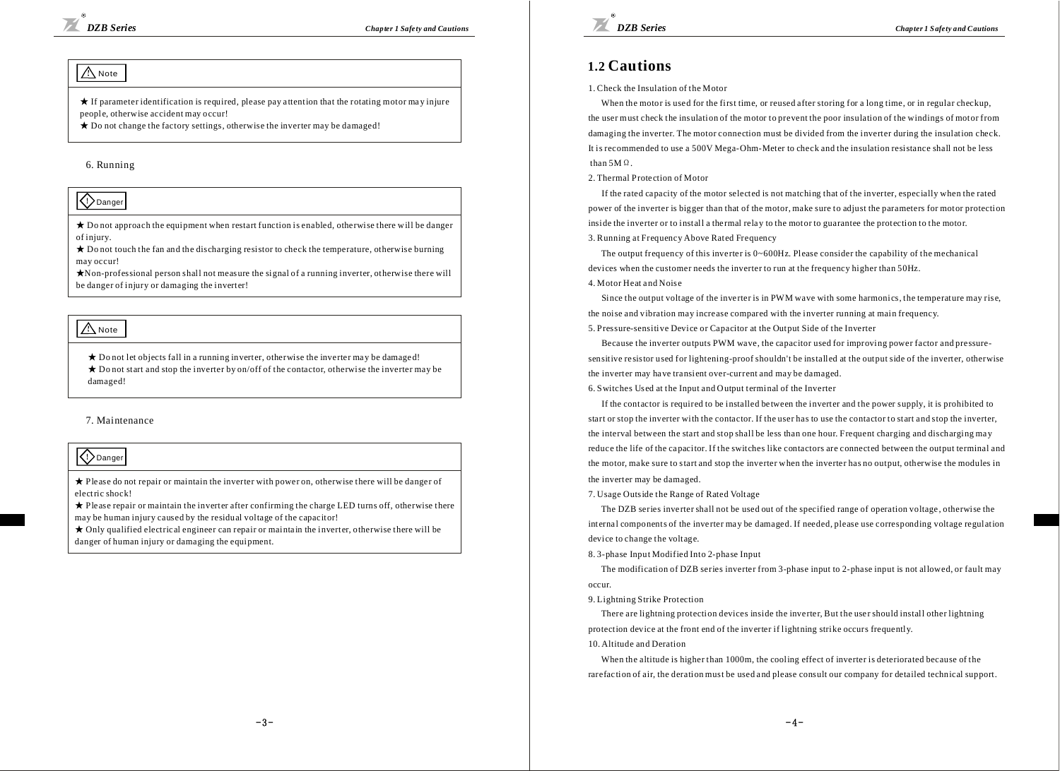> ⚠ Note
>
> ★ If parameter identification is required, please pay attention that the rotating motor may injure people, otherwise accident may occur!
> ★ Do not change the factory settings, otherwise the inverter may be damaged!

6. Running

> ⚠ Danger
>
> ★ Do not approach the equipment when restart function is enabled, otherwise there will be danger of injury.
> ★ Do not touch the fan and the discharging resistor to check the temperature, otherwise burning may occur!
> ★ Non-professional person shall not measure the signal of a running inverter, otherwise there will be danger of injury or damaging the inverter!

> ⚠ Note
>
> ★ Do not let objects fall in a running inverter, otherwise the inverter may be damaged!
> ★ Do not start and stop the inverter by on/off of the contactor, otherwise the inverter may be damaged!

7. Maintenance

> ⚠ Danger
>
> ★ Please do not repair or maintain the inverter with power on, otherwise there will be danger of electric shock!
> ★ Please repair or maintain the inverter after confirming the charge LED turns off, otherwise there may be human injury caused by the residual voltage of the capacitor!
> ★ Only qualified electrical engineer can repair or maintain the inverter, otherwise there will be danger of human injury or damaging the equipment.

## 1.2 Cautions

1. Check the Insulation of the Motor

When the motor is used for the first time, or reused after storing for a long time, or in regular checkup, the user must check the insulation of the motor to prevent the poor insulation of the windings of motor from damaging the inverter. The motor connection must be divided from the inverter during the insulation check. It is recommended to use a 500V Mega-Ohm-Meter to check and the insulation resistance shall not be less than 5MΩ.

2. Thermal Protection of Motor

If the rated capacity of the motor selected is not matching that of the inverter, especially when the rated power of the inverter is bigger than that of the motor, make sure to adjust the parameters for motor protection inside the inverter or to install a thermal relay to the motor to guarantee the protection to the motor.

3. Running at Frequency Above Rated Frequency

The output frequency of this inverter is 0~600Hz. Please consider the capability of the mechanical devices when the customer needs the inverter to run at the frequency higher than 50Hz.

4. Motor Heat and Noise

Since the output voltage of the inverter is in PWM wave with some harmonics, the temperature may rise, the noise and vibration may increase compared with the inverter running at main frequency.

5. Pressure-sensitive Device or Capacitor at the Output Side of the Inverter

Because the inverter outputs PWM wave, the capacitor used for improving power factor and pressure-sensitive resistor used for lightening-proof shouldn't be installed at the output side of the inverter, otherwise the inverter may have transient over-current and may be damaged.

6. Switches Used at the Input and Output terminal of the Inverter

If the contactor is required to be installed between the inverter and the power supply, it is prohibited to start or stop the inverter with the contactor. If the user has to use the contactor to start and stop the inverter, the interval between the start and stop shall be less than one hour. Frequent charging and discharging may reduce the life of the capacitor. If the switches like contactors are connected between the output terminal and the motor, make sure to start and stop the inverter when the inverter has no output, otherwise the modules in the inverter may be damaged.

7. Usage Outside the Range of Rated Voltage

The DZB series inverter shall not be used out of the specified range of operation voltage, otherwise the internal components of the inverter may be damaged. If needed, please use corresponding voltage regulation device to change the voltage.

8. 3-phase Input Modified Into 2-phase Input

The modification of DZB series inverter from 3-phase input to 2-phase input is not allowed, or fault may occur.

9. Lightning Strike Protection

There are lightning protection devices inside the inverter, But the user should install other lightning protection device at the front end of the inverter if lightning strike occurs frequently.

10. Altitude and Deration

When the altitude is higher than 1000m, the cooling effect of inverter is deteriorated because of the rarefaction of air, the deration must be used and please consult our company for detailed technical support.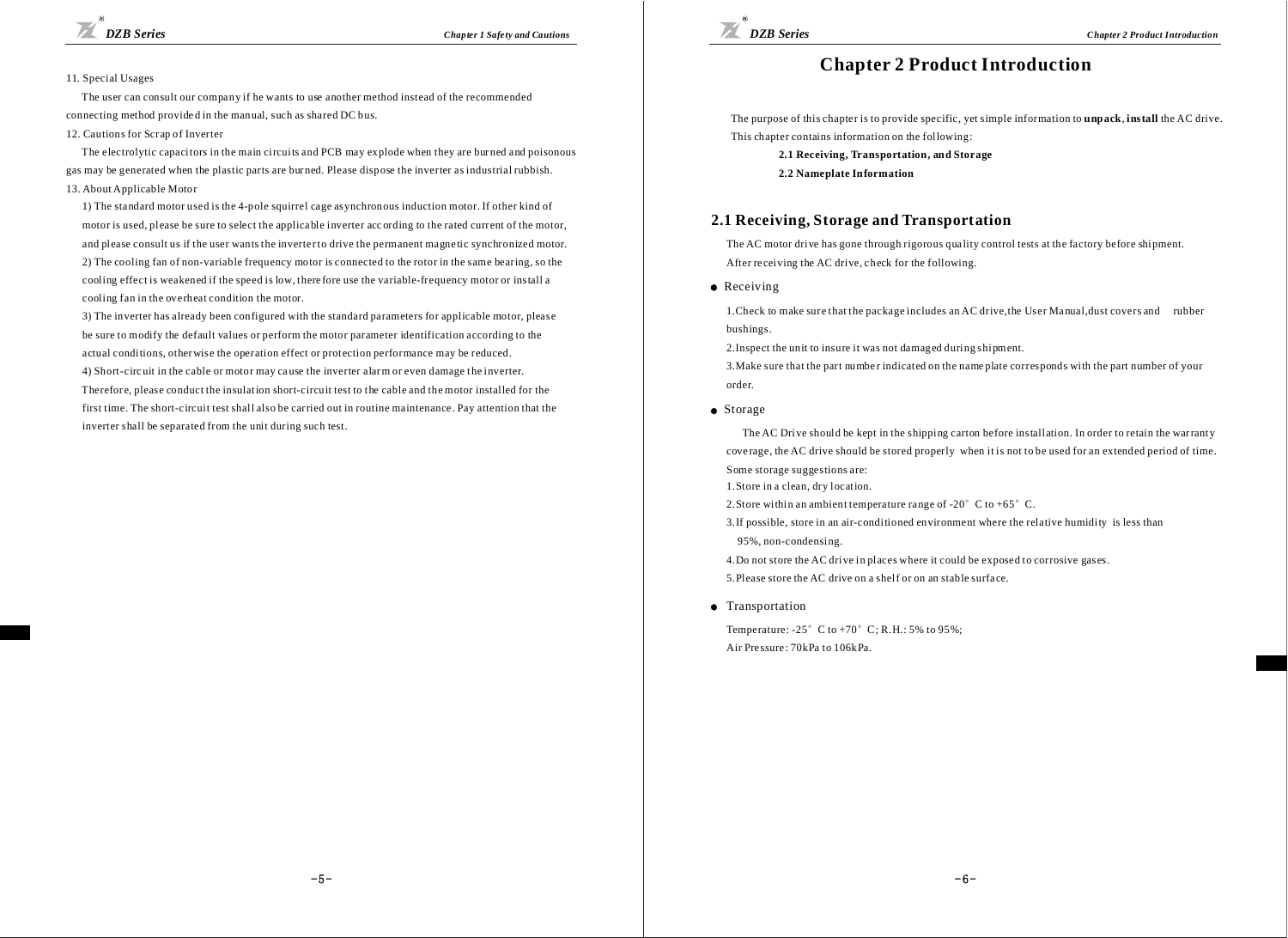11. Special Usages

The user can consult our company if he wants to use another method instead of the recommended connecting method provided in the manual, such as shared DC bus.

12. Cautions for Scrap of Inverter

The electrolytic capacitors in the main circuits and PCB may explode when they are burned and poisonous gas may be generated when the plastic parts are burned. Please dispose the inverter as industrial rubbish.

13. About Applicable Motor

1) The standard motor used is the 4-pole squirrel cage asynchronous induction motor. If other kind of motor is used, please be sure to select the applicable inverter according to the rated current of the motor, and please consult us if the user wants the inverter to drive the permanent magnetic synchronized motor.

2) The cooling fan of non-variable frequency motor is connected to the rotor in the same bearing, so the cooling effect is weakened if the speed is low, therefore use the variable-frequency motor or install a cooling fan in the overheat condition the motor.

3) The inverter has already been configured with the standard parameters for applicable motor, please be sure to modify the default values or perform the motor parameter identification according to the actual conditions, otherwise the operation effect or protection performance may be reduced.

4) Short-circuit in the cable or motor may cause the inverter alarm or even damage the inverter. Therefore, please conduct the insulation short-circuit test to the cable and the motor installed for the first time. The short-circuit test shall also be carried out in routine maintenance. Pay attention that the inverter shall be separated from the unit during such test.

# Chapter 2 Product Introduction

The purpose of this chapter is to provide specific, yet simple information to **unpack**, **install** the AC drive. This chapter contains information on the following:

**2.1 Receiving, Transportation, and Storage**

**2.2 Nameplate Information**

## 2.1 Receiving, Storage and Transportation

The AC motor drive has gone through rigorous quality control tests at the factory before shipment. After receiving the AC drive, check for the following.

- Receiving

1.Check to make sure that the package includes an AC drive,the User Manual,dust covers and rubber bushings.

2.Inspect the unit to insure it was not damaged during shipment.

3.Make sure that the part number indicated on the nameplate corresponds with the part number of your order.

- Storage

The AC Drive should be kept in the shipping carton before installation. In order to retain the warranty coverage, the AC drive should be stored properly when it is not to be used for an extended period of time. Some storage suggestions are:

1.Store in a clean, dry location.

2.Store within an ambient temperature range of -20° C to +65° C.

3.If possible, store in an air-conditioned environment where the relative humidity is less than 95%, non-condensing.

4.Do not store the AC drive in places where it could be exposed to corrosive gases.

5.Please store the AC drive on a shelf or on an stable surface.

- Transportation

Temperature: -25° C to +70° C; R.H.: 5% to 95%;
Air Pressure: 70kPa to 106kPa.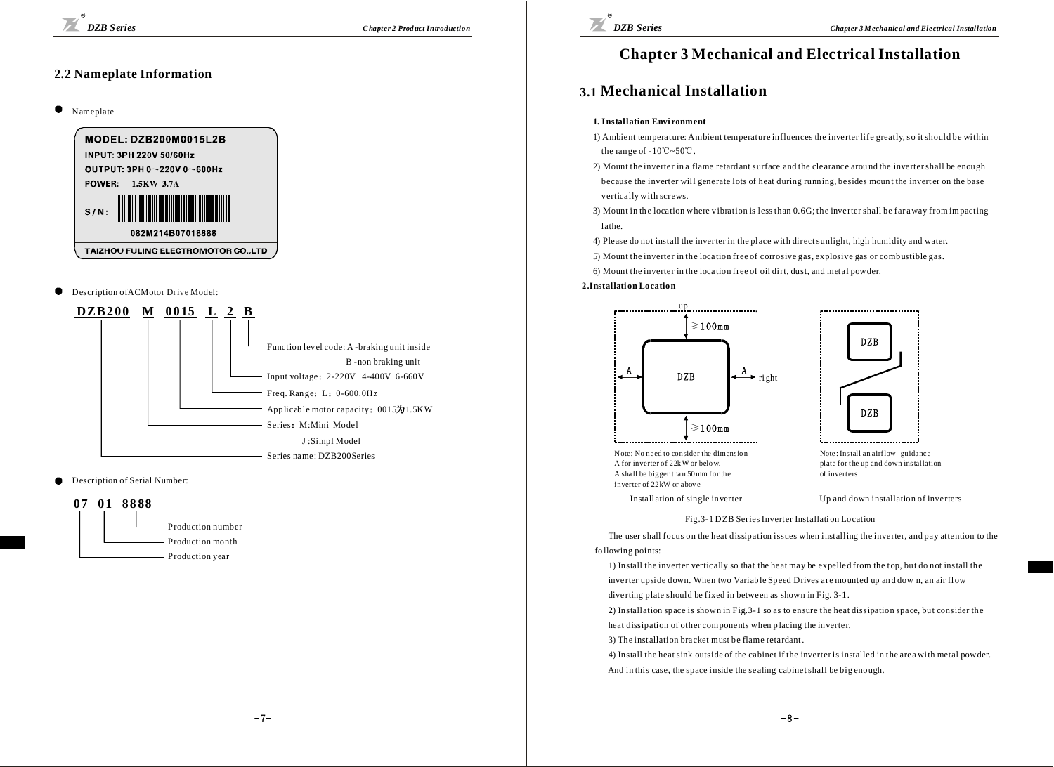## 2.2 Nameplate Information

- Nameplate

MODEL: DZB200M0015L2B
INPUT: 3PH 220V 50/60Hz
OUTPUT: 3PH 0~220V 0~600Hz
POWER: 1.5KW 3.7A
S/N:
082M214B07018888
TAIZHOU FULING ELECTROMOTOR CO.,LTD

- Description ofACMotor Drive Model:

**DZB200 M 0015 L 2 B**

- Function level code: A -braking unit inside, B -non braking unit
- Input voltage：2-220V 4-400V 6-660V
- Freq. Range：L：0-600.0Hz
- Applicable motor capacity：0015为1.5KW
- Series：M:Mini Model, J :Simpl Model
- Series name: DZB200Series

- Description of Serial Number:

**07 01 8888**

- Production number
- Production month
- Production year

# Chapter 3 Mechanical and Electrical Installation

## 3.1 Mechanical Installation

**1. Installation Environment**

1) Ambient temperature: Ambient temperature influences the inverter life greatly, so it should be within the range of -10℃~50℃.

2) Mount the inverter in a flame retardant surface and the clearance around the inverter shall be enough because the inverter will generate lots of heat during running, besides mount the inverter on the base vertically with screws.

3) Mount in the location where vibration is less than 0.6G; the inverter shall be far away from impacting lathe.

4) Please do not install the inverter in the place with direct sunlight, high humidity and water.

5) Mount the inverter in the location free of corrosive gas, explosive gas or combustible gas.

6) Mount the inverter in the location free of oil dirt, dust, and metal powder.

**2.Installation Location**

up
≥100mm
A
DZB
A
right
≥100mm

Note: No need to consider the dimension A for inverter of 22kW or below. A shall be bigger than 50mm for the inverter of 22kW or above

Installation of single inverter

DZB
DZB

Note: Install an airflow- guidance plate for the up and down installation of inverters.

Up and down installation of inverters

Fig.3-1 DZB Series Inverter Installation Location

The user shall focus on the heat dissipation issues when installing the inverter, and pay attention to the following points:

1) Install the inverter vertically so that the heat may be expelled from the top, but do not install the inverter upside down. When two Variable Speed Drives are mounted up and down, an air flow diverting plate should be fixed in between as shown in Fig. 3-1.

2) Installation space is shown in Fig.3-1 so as to ensure the heat dissipation space, but consider the heat dissipation of other components when placing the inverter.

3) The installation bracket must be flame retardant.

4) Install the heat sink outside of the cabinet if the inverter is installed in the area with metal powder. And in this case, the space inside the sealing cabinet shall be big enough.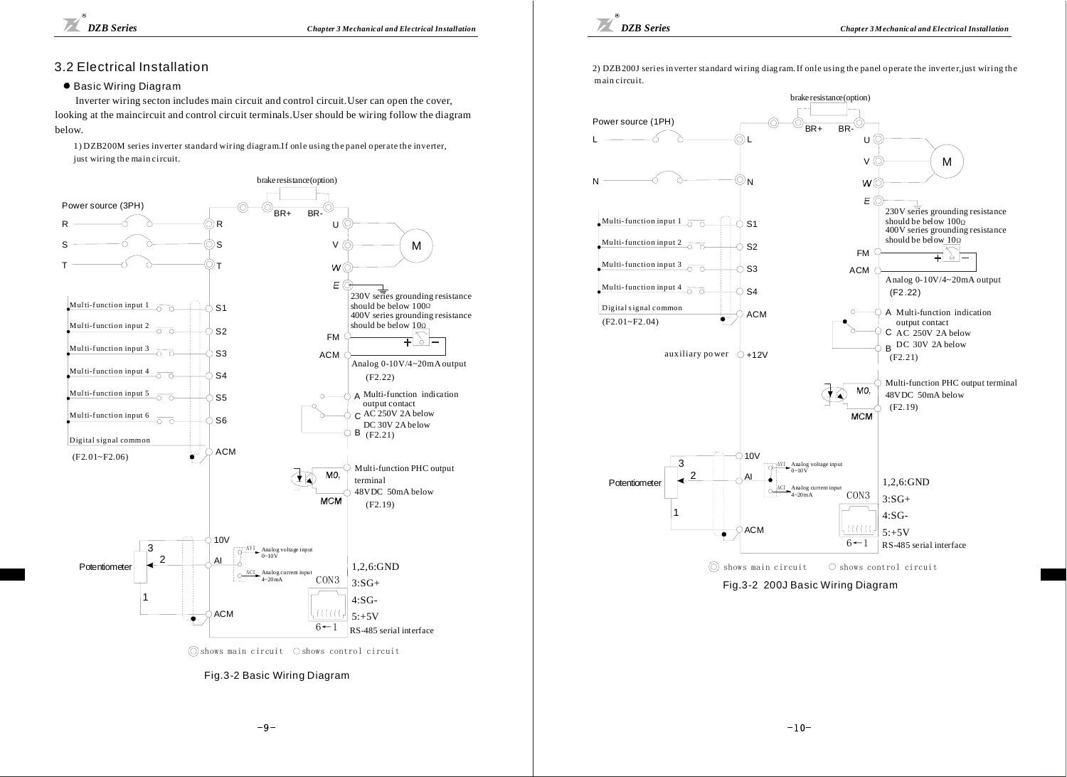## 3.2 Electrical Installation

- Basic Wiring Diagram

Inverter wiring secton includes main circuit and control circuit.User can open the cover, looking at the maincircuit and control circuit terminals.User should be wiring follow the diagram below.

1) DZB200M series inverter standard wiring diagram.If onle using the panel operate the inverter, just wiring the main circuit.

brake resistance(option)
BR+ BR-
Power source (3PH)
R S T
U V W E M
230V series grounding resistance should be below 100Ω
400V series grounding resistance should be below 10Ω
Multi-function input 1 S1
Multi-function input 2 S2
Multi-function input 3 S3
Multi-function input 4 S4
Multi-function input 5 S5
Multi-function input 6 S6
Digital signal common ACM
(F2.01~F2.06)
FM ACM
Analog 0-10V/4~20mA output (F2.22)
A C B Multi-function indication output contact AC 250V 2A below DC 30V 2A below (F2.21)
$MO_1$ MCM Multi-function PHC output terminal 48VDC 50mA below (F2.19)
Potentiometer 3 2 1
10V AI ACM
AVI Analog voltage input 0~10V
ACI Analog current input 4~20mA
CON3
1,2,6:GND
3:SG+
4:SG-
5:+5V
6←1
RS-485 serial interface

◎shows main circuit ○shows control circuit

Fig.3-2 Basic Wiring Diagram

2) DZB200J series inverter standard wiring diagram. If onle using the panel operate the inverter,just wiring the main circuit.

brake resistance(option)
BR+ BR-
Power source (1PH)
L N
U V W E M
230V series grounding resistance should be below 100Ω
400V series grounding resistance should be below 10Ω
Multi-function input 1 S1
Multi-function input 2 S2
Multi-function input 3 S3
Multi-function input 4 S4
Digital signal common ACM
(F2.01~F2.04)
auxiliary power +12V
FM ACM
Analog 0-10V/4~20mA output (F2.22)
A C B Multi-function indication output contact AC 250V 2A below DC 30V 2A below (F2.21)
$MO_1$ MCM Multi-function PHC output terminal 48VDC 50mA below (F2.19)
Potentiometer 3 2 1
10V AI ACM
AVI Analog voltage input 0~10V
ACI Analog current input 4~20mA
CON3
1,2,6:GND
3:SG+
4:SG-
5:+5V
6←1
RS-485 serial interface

◎ shows main circuit ○ shows control circuit

Fig.3-2 200J Basic Wiring Diagram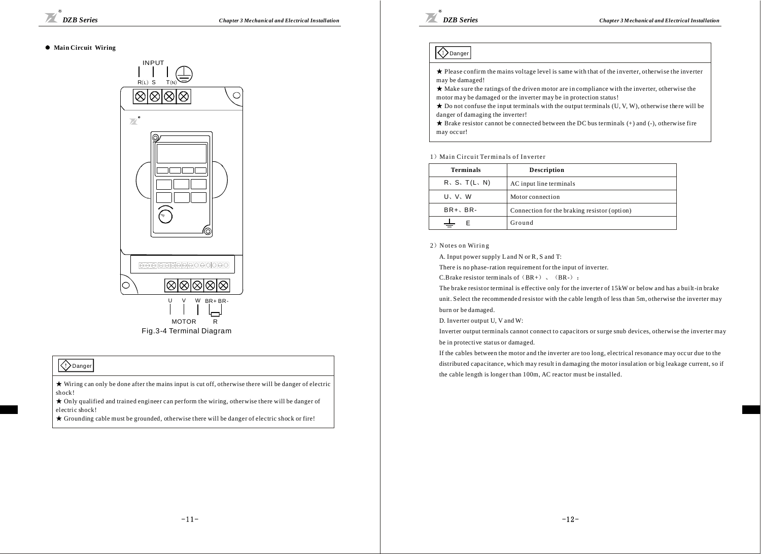● **Main Circuit Wiring**

INPUT

R(L) S T(N)

U V W BR+ BR-

MOTOR R

Fig.3-4 Terminal Diagram

> **Danger**
>
> ★ Wiring can only be done after the mains input is cut off, otherwise there will be danger of electric shock!
>
> ★ Only qualified and trained engineer can perform the wiring, otherwise there will be danger of electric shock!
>
> ★ Grounding cable must be grounded, otherwise there will be danger of electric shock or fire!

> **Danger**
>
> ★ Please confirm the mains voltage level is same with that of the inverter, otherwise the inverter may be damaged!
>
> ★ Make sure the ratings of the driven motor are in compliance with the inverter, otherwise the motor may be damaged or the inverter may be in protection status!
>
> ★ Do not confuse the input terminals with the output terminals (U, V, W), otherwise there will be danger of damaging the inverter!
>
> ★ Brake resistor cannot be connected between the DC bus terminals (+) and (-), otherwise fire may occur!

1) Main Circuit Terminals of Inverter

| Terminals | Description |
|---|---|
| R、S、T(L、N) | AC input line terminals |
| U、V、W | Motor connection |
| BR+、BR- | Connection for the braking resistor (option) |
| ⏚ E | Ground |

2) Notes on Wiring

A. Input power supply L and N or R, S and T:

There is no phase-ration requirement for the input of inverter.

C.Brake resistor terminals of（BR+）、（BR-）：

The brake resistor terminal is effective only for the inverter of 15kW or below and has a built-in brake unit. Select the recommended resistor with the cable length of less than 5m, otherwise the inverter may burn or be damaged.

D. Inverter output U, V and W:

Inverter output terminals cannot connect to capacitors or surge snub devices, otherwise the inverter may be in protective status or damaged.

If the cables between the motor and the inverter are too long, electrical resonance may occur due to the distributed capacitance, which may result in damaging the motor insulation or big leakage current, so if the cable length is longer than 100m, AC reactor must be installed.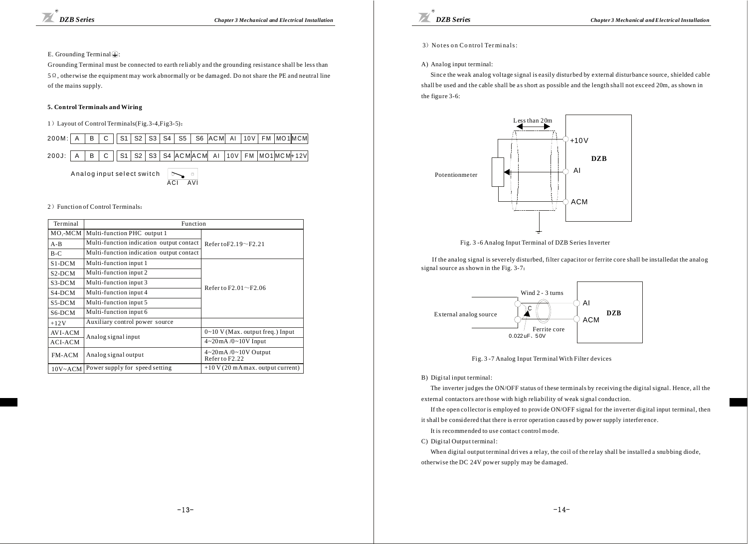E. Grounding Terminal ⏚:

Grounding Terminal must be connected to earth reliably and the grounding resistance shall be less than 5Ω, otherwise the equipment may work abnormally or be damaged. Do not share the PE and neutral line of the mains supply.

**5. Control Terminals and Wiring**

1）Layout of Control Terminals(Fig.3-4,Fig3-5)：

| | | | | | | | | | | | | | | | | |
|---|---|---|---|---|---|---|---|---|---|---|---|---|---|---|---|---|
| 200M: | A | B | C | S1 | S2 | S3 | S4 | S5 | S6 | ACM | AI | 10V | FM | MO1 | MCM | |
| 200J: | A | B | C | S1 | S2 | S3 | S4 | ACM | ACM | AI | 10V | FM | MO1 | MCM | +12V | |

Analog input select switch

ACI AVI

2）Function of Control Terminals：

| Terminal | Function | |
|---|---|---|
| $MO_1$-MCM | Multi-function PHC output 1 | Refer to F2.19～F2.21 |
| A-B | Multi-function indication output contact | |
| B-C | Multi-function indication output contact | |
| S1-DCM | Multi-function input 1 | Refer to F2.01～F2.06 |
| S2-DCM | Multi-function input 2 | |
| S3-DCM | Multi-function input 3 | |
| S4-DCM | Multi-function input 4 | |
| S5-DCM | Multi-function input 5 | |
| S6-DCM | Multi-function input 6 | |
| +12V | Auxiliary control power source | |
| AVI-ACM | Analog signal input | 0~10 V (Max. output freq.) Input |
| ACI-ACM | | 4~20mA /0~10V Input |
| FM-ACM | Analog signal output | 4~20mA /0~10V Output Refer to F2.22 |
| 10V~ACM | Power supply for speed setting | +10 V (20 mAmax. output current) |

3）Notes on Control Terminals:

A) Analog input terminal:

Since the weak analog voltage signal is easily disturbed by external disturbance source, shielded cable shall be used and the cable shall be as short as possible and the length shall not exceed 20m, as shown in the figure 3-6:

Less than 20m

+10V

DZB

AI

Potentionmeter

ACM

Fig. 3-6 Analog Input Terminal of DZB Series Inverter

If the analog signal is severely disturbed, filter capacitor or ferrite core shall be installedat the analog signal source as shown in the Fig. 3-7：

Wind 2 - 3 turns

AI

C

DZB

External analog source

ACM

Ferrite core

0.022uF、50V

Fig. 3-7 Analog Input Terminal With Filter devices

B) Digital input terminal:

The inverter judges the ON/OFF status of these terminals by receiving the digital signal. Hence, all the external contactors are those with high reliability of weak signal conduction.

If the open collector is employed to provide ON/OFF signal for the inverter digital input terminal, then it shall be considered that there is error operation caused by power supply interference.

It is recommended to use contact control mode.

C) Digital Output terminal:

When digital output terminal drives a relay, the coil of the relay shall be installed a snubbing diode, otherwise the DC 24V power supply may be damaged.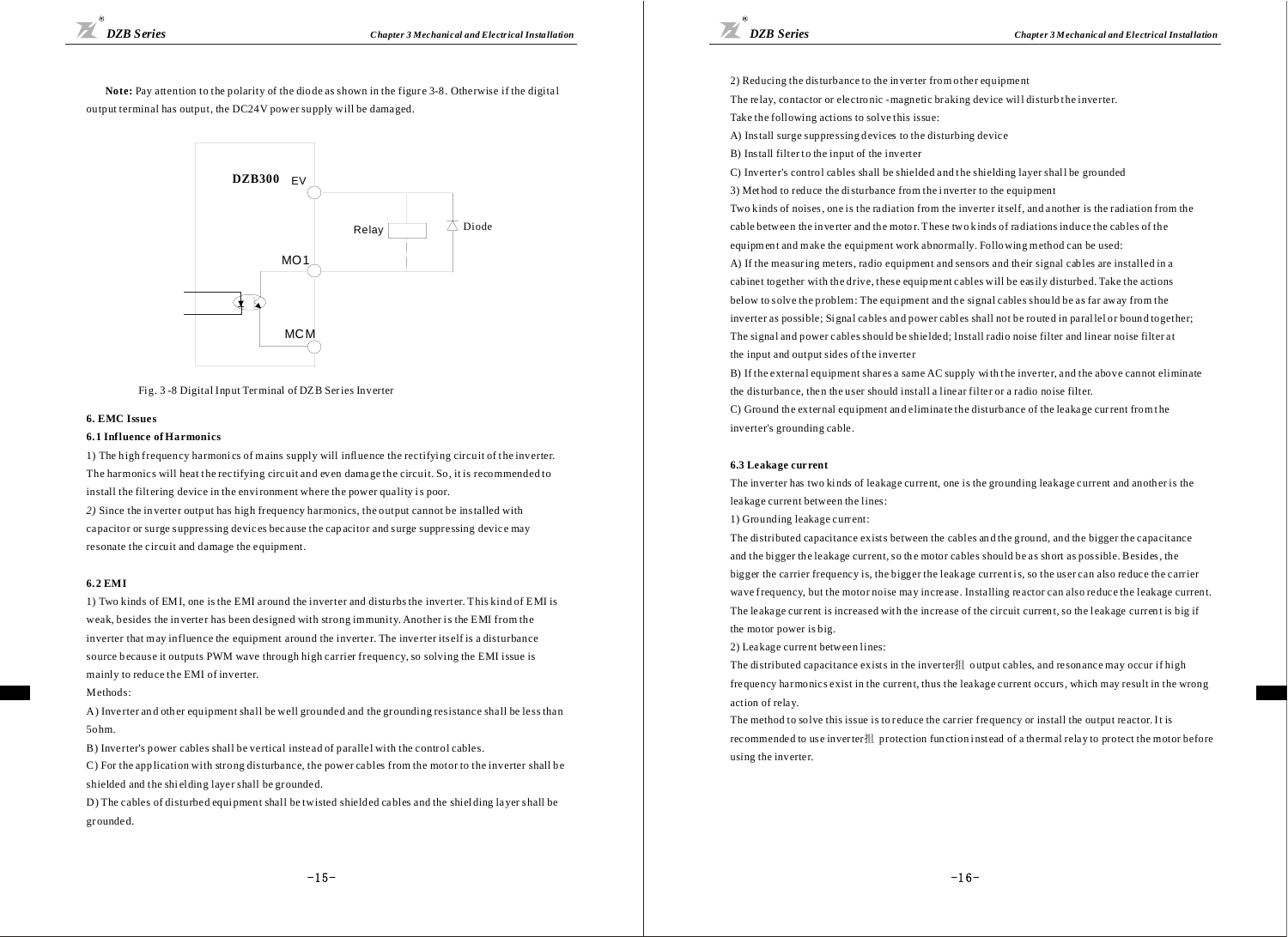**Note:** Pay attention to the polarity of the diode as shown in the figure 3-8. Otherwise if the digital output terminal has output, the DC24V power supply will be damaged.

DZB300 EV

Relay

Diode

MO1

MCM

Fig. 3 -8 Digital Input Terminal of DZB Series Inverter

### 6. EMC Issues

#### 6.1 Influence of Harmonics

1) The high frequency harmonics of mains supply will influence the rectifying circuit of the inverter. The harmonics will heat the rectifying circuit and even damage the circuit. So, it is recommended to install the filtering device in the environment where the power quality is poor.

*2)* Since the inverter output has high frequency harmonics, the output cannot be installed with capacitor or surge suppressing devices because the capacitor and surge suppressing device may resonate the circuit and damage the equipment.

#### 6.2 EMI

1) Two kinds of EMI, one is the EMI around the inverter and disturbs the inverter. This kind of EMI is weak, besides the inverter has been designed with strong immunity. Another is the EMI from the inverter that may influence the equipment around the inverter. The inverter itself is a disturbance source because it outputs PWM wave through high carrier frequency, so solving the EMI issue is mainly to reduce the EMI of inverter.

Methods:

A) Inverter and other equipment shall be well grounded and the grounding resistance shall be less than 5ohm.

B) Inverter's power cables shall be vertical instead of parallel with the control cables.

C) For the application with strong disturbance, the power cables from the motor to the inverter shall be shielded and the shielding layer shall be grounded.

D) The cables of disturbed equipment shall be twisted shielded cables and the shielding layer shall be grounded.

2) Reducing the disturbance to the inverter from other equipment

The relay, contactor or electronic -magnetic braking device will disturb the inverter.

Take the following actions to solve this issue:

A) Install surge suppressing devices to the disturbing device

B) Install filter to the input of the inverter

C) Inverter's control cables shall be shielded and the shielding layer shall be grounded

3) Method to reduce the disturbance from the inverter to the equipment

Two kinds of noises, one is the radiation from the inverter itself, and another is the radiation from the cable between the inverter and the motor. These two kinds of radiations induce the cables of the equipment and make the equipment work abnormally. Following method can be used:

A) If the measuring meters, radio equipment and sensors and their signal cables are installed in a cabinet together with the drive, these equipment cables will be easily disturbed. Take the actions below to solve the problem: The equipment and the signal cables should be as far away from the inverter as possible; Signal cables and power cables shall not be routed in parallel or bound together; The signal and power cables should be shielded; Install radio noise filter and linear noise filter at the input and output sides of the inverter

B) If the external equipment shares a same AC supply with the inverter, and the above cannot eliminate the disturbance, then the user should install a linear filter or a radio noise filter.

C) Ground the external equipment and eliminate the disturbance of the leakage current from the inverter's grounding cable.

#### 6.3 Leakage current

The inverter has two kinds of leakage current, one is the grounding leakage current and another is the leakage current between the lines:

1) Grounding leakage current:

The distributed capacitance exists between the cables and the ground, and the bigger the capacitance and the bigger the leakage current, so the motor cables should be as short as possible. Besides, the bigger the carrier frequency is, the bigger the leakage current is, so the user can also reduce the carrier wave frequency, but the motor noise may increase. Installing reactor can also reduce the leakage current. The leakage current is increased with the increase of the circuit current, so the leakage current is big if the motor power is big.

2) Leakage current between lines:

The distributed capacitance exists in the inverter扭 output cables, and resonance may occur if high frequency harmonics exist in the current, thus the leakage current occurs, which may result in the wrong action of relay.

The method to solve this issue is to reduce the carrier frequency or install the output reactor. It is recommended to use inverter扭 protection function instead of a thermal relay to protect the motor before using the inverter.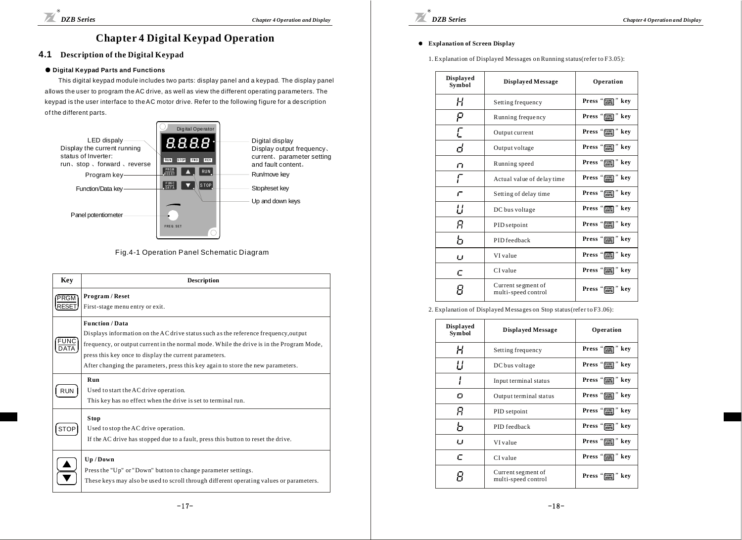# Chapter 4 Digital Keypad Operation

## 4.1 Description of the Digital Keypad

### ● Digital Keypad Parts and Functions

This digital keypad module includes two parts: display panel and a keypad. The display panel allows the user to program the AC drive, as well as view the different operating parameters. The keypad is the user interface to the AC motor drive. Refer to the following figure for a description of the different parts.

LED dispaly
Display the current running status of Inverter: run、stop 、forward 、reverse

Program key

Function/Data key

Panel potentiometer

Digital Operator

8.8.8.8

RUN STOP FWD REV

PRGM RESET

FUNC DATA

RUN

STOP

FREQ. SET

Digital display
Display output frequency、current、parameter setting and fault content。

Run/move key

Stop/reset key

Up and down keys

Fig.4-1 Operation Panel Schematic Diagram

| Key | Description |
|---|---|
| PRGM / RESET | **Program / Reset**<br>First-stage menu entry or exit. |
| FUNC / DATA | **Function / Data**<br>Displays information on the AC drive status such as the reference frequency,output frequency, or output current in the normal mode. While the drive is in the Program Mode, press this key once to display the current parameters.<br>After changing the parameters, press this key again to store the new parameters. |
| RUN | **Run**<br>Used to start the AC drive operation.<br>This key has no effect when the drive is set to terminal run. |
| STOP | **Stop**<br>Used to stop the AC drive operation.<br>If the AC drive has stopped due to a fault, press this button to reset the drive. |
| ▲ ▼ | **Up / Down**<br>Press the "Up" or "Down" button to change parameter settings.<br>These keys may also be used to scroll through different operating values or parameters. |

### ● Explanation of Screen Display

1. Explanation of Displayed Messages on Running status(refer to F3.05):

| Displayed Symbol | Displayed Message | Operation |
|---|---|---|
| H | Setting frequency | Press “FUNC DATA” key |
| P | Running frequency | Press “FUNC DATA” key |
| C | Output current | Press “FUNC DATA” key |
| d | Output voltage | Press “FUNC DATA” key |
| n | Running speed | Press “FUNC DATA” key |
| Γ | Actual value of delay time | Press “FUNC DATA” key |
| r | Setting of delay time | Press “FUNC DATA” key |
| U | DC bus voltage | Press “FUNC DATA” key |
| A | PID setpoint | Press “FUNC DATA” key |
| b | PID feedback | Press “FUNC DATA” key |
| u | VI value | Press “FUNC DATA” key |
| c | CI value | Press “FUNC DATA” key |
| 8 | Current segment of multi-speed control | Press “FUNC DATA” key |

2. Explanation of Displayed Messages on Stop status(refer to F3.06):

| Displayed Symbol | Displayed Message | Operation |
|---|---|---|
| H | Setting frequency | Press “FUNC DATA” key |
| U | DC bus voltage | Press “FUNC DATA” key |
| I | Input terminal status | Press “FUNC DATA” key |
| o | Output terminal status | Press “FUNC DATA” key |
| A | PID setpoint | Press “FUNC DATA” key |
| b | PID feedback | Press “FUNC DATA” key |
| u | VI value | Press “FUNC DATA” key |
| c | CI value | Press “FUNC DATA” key |
| 8 | Current segment of multi-speed control | Press “FUNC DATA” key |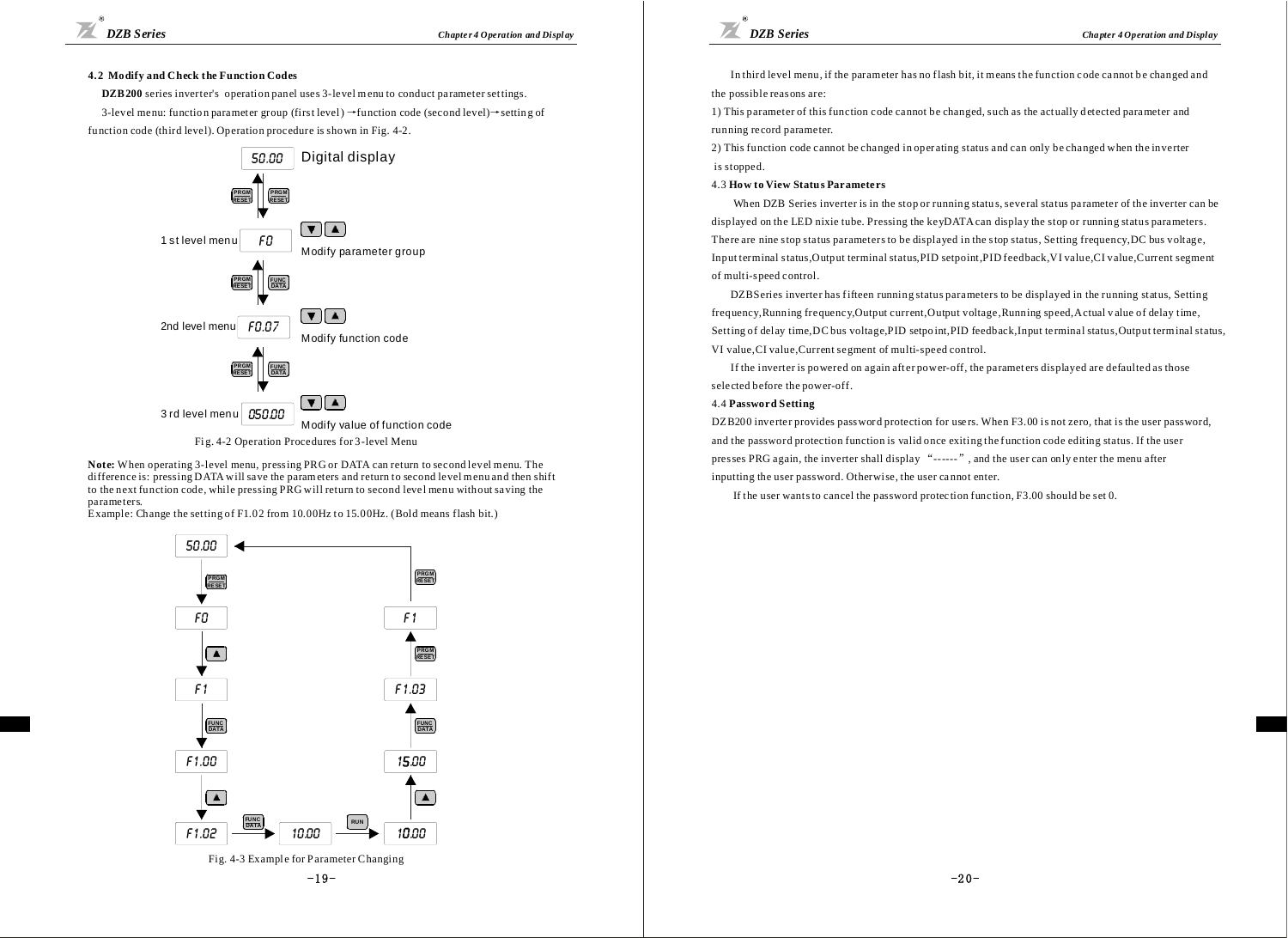## 4.2 Modify and Check the Function Codes

**DZB200** series inverter's operation panel uses 3-level menu to conduct parameter settings.

3-level menu: function parameter group (first level) →function code (second level)→setting of function code (third level). Operation procedure is shown in Fig. 4-2.

50.00 Digital display

PRGM RESET PRGM RESET

1 st level menu F0

Modify parameter group

PRGM RESET FUNC DATA

2nd level menu F0.07

Modify function code

PRGM RESET FUNC DATA

3 rd level menu 050.00

Modify value of function code

Fig. 4-2 Operation Procedures for 3-level Menu

**Note:** When operating 3-level menu, pressing PRG or DATA can return to second level menu. The difference is: pressing DATA will save the parameters and return to second level menu and then shift to the next function code, while pressing PRG will return to second level menu without saving the parameters.

Example: Change the setting of F1.02 from 10.00Hz to 15.00Hz. (Bold means flash bit.)

50.00

PRGM RESET

F0

F1

FUNC DATA

F1.00

F1.02

FUNC DATA

10.00

RUN

10.00

15.00

FUNC DATA

F1.03

PRGM RESET

F1

PRGM RESET

Fig. 4-3 Example for Parameter Changing

In third level menu, if the parameter has no flash bit, it means the function code cannot be changed and the possible reasons are:

1) This parameter of this function code cannot be changed, such as the actually detected parameter and running record parameter.

2) This function code cannot be changed in operating status and can only be changed when the inverter is stopped.

## 4.3 How to View Status Parameters

When DZB Series inverter is in the stop or running status, several status parameter of the inverter can be displayed on the LED nixie tube. Pressing the keyDATA can display the stop or running status parameters. There are nine stop status parameters to be displayed in the stop status, Setting frequency,DC bus voltage, Input terminal status,Output terminal status,PID setpoint,PID feedback,VI value,CI value,Current segment of multi-speed control.

DZBSeries inverter has fifteen running status parameters to be displayed in the running status, Setting frequency,Running frequency,Output current,Output voltage,Running speed,Actual value of delay time, Setting of delay time,DC bus voltage,PID setpoint,PID feedback,Input terminal status,Output terminal status, VI value,CI value,Current segment of multi-speed control.

If the inverter is powered on again after power-off, the parameters displayed are defaulted as those selected before the power-off.

## 4.4 Password Setting

DZB200 inverter provides password protection for users. When F3.00 is not zero, that is the user password, and the password protection function is valid once exiting the function code editing status. If the user presses PRG again, the inverter shall display "------", and the user can only enter the menu after inputting the user password. Otherwise, the user cannot enter.

If the user wants to cancel the password protection function, F3.00 should be set 0.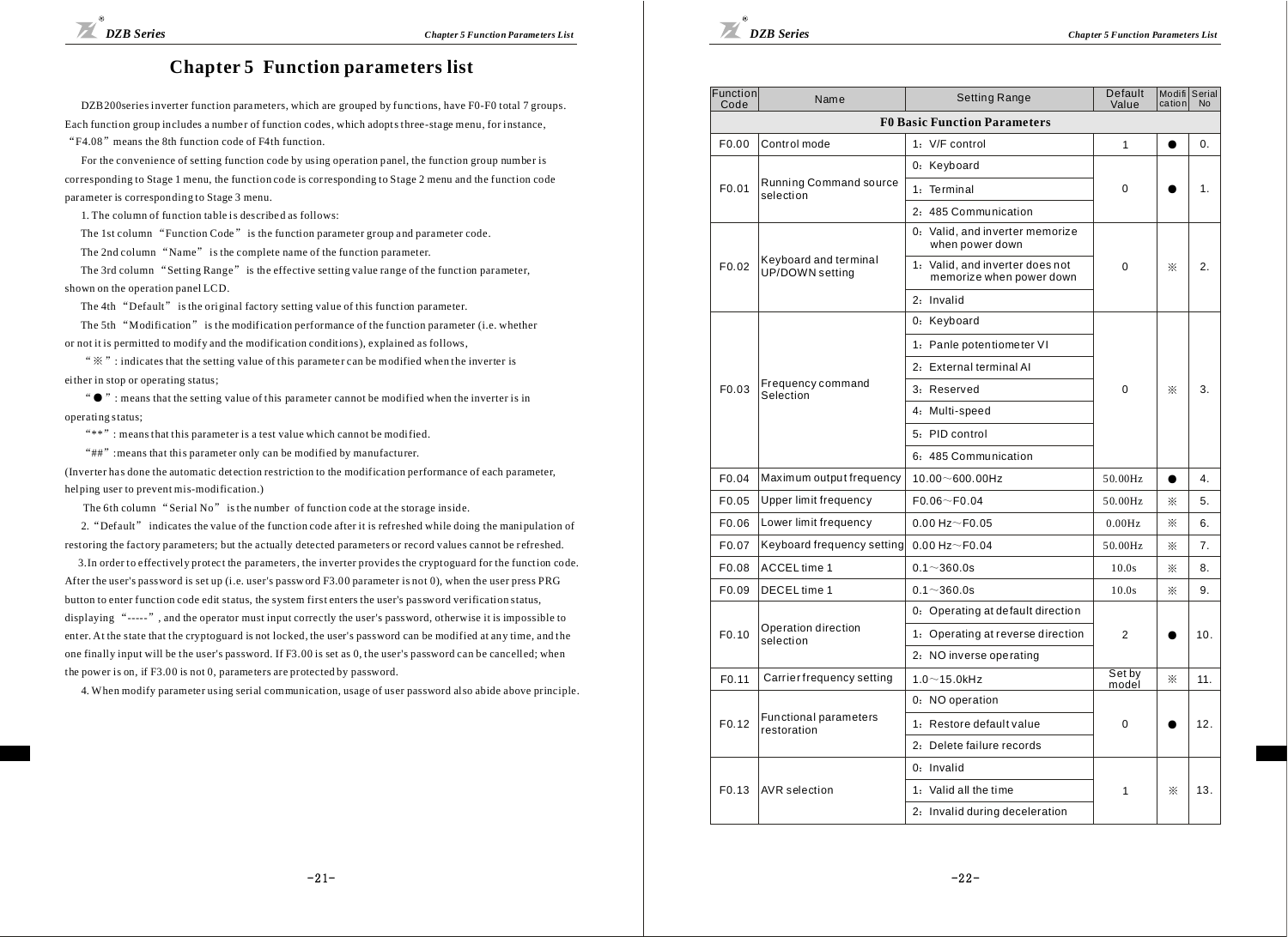# Chapter 5 Function parameters list

DZB200series inverter function parameters, which are grouped by functions, have F0-F0 total 7 groups. Each function group includes a number of function codes, which adopts three-stage menu, for instance, "F4.08" means the 8th function code of F4th function.

For the convenience of setting function code by using operation panel, the function group number is corresponding to Stage 1 menu, the function code is corresponding to Stage 2 menu and the function code parameter is corresponding to Stage 3 menu.

1. The column of function table is described as follows:

The 1st column "Function Code" is the function parameter group and parameter code.

The 2nd column "Name" is the complete name of the function parameter.

The 3rd column "Setting Range" is the effective setting value range of the function parameter, shown on the operation panel LCD.

The 4th "Default" is the original factory setting value of this function parameter.

The 5th "Modification" is the modification performance of the function parameter (i.e. whether or not it is permitted to modify and the modification conditions), explained as follows,

"※" : indicates that the setting value of this parameter can be modified when the inverter is either in stop or operating status;

"●" : means that the setting value of this parameter cannot be modified when the inverter is in operating status;

"**" : means that this parameter is a test value which cannot be modified.

"##" :means that this parameter only can be modified by manufacturer.

(Inverter has done the automatic detection restriction to the modification performance of each parameter, helping user to prevent mis-modification.)

The 6th column "Serial No" is the number of function code at the storage inside.

2. "Default" indicates the value of the function code after it is refreshed while doing the manipulation of restoring the factory parameters; but the actually detected parameters or record values cannot be refreshed.

3.In order to effectively protect the parameters, the inverter provides the cryptoguard for the function code. After the user's password is set up (i.e. user's password F3.00 parameter is not 0), when the user press PRG button to enter function code edit status, the system first enters the user's password verification status, displaying "-----", and the operator must input correctly the user's password, otherwise it is impossible to enter. At the state that the cryptoguard is not locked, the user's password can be modified at any time, and the one finally input will be the user's password. If F3.00 is set as 0, the user's password can be cancelled; when the power is on, if F3.00 is not 0, parameters are protected by password.

4. When modify parameter using serial communication, usage of user password also abide above principle.

| Function Code | Name | Setting Range | Default Value | Modification | Serial No |
|---|---|---|---|---|---|
| **F0 Basic Function Parameters** | | | | | |
| F0.00 | Control mode | 1: V/F control | 1 | ● | 0. |
| F0.01 | Running Command source selection | 0: Keyboard<br>1: Terminal<br>2: 485 Communication | 0 | ● | 1. |
| F0.02 | Keyboard and terminal UP/DOWN setting | 0: Valid, and inverter memorize when power down<br>1: Valid, and inverter does not memorize when power down<br>2: Invalid | 0 | ※ | 2. |
| F0.03 | Frequency command Selection | 0: Keyboard<br>1: Panle potentiometer VI<br>2: External terminal AI<br>3: Reserved<br>4: Multi-speed<br>5: PID control<br>6: 485 Communication | 0 | ※ | 3. |
| F0.04 | Maximum output frequency | 10.00~600.00Hz | 50.00Hz | ● | 4. |
| F0.05 | Upper limit frequency | F0.06~F0.04 | 50.00Hz | ※ | 5. |
| F0.06 | Lower limit frequency | 0.00 Hz~F0.05 | 0.00Hz | ※ | 6. |
| F0.07 | Keyboard frequency setting | 0.00 Hz~F0.04 | 50.00Hz | ※ | 7. |
| F0.08 | ACCEL time 1 | 0.1~360.0s | 10.0s | ※ | 8. |
| F0.09 | DECEL time 1 | 0.1~360.0s | 10.0s | ※ | 9. |
| F0.10 | Operation direction selection | 0: Operating at default direction<br>1: Operating at reverse direction<br>2: NO inverse operating | 2 | ● | 10. |
| F0.11 | Carrier frequency setting | 1.0~15.0kHz | Set by model | ※ | 11. |
| F0.12 | Functional parameters restoration | 0: NO operation<br>1: Restore default value<br>2: Delete failure records | 0 | ● | 12. |
| F0.13 | AVR selection | 0: Invalid<br>1: Valid all the time<br>2: Invalid during deceleration | 1 | ※ | 13. |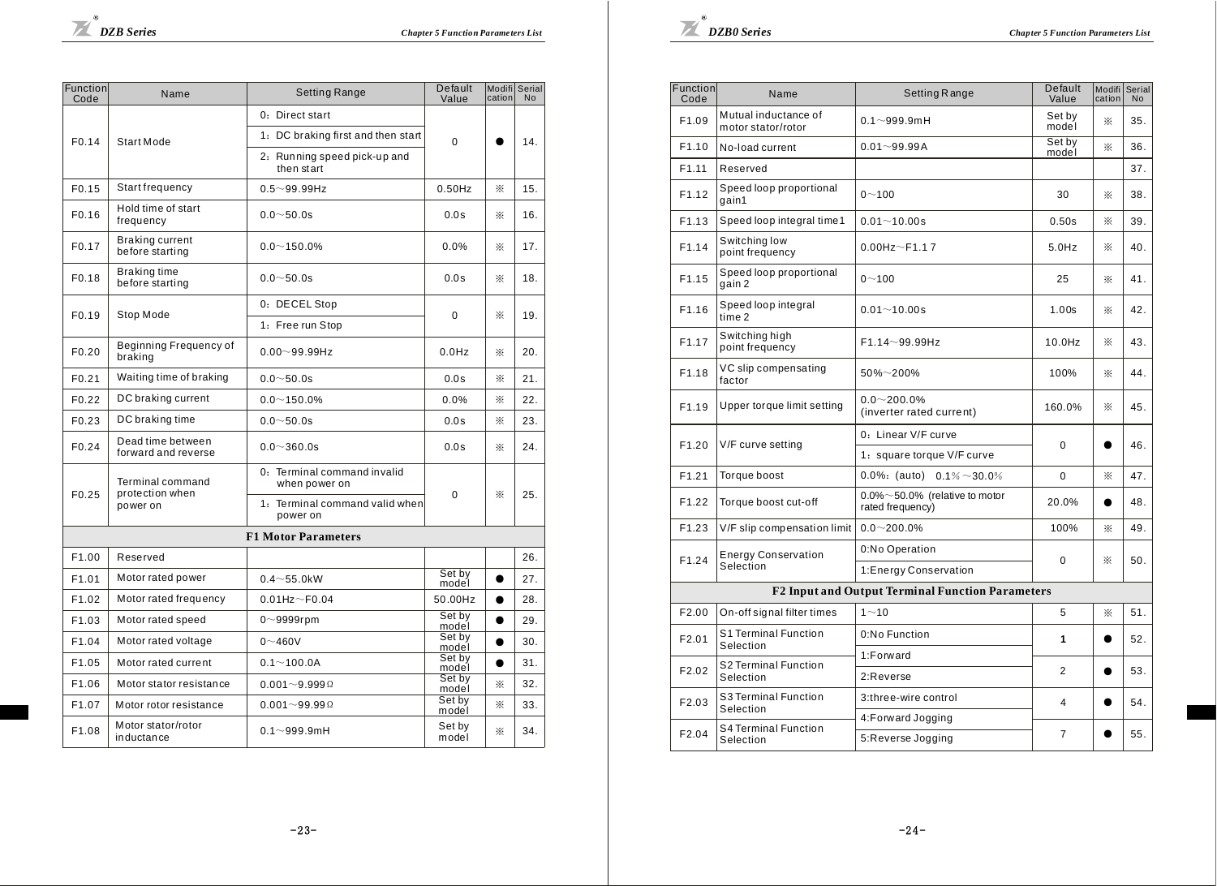| Function Code | Name | Setting Range | Default Value | Modification | Serial No |
|---|---|---|---|---|---|
| F0.14 | Start Mode | 0：Direct start<br>1：DC braking first and then start<br>2：Running speed pick-up and then start | 0 | ● | 14. |
| F0.15 | Start frequency | 0.5～99.99Hz | 0.50Hz | ※ | 15. |
| F0.16 | Hold time of start frequency | 0.0～50.0s | 0.0s | ※ | 16. |
| F0.17 | Braking current before starting | 0.0～150.0% | 0.0% | ※ | 17. |
| F0.18 | Braking time before starting | 0.0～50.0s | 0.0s | ※ | 18. |
| F0.19 | Stop Mode | 0：DECEL Stop<br>1：Free run Stop | 0 | ※ | 19. |
| F0.20 | Beginning Frequency of braking | 0.00～99.99Hz | 0.0Hz | ※ | 20. |
| F0.21 | Waiting time of braking | 0.0～50.0s | 0.0s | ※ | 21. |
| F0.22 | DC braking current | 0.0～150.0% | 0.0% | ※ | 22. |
| F0.23 | DC braking time | 0.0～50.0s | 0.0s | ※ | 23. |
| F0.24 | Dead time between forward and reverse | 0.0～360.0s | 0.0s | ※ | 24. |
| F0.25 | Terminal command protection when power on | 0：Terminal command invalid when power on<br>1：Terminal command valid when power on | 0 | ※ | 25. |
| **F1 Motor Parameters** | | | | | |
| F1.00 | Reserved | | | | 26. |
| F1.01 | Motor rated power | 0.4～55.0kW | Set by model | ● | 27. |
| F1.02 | Motor rated frequency | 0.01Hz～F0.04 | 50.00Hz | ● | 28. |
| F1.03 | Motor rated speed | 0～9999rpm | Set by model | ● | 29. |
| F1.04 | Motor rated voltage | 0～460V | Set by model | ● | 30. |
| F1.05 | Motor rated current | 0.1～100.0A | Set by model | ● | 31. |
| F1.06 | Motor stator resistance | 0.001～9.999Ω | Set by model | ※ | 32. |
| F1.07 | Motor rotor resistance | 0.001～99.99Ω | Set by model | ※ | 33. |
| F1.08 | Motor stator/rotor inductance | 0.1～999.9mH | Set by model | ※ | 34. |
| F1.09 | Mutual inductance of motor stator/rotor | 0.1～999.9mH | Set by model | ※ | 35. |
| F1.10 | No-load current | 0.01～99.99A | Set by model | ※ | 36. |
| F1.11 | Reserved | | | | 37. |
| F1.12 | Speed loop proportional gain1 | 0～100 | 30 | ※ | 38. |
| F1.13 | Speed loop integral time1 | 0.01～10.00s | 0.50s | ※ | 39. |
| F1.14 | Switching low point frequency | 0.00Hz～F1.17 | 5.0Hz | ※ | 40. |
| F1.15 | Speed loop proportional gain 2 | 0～100 | 25 | ※ | 41. |
| F1.16 | Speed loop integral time 2 | 0.01～10.00s | 1.00s | ※ | 42. |
| F1.17 | Switching high point frequency | F1.14～99.99Hz | 10.0Hz | ※ | 43. |
| F1.18 | VC slip compensating factor | 50%～200% | 100% | ※ | 44. |
| F1.19 | Upper torque limit setting | 0.0～200.0% (inverter rated current) | 160.0% | ※ | 45. |
| F1.20 | V/F curve setting | 0：Linear V/F curve<br>1：square torque V/F curve | 0 | ● | 46. |
| F1.21 | Torque boost | 0.0%：(auto) 0.1%～30.0% | 0 | ※ | 47. |
| F1.22 | Torque boost cut-off | 0.0%～50.0% (relative to motor rated frequency) | 20.0% | ● | 48. |
| F1.23 | V/F slip compensation limit | 0.0～200.0% | 100% | ※ | 49. |
| F1.24 | Energy Conservation Selection | 0:No Operation<br>1:Energy Conservation | 0 | ※ | 50. |
| **F2 Input and Output Terminal Function Parameters** | | | | | |
| F2.00 | On-off signal filter times | 1～10 | 5 | ※ | 51. |
| F2.01 | S1 Terminal Function Selection | 0:No Function<br>1:Forward<br>2:Reverse<br>3:three-wire control<br>4:Forward Jogging<br>5:Reverse Jogging | 1 | ● | 52. |
| F2.02 | S2 Terminal Function Selection | | 2 | ● | 53. |
| F2.03 | S3 Terminal Function Selection | | 4 | ● | 54. |
| F2.04 | S4 Terminal Function Selection | | 7 | ● | 55. |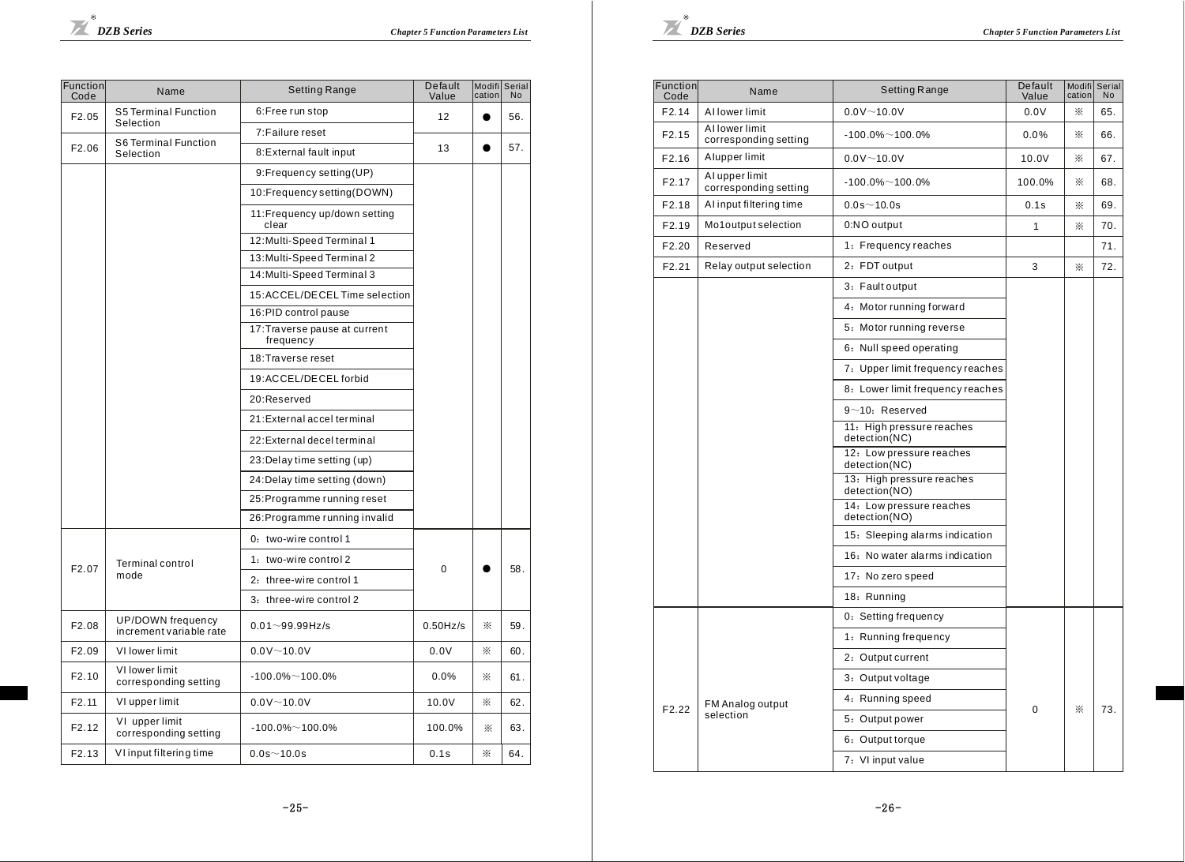| Function Code | Name | Setting Range | Default Value | Modification | Serial No |
|---|---|---|---|---|---|
| F2.05 | S5 Terminal Function Selection | 6:Free run stop | 12 | ● | 56. |
| | | 7:Failure reset | | | |
| F2.06 | S6 Terminal Function Selection | 8:External fault input | 13 | ● | 57. |
| | | 9:Frequency setting(UP) | | | |
| | | 10:Frequency setting(DOWN) | | | |
| | | 11:Frequency up/down setting clear | | | |
| | | 12:Multi-Speed Terminal 1 | | | |
| | | 13:Multi-Speed Terminal 2 | | | |
| | | 14:Multi-Speed Terminal 3 | | | |
| | | 15:ACCEL/DECEL Time selection | | | |
| | | 16:PID control pause | | | |
| | | 17:Traverse pause at current frequency | | | |
| | | 18:Traverse reset | | | |
| | | 19:ACCEL/DECEL forbid | | | |
| | | 20:Reserved | | | |
| | | 21:External accel terminal | | | |
| | | 22:External decel terminal | | | |
| | | 23:Delay time setting (up) | | | |
| | | 24:Delay time setting (down) | | | |
| | | 25:Programme running reset | | | |
| | | 26:Programme running invalid | | | |
| F2.07 | Terminal control mode | 0：two-wire control 1 | 0 | ● | 58. |
| | | 1：two-wire control 2 | | | |
| | | 2：three-wire control 1 | | | |
| | | 3：three-wire control 2 | | | |
| F2.08 | UP/DOWN frequency increment variable rate | 0.01～99.99Hz/s | 0.50Hz/s | ※ | 59. |
| F2.09 | VI lower limit | 0.0V～10.0V | 0.0V | ※ | 60. |
| F2.10 | VI lower limit corresponding setting | -100.0%～100.0% | 0.0% | ※ | 61. |
| F2.11 | VI upper limit | 0.0V～10.0V | 10.0V | ※ | 62. |
| F2.12 | VI upper limit corresponding setting | -100.0%～100.0% | 100.0% | ※ | 63. |
| F2.13 | VI input filtering time | 0.0s～10.0s | 0.1s | ※ | 64. |

| Function Code | Name | Setting Range | Default Value | Modification | Serial No |
|---|---|---|---|---|---|
| F2.14 | AI lower limit | 0.0V～10.0V | 0.0V | ※ | 65. |
| F2.15 | AI lower limit corresponding setting | -100.0%～100.0% | 0.0% | ※ | 66. |
| F2.16 | AI upper limit | 0.0V～10.0V | 10.0V | ※ | 67. |
| F2.17 | AI upper limit corresponding setting | -100.0%～100.0% | 100.0% | ※ | 68. |
| F2.18 | AI input filtering time | 0.0s～10.0s | 0.1s | ※ | 69. |
| F2.19 | Mo1output selection | 0:NO output | 1 | ※ | 70. |
| F2.20 | Reserved | 1：Frequency reaches | | | 71. |
| F2.21 | Relay output selection | 2：FDT output | 3 | ※ | 72. |
| | | 3：Fault output | | | |
| | | 4：Motor running forward | | | |
| | | 5：Motor running reverse | | | |
| | | 6：Null speed operating | | | |
| | | 7：Upper limit frequency reaches | | | |
| | | 8：Lower limit frequency reaches | | | |
| | | 9～10：Reserved | | | |
| | | 11：High pressure reaches detection(NC) | | | |
| | | 12：Low pressure reaches detection(NC) | | | |
| | | 13：High pressure reaches detection(NO) | | | |
| | | 14：Low pressure reaches detection(NO) | | | |
| | | 15：Sleeping alarms indication | | | |
| | | 16：No water alarms indication | | | |
| | | 17：No zero speed | | | |
| | | 18：Running | | | |
| F2.22 | FM Analog output selection | 0：Setting frequency | 0 | ※ | 73. |
| | | 1：Running frequency | | | |
| | | 2：Output current | | | |
| | | 3：Output voltage | | | |
| | | 4：Running speed | | | |
| | | 5：Output power | | | |
| | | 6：Output torque | | | |
| | | 7：VI input value | | | |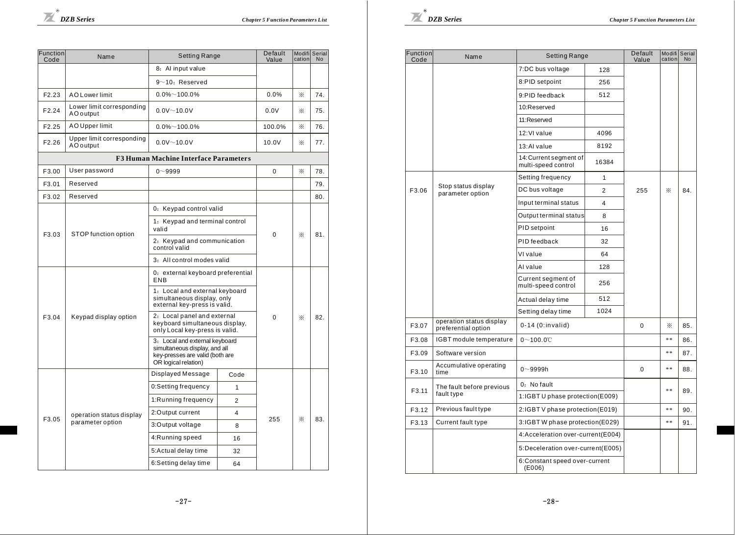| Function Code | Name | Setting Range | | Default Value | Modification | Serial No |
|---|---|---|---|---|---|---|
| | | 8：AI input value | | | | |
| | | 9～10：Reserved | | | | |
| F2.23 | AO Lower limit | 0.0%～100.0% | | 0.0% | ※ | 74. |
| F2.24 | Lower limit corresponding AO output | 0.0V～10.0V | | 0.0V | ※ | 75. |
| F2.25 | AO Upper limit | 0.0%～100.0% | | 100.0% | ※ | 76. |
| F2.26 | Upper limit corresponding AO output | 0.0V～10.0V | | 10.0V | ※ | 77. |
| **F3 Human Machine Interface Parameters** | | | | | | |
| F3.00 | User password | 0～9999 | | 0 | ※ | 78. |
| F3.01 | Reserved | | | | | 79. |
| F3.02 | Reserved | | | | | 80. |
| F3.03 | STOP function option | 0：Keypad control valid | | 0 | ※ | 81. |
| | | 1：Keypad and terminal control valid | | | | |
| | | 2：Keypad and communication control valid | | | | |
| | | 3：All control modes valid | | | | |
| F3.04 | Keypad display option | 0：external keyboard preferential ENB | | 0 | ※ | 82. |
| | | 1：Local and external keyboard simultaneous display, only external key-press is valid. | | | | |
| | | 2：Local panel and external keyboard simultaneous display, only Local key-press is valid. | | | | |
| | | 3：Local and external keyboard simultaneous display, and all key-presses are valid (both are OR logical relation) | | | | |
| F3.05 | operation status display parameter option | Displayed Message | Code | 255 | ※ | 83. |
| | | 0:Setting frequency | 1 | | | |
| | | 1:Running frequency | 2 | | | |
| | | 2:Output current | 4 | | | |
| | | 3:Output voltage | 8 | | | |
| | | 4:Running speed | 16 | | | |
| | | 5:Actual delay time | 32 | | | |
| | | 6:Setting delay time | 64 | | | |
| | | 7:DC bus voltage | 128 | | | |
| | | 8:PID setpoint | 256 | | | |
| | | 9:PID feedback | 512 | | | |
| | | 10:Reserved | | | | |
| | | 11:Reserved | | | | |
| | | 12:VI value | 4096 | | | |
| | | 13:AI value | 8192 | | | |
| | | 14:Current segment of multi-speed control | 16384 | | | |
| F3.06 | Stop status display parameter option | Setting frequency | 1 | 255 | ※ | 84. |
| | | DC bus voltage | 2 | | | |
| | | Input terminal status | 4 | | | |
| | | Output terminal status | 8 | | | |
| | | PID setpoint | 16 | | | |
| | | PID feedback | 32 | | | |
| | | VI value | 64 | | | |
| | | AI value | 128 | | | |
| | | Current segment of multi-speed control | 256 | | | |
| | | Actual delay time | 512 | | | |
| | | Setting delay time | 1024 | | | |
| F3.07 | operation status display preferential option | 0-14 (0:invalid) | | 0 | ※ | 85. |
| F3.08 | IGBT module temperature | 0～100.0℃ | | | ** | 86. |
| F3.09 | Software version | | | | ** | 87. |
| F3.10 | Accumulative operating time | 0～9999h | | 0 | ** | 88. |
| F3.11 | The fault before previous fault type | 0：No fault | | | ** | 89. |
| | | 1:IGBT U phase protection(E009) | | | | |
| F3.12 | Previous fault type | 2:IGBT V phase protection(E019) | | | ** | 90. |
| F3.13 | Current fault type | 3:IGBT W phase protection(E029) | | | ** | 91. |
| | | 4:Acceleration over-current(E004) | | | | |
| | | 5:Deceleration over-current(E005) | | | | |
| | | 6:Constant speed over-current (E006) | | | | |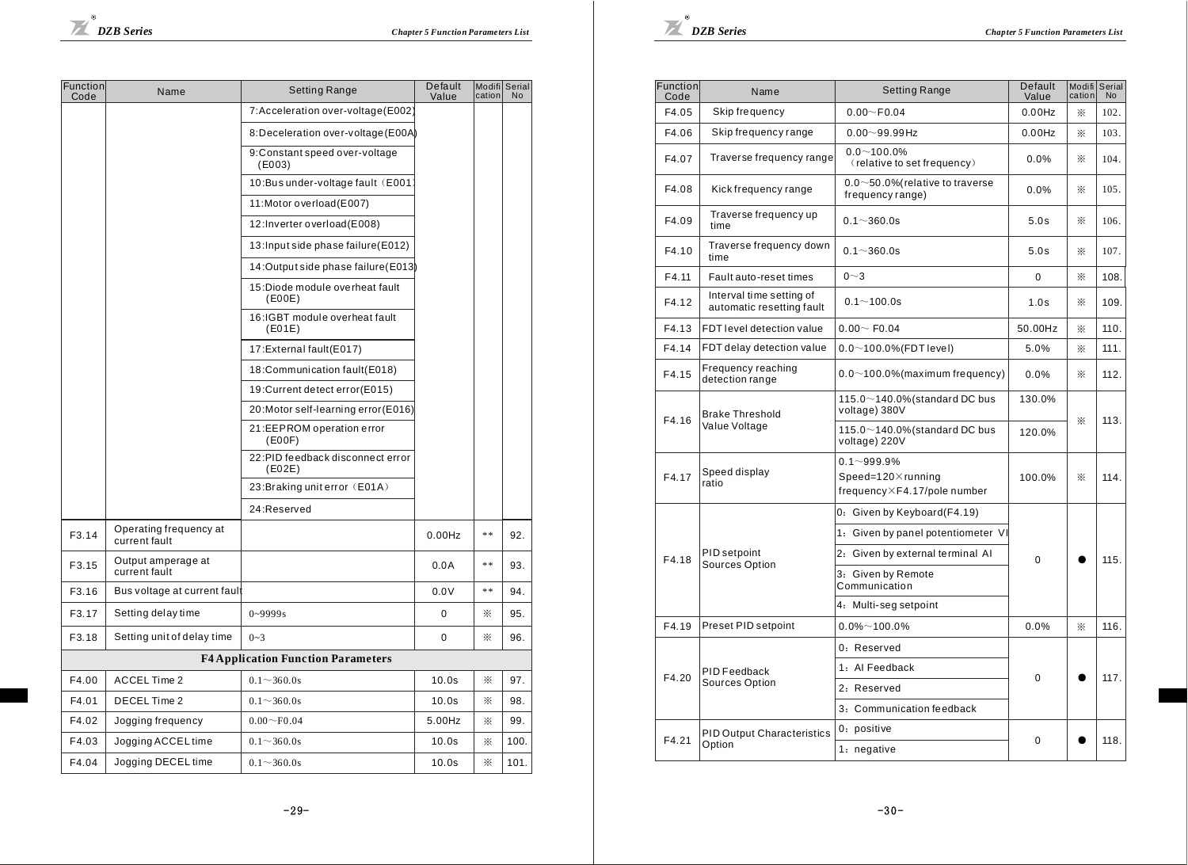| Function Code | Name | Setting Range | Default Value | Modification | Serial No |
|---|---|---|---|---|---|
| | | 7:Acceleration over-voltage(E002) | | | |
| | | 8:Deceleration over-voltage(E00A) | | | |
| | | 9:Constant speed over-voltage (E003) | | | |
| | | 10:Bus under-voltage fault（E001） | | | |
| | | 11:Motor overload(E007) | | | |
| | | 12:Inverter overload(E008) | | | |
| | | 13:Input side phase failure(E012) | | | |
| | | 14:Output side phase failure(E013) | | | |
| | | 15:Diode module overheat fault (E00E) | | | |
| | | 16:IGBT module overheat fault (E01E) | | | |
| | | 17:External fault(E017) | | | |
| | | 18:Communication fault(E018) | | | |
| | | 19:Current detect error(E015) | | | |
| | | 20:Motor self-learning error(E016) | | | |
| | | 21:EEPROM operation error (E00F) | | | |
| | | 22:PID feedback disconnect error (E02E) | | | |
| | | 23:Braking unit error（E01A） | | | |
| | | 24:Reserved | | | |
| F3.14 | Operating frequency at current fault | | 0.00Hz | ** | 92. |
| F3.15 | Output amperage at current fault | | 0.0A | ** | 93. |
| F3.16 | Bus voltage at current fault | | 0.0V | ** | 94. |
| F3.17 | Setting delay time | 0~9999s | 0 | ※ | 95. |
| F3.18 | Setting unit of delay time | 0~3 | 0 | ※ | 96. |
| **F4 Application Function Parameters** | | | | | |
| F4.00 | ACCEL Time 2 | 0.1～360.0s | 10.0s | ※ | 97. |
| F4.01 | DECEL Time 2 | 0.1～360.0s | 10.0s | ※ | 98. |
| F4.02 | Jogging frequency | 0.00～F0.04 | 5.00Hz | ※ | 99. |
| F4.03 | Jogging ACCEL time | 0.1～360.0s | 10.0s | ※ | 100. |
| F4.04 | Jogging DECEL time | 0.1～360.0s | 10.0s | ※ | 101. |

| Function Code | Name | Setting Range | Default Value | Modification | Serial No |
|---|---|---|---|---|---|
| F4.05 | Skip frequency | 0.00～F0.04 | 0.00Hz | ※ | 102. |
| F4.06 | Skip frequency range | 0.00～99.99Hz | 0.00Hz | ※ | 103. |
| F4.07 | Traverse frequency range | 0.0～100.0%（relative to set frequency） | 0.0% | ※ | 104. |
| F4.08 | Kick frequency range | 0.0～50.0%(relative to traverse frequency range) | 0.0% | ※ | 105. |
| F4.09 | Traverse frequency up time | 0.1～360.0s | 5.0s | ※ | 106. |
| F4.10 | Traverse frequency down time | 0.1～360.0s | 5.0s | ※ | 107. |
| F4.11 | Fault auto-reset times | 0～3 | 0 | ※ | 108. |
| F4.12 | Interval time setting of automatic resetting fault | 0.1～100.0s | 1.0s | ※ | 109. |
| F4.13 | FDT level detection value | 0.00～ F0.04 | 50.00Hz | ※ | 110. |
| F4.14 | FDT delay detection value | 0.0～100.0%(FDT level) | 5.0% | ※ | 111. |
| F4.15 | Frequency reaching detection range | 0.0～100.0%(maximum frequency) | 0.0% | ※ | 112. |
| F4.16 | Brake Threshold Value Voltage | 115.0～140.0%(standard DC bus voltage) 380V | 130.0% | ※ | 113. |
| | | 115.0～140.0%(standard DC bus voltage) 220V | 120.0% | | |
| F4.17 | Speed display ratio | 0.1～999.9% Speed=120×running frequency×F4.17/pole number | 100.0% | ※ | 114. |
| F4.18 | PID setpoint Sources Option | 0：Given by Keyboard(F4.19) | 0 | ● | 115. |
| | | 1：Given by panel potentiometer VI | | | |
| | | 2：Given by external terminal AI | | | |
| | | 3：Given by Remote Communication | | | |
| | | 4：Multi-seg setpoint | | | |
| F4.19 | Preset PID setpoint | 0.0%～100.0% | 0.0% | ※ | 116. |
| F4.20 | PID Feedback Sources Option | 0：Reserved | 0 | ● | 117. |
| | | 1：AI Feedback | | | |
| | | 2：Reserved | | | |
| | | 3：Communication feedback | | | |
| F4.21 | PID Output Characteristics Option | 0：positive | 0 | ● | 118. |
| | | 1：negative | | | |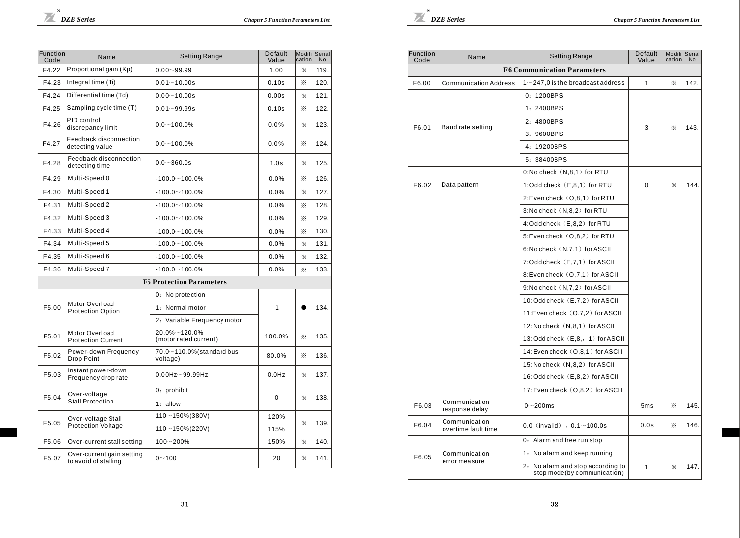| Function Code | Name | Setting Range | Default Value | Modification | Serial No |
|---|---|---|---|---|---|
| F4.22 | Proportional gain (Kp) | 0.00～99.99 | 1.00 | ※ | 119. |
| F4.23 | Integral time (Ti) | 0.01～10.00s | 0.10s | ※ | 120. |
| F4.24 | Differential time (Td) | 0.00～10.00s | 0.00s | ※ | 121. |
| F4.25 | Sampling cycle time (T) | 0.01～99.99s | 0.10s | ※ | 122. |
| F4.26 | PID control discrepancy limit | 0.0～100.0% | 0.0% | ※ | 123. |
| F4.27 | Feedback disconnection detecting value | 0.0～100.0% | 0.0% | ※ | 124. |
| F4.28 | Feedback disconnection detecting time | 0.0～360.0s | 1.0s | ※ | 125. |
| F4.29 | Multi-Speed 0 | -100.0～100.0% | 0.0% | ※ | 126. |
| F4.30 | Multi-Speed 1 | -100.0～100.0% | 0.0% | ※ | 127. |
| F4.31 | Multi-Speed 2 | -100.0～100.0% | 0.0% | ※ | 128. |
| F4.32 | Multi-Speed 3 | -100.0～100.0% | 0.0% | ※ | 129. |
| F4.33 | Multi-Speed 4 | -100.0～100.0% | 0.0% | ※ | 130. |
| F4.34 | Multi-Speed 5 | -100.0～100.0% | 0.0% | ※ | 131. |
| F4.35 | Multi-Speed 6 | -100.0～100.0% | 0.0% | ※ | 132. |
| F4.36 | Multi-Speed 7 | -100.0～100.0% | 0.0% | ※ | 133. |
| | | **F5 Protection Parameters** | | | |
| F5.00 | Motor Overload Protection Option | 0：No protection<br>1：Normal motor<br>2：Variable Frequency motor | 1 | ● | 134. |
| F5.01 | Motor Overload Protection Current | 20.0%～120.0% (motor rated current) | 100.0% | ※ | 135. |
| F5.02 | Power-down Frequency Drop Point | 70.0～110.0%(standard bus voltage) | 80.0% | ※ | 136. |
| F5.03 | Instant power-down Frequency drop rate | 0.00Hz～99.99Hz | 0.0Hz | ※ | 137. |
| F5.04 | Over-voltage Stall Protection | 0：prohibit<br>1：allow | 0 | ※ | 138. |
| F5.05 | Over-voltage Stall Protection Voltage | 110～150%(380V)<br>110～150%(220V) | 120%<br>115% | ※ | 139. |
| F5.06 | Over-current stall setting | 100～200% | 150% | ※ | 140. |
| F5.07 | Over-current gain setting to avoid of stalling | 0～100 | 20 | ※ | 141. |

| Function Code | Name | Setting Range | Default Value | Modification | Serial No |
|---|---|---|---|---|---|
| | | **F6 Communication Parameters** | | | |
| F6.00 | Communication Address | 1～247,0 is the broadcast address | 1 | ※ | 142. |
| F6.01 | Baud rate setting | 0：1200BPS<br>1：2400BPS<br>2：4800BPS<br>3：9600BPS<br>4：19200BPS<br>5：38400BPS | 3 | ※ | 143. |
| F6.02 | Data pattern | 0:No check（N,8,1）for RTU<br>1:Odd check（E,8,1）for RTU<br>2:Even check（O,8,1）for RTU<br>3:No check（N,8,2）for RTU<br>4:Odd check（E,8,2）for RTU<br>5:Even check（O,8,2）for RTU<br>6:No check（N,7,1）for ASCII<br>7:Odd check（E,7,1）for ASCII<br>8:Even check（O,7,1）for ASCII<br>9:No check（N,7,2）for ASCII<br>10:Odd check（E,7,2）for ASCII<br>11:Even check（O,7,2）for ASCII<br>12:No check（N,8,1）for ASCII<br>13:Odd check（E,8,，1）for ASCII<br>14:Even check（O,8,1）for ASCII<br>15:No check（N,8,2）for ASCII<br>16:Odd check（E,8,2）for ASCII<br>17:Even check（O,8,2）for ASCII | 0 | ※ | 144. |
| F6.03 | Communication response delay | 0～200ms | 5ms | ※ | 145. |
| F6.04 | Communication overtime fault time | 0.0（invalid），0.1～100.0s | 0.0s | ※ | 146. |
| F6.05 | Communication error measure | 0：Alarm and free run stop<br>1：No alarm and keep running<br>2：No alarm and stop according to stop mode(by communication) | 1 | ※ | 147. |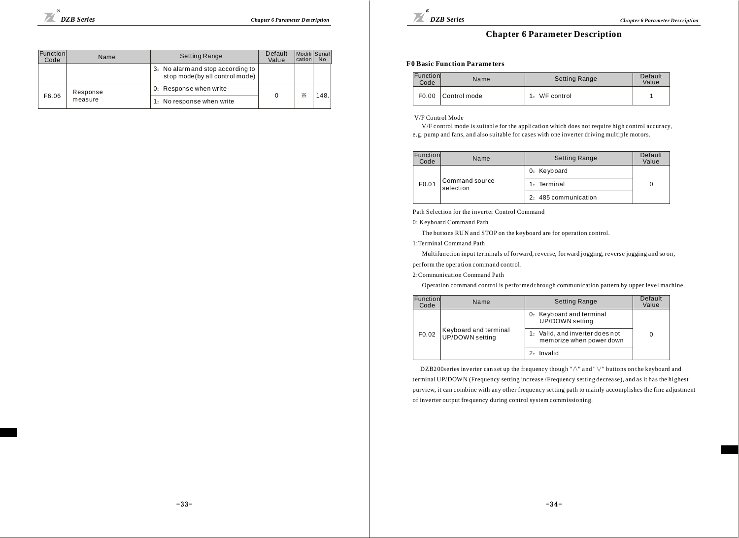| Function Code | Name | Setting Range | Default Value | Modification | Serial No |
|---|---|---|---|---|---|
| | | 3：No alarm and stop according to stop mode(by all control mode) | | | |
| F6.06 | Response measure | 0：Response when write | 0 | ※ | 148. |
| | | 1：No response when write | | | |

# Chapter 6 Parameter Description

## F0 Basic Function Parameters

| Function Code | Name | Setting Range | Default Value |
|---|---|---|---|
| F0.00 | Control mode | 1：V/F control | 1 |

V/F Control Mode

V/F control mode is suitable for the application which does not require high control accuracy, e.g. pump and fans, and also suitable for cases with one inverter driving multiple motors.

| Function Code | Name | Setting Range | Default Value |
|---|---|---|---|
| F0.01 | Command source selection | 0：Keyboard | 0 |
| | | 1：Terminal | |
| | | 2：485 communication | |

Path Selection for the inverter Control Command

0: Keyboard Command Path

The buttons RUN and STOP on the keyboard are for operation control.

1:Terminal Command Path

Multifunction input terminals of forward, reverse, forward jogging, reverse jogging and so on, perform the operation command control.

2:Communication Command Path

Operation command control is performed through communication pattern by upper level machine.

| Function Code | Name | Setting Range | Default Value |
|---|---|---|---|
| F0.02 | Keyboard and terminal UP/DOWN setting | 0：Keyboard and terminal UP/DOWN setting | 0 |
| | | 1：Valid, and inverter does not memorize when power down | |
| | | 2：Invalid | |

DZB200series inverter can set up the frequency though "∧" and "∨" buttons on the keyboard and terminal UP/DOWN (Frequency setting increase /Frequency setting decrease), and as it has the highest purview, it can combine with any other frequency setting path to mainly accomplishes the fine adjustment of inverter output frequency during control system commissioning.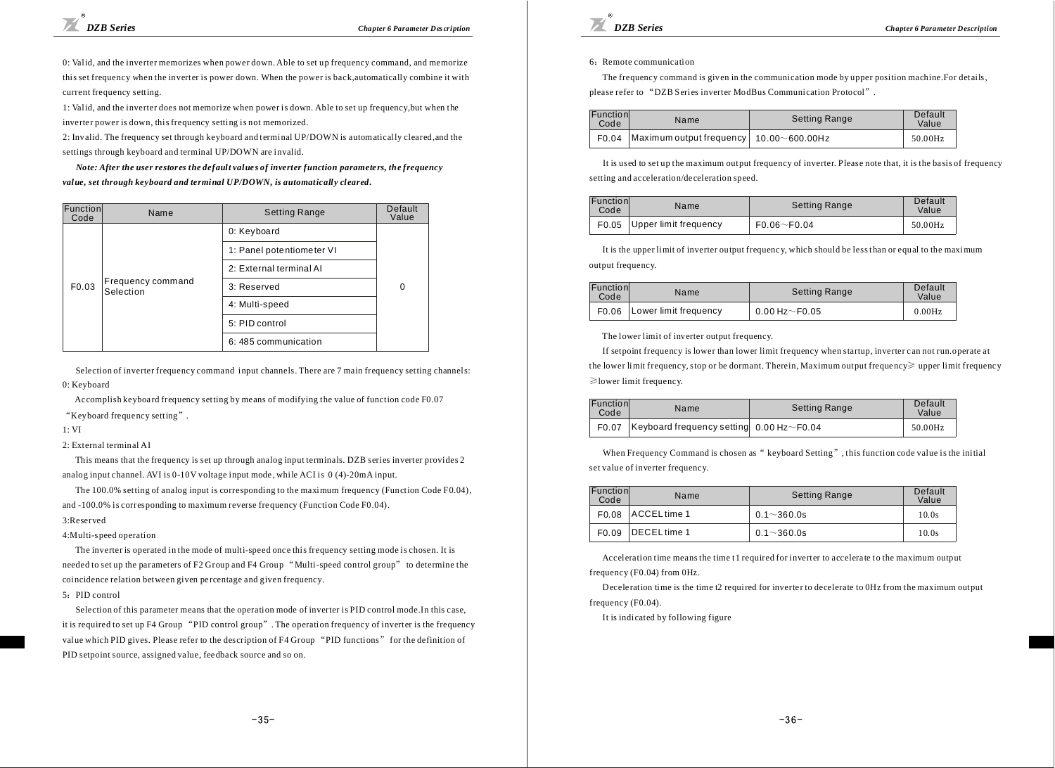0: Valid, and the inverter memorizes when power down. Able to set up frequency command, and memorize this set frequency when the inverter is power down. When the power is back,automatically combine it with current frequency setting.

1: Valid, and the inverter does not memorize when power is down. Able to set up frequency,but when the inverter power is down, this frequency setting is not memorized.

2: Invalid. The frequency set through keyboard and terminal UP/DOWN is automatically cleared,and the settings through keyboard and terminal UP/DOWN are invalid.

***Note: After the user restores the default values of inverter function parameters, the frequency value, set through keyboard and terminal UP/DOWN, is automatically cleared.***

| Function Code | Name | Setting Range | Default Value |
|---|---|---|---|
| F0.03 | Frequency command Selection | 0: Keyboard | 0 |
| | | 1: Panel potentiometer VI | |
| | | 2: External terminal AI | |
| | | 3: Reserved | |
| | | 4: Multi-speed | |
| | | 5: PID control | |
| | | 6: 485 communication | |

Selection of inverter frequency command input channels. There are 7 main frequency setting channels:

0: Keyboard

Accomplish keyboard frequency setting by means of modifying the value of function code F0.07 "Keyboard frequency setting".

1: VI

2: External terminal AI

This means that the frequency is set up through analog input terminals. DZB series inverter provides 2 analog input channel. AVI is 0-10V voltage input mode, while ACI is 0 (4)-20mA input.

The 100.0% setting of analog input is corresponding to the maximum frequency (Function Code F0.04), and -100.0% is corresponding to maximum reverse frequency (Function Code F0.04).

3:Reserved

4:Multi-speed operation

The inverter is operated in the mode of multi-speed once this frequency setting mode is chosen. It is needed to set up the parameters of F2 Group and F4 Group "Multi-speed control group" to determine the coincidence relation between given percentage and given frequency.

5: PID control

Selection of this parameter means that the operation mode of inverter is PID control mode.In this case, it is required to set up F4 Group "PID control group". The operation frequency of inverter is the frequency value which PID gives. Please refer to the description of F4 Group "PID functions" for the definition of PID setpoint source, assigned value, feedback source and so on.

6: Remote communication

The frequency command is given in the communication mode by upper position machine.For details, please refer to "DZB Series inverter ModBus Communication Protocol".

| Function Code | Name | Setting Range | Default Value |
|---|---|---|---|
| F0.04 | Maximum output frequency | 10.00～600.00Hz | 50.00Hz |

It is used to set up the maximum output frequency of inverter. Please note that, it is the basis of frequency setting and acceleration/deceleration speed.

| Function Code | Name | Setting Range | Default Value |
|---|---|---|---|
| F0.05 | Upper limit frequency | F0.06～F0.04 | 50.00Hz |

It is the upper limit of inverter output frequency, which should be less than or equal to the maximum output frequency.

| Function Code | Name | Setting Range | Default Value |
|---|---|---|---|
| F0.06 | Lower limit frequency | 0.00 Hz～F0.05 | 0.00Hz |

The lower limit of inverter output frequency.

If setpoint frequency is lower than lower limit frequency when startup, inverter can not run.operate at the lower limit frequency, stop or be dormant. Therein, Maximum output frequency≥ upper limit frequency ≥lower limit frequency.

| Function Code | Name | Setting Range | Default Value |
|---|---|---|---|
| F0.07 | Keyboard frequency setting | 0.00 Hz～F0.04 | 50.00Hz |

When Frequency Command is chosen as "keyboard Setting", this function code value is the initial set value of inverter frequency.

| Function Code | Name | Setting Range | Default Value |
|---|---|---|---|
| F0.08 | ACCEL time 1 | 0.1～360.0s | 10.0s |
| F0.09 | DECEL time 1 | 0.1～360.0s | 10.0s |

Acceleration time means the time t1 required for inverter to accelerate to the maximum output frequency (F0.04) from 0Hz.

Deceleration time is the time t2 required for inverter to decelerate to 0Hz from the maximum output frequency (F0.04).

It is indicated by following figure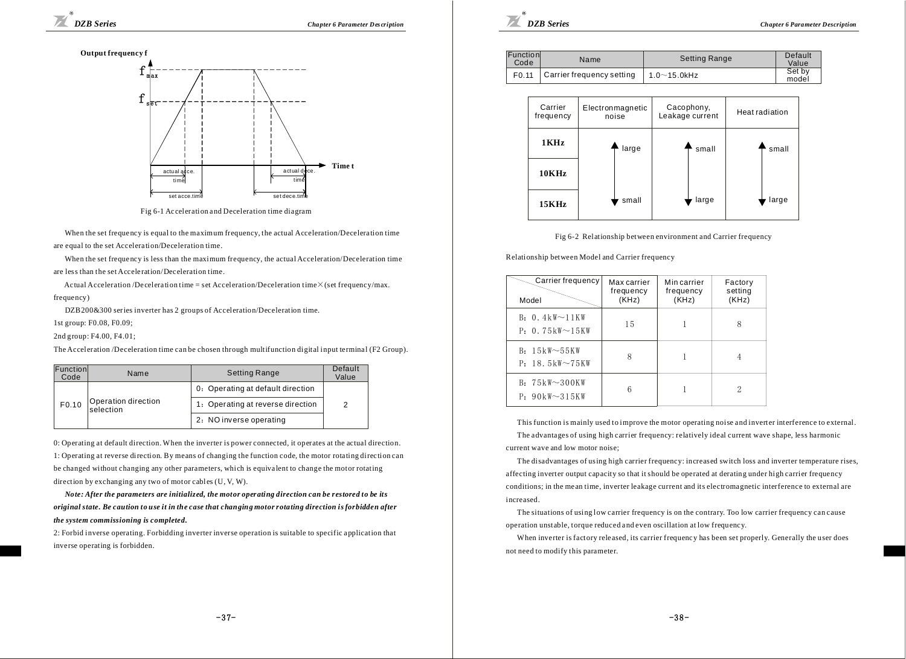Output frequency f

$f_{max}$

$f_{set}$

Time t

actual acce. time

actual dece. time

set acce.time

set dece.time

Fig 6-1 Acceleration and Deceleration time diagram

When the set frequency is equal to the maximum frequency, the actual Acceleration/Deceleration time are equal to the set Acceleration/Deceleration time.

When the set frequency is less than the maximum frequency, the actual Acceleration/Deceleration time are less than the set Acceleration/Deceleration time.

Actual Acceleration /Deceleration time = set Acceleration/Deceleration time×(set frequency/max. frequency)

DZB200&300 series inverter has 2 groups of Acceleration/Deceleration time.

1st group: F0.08, F0.09;

2nd group: F4.00, F4.01;

The Acceleration /Deceleration time can be chosen through multifunction digital input terminal (F2 Group).

| Function Code | Name | Setting Range | Default Value |
|---|---|---|---|
| F0.10 | Operation direction selection | 0：Operating at default direction | 2 |
| | | 1：Operating at reverse direction | |
| | | 2：NO inverse operating | |

0: Operating at default direction. When the inverter is power connected, it operates at the actual direction.
1: Operating at reverse direction. By means of changing the function code, the motor rotating direction can be changed without changing any other parameters, which is equivalent to change the motor rotating direction by exchanging any two of motor cables (U, V, W).

***Note: After the parameters are initialized, the motor operating direction can be restored to be its original state. Be caution to use it in the case that changing motor rotating direction is forbidden after the system commissioning is completed.***

2: Forbid inverse operating. Forbidding inverter inverse operation is suitable to specific application that inverse operating is forbidden.

| Function Code | Name | Setting Range | Default Value |
|---|---|---|---|
| F0.11 | Carrier frequency setting | 1.0～15.0kHz | Set by model |

| Carrier frequency | Electronmagnetic noise | Cacophony, Leakage current | Heat radiation |
|---|---|---|---|
| **1KHz** | large | small | small |
| **10KHz** | | | |
| **15KHz** | small | large | large |

Fig 6-2 Relationship between environment and Carrier frequency

Relationship between Model and Carrier frequency

| Model \ Carrier frequency | Max carrier frequency (KHz) | Min carrier frequency (KHz) | Factory setting (KHz) |
|---|---|---|---|
| B：0.4kW～11KW<br>P：0.75kW～15KW | 15 | 1 | 8 |
| B：15kW～55KW<br>P：18.5kW～75KW | 8 | 1 | 4 |
| B：75kW～300KW<br>P：90kW～315KW | 6 | 1 | 2 |

This function is mainly used to improve the motor operating noise and inverter interference to external.

The advantages of using high carrier frequency: relatively ideal current wave shape, less harmonic current wave and low motor noise;

The disadvantages of using high carrier frequency: increased switch loss and inverter temperature rises, affecting inverter output capacity so that it should be operated at derating under high carrier frequency conditions; in the mean time, inverter leakage current and its electromagnetic interference to external are increased.

The situations of using low carrier frequency is on the contrary. Too low carrier frequency can cause operation unstable, torque reduced and even oscillation at low frequency.

When inverter is factory released, its carrier frequency has been set properly. Generally the user does not need to modify this parameter.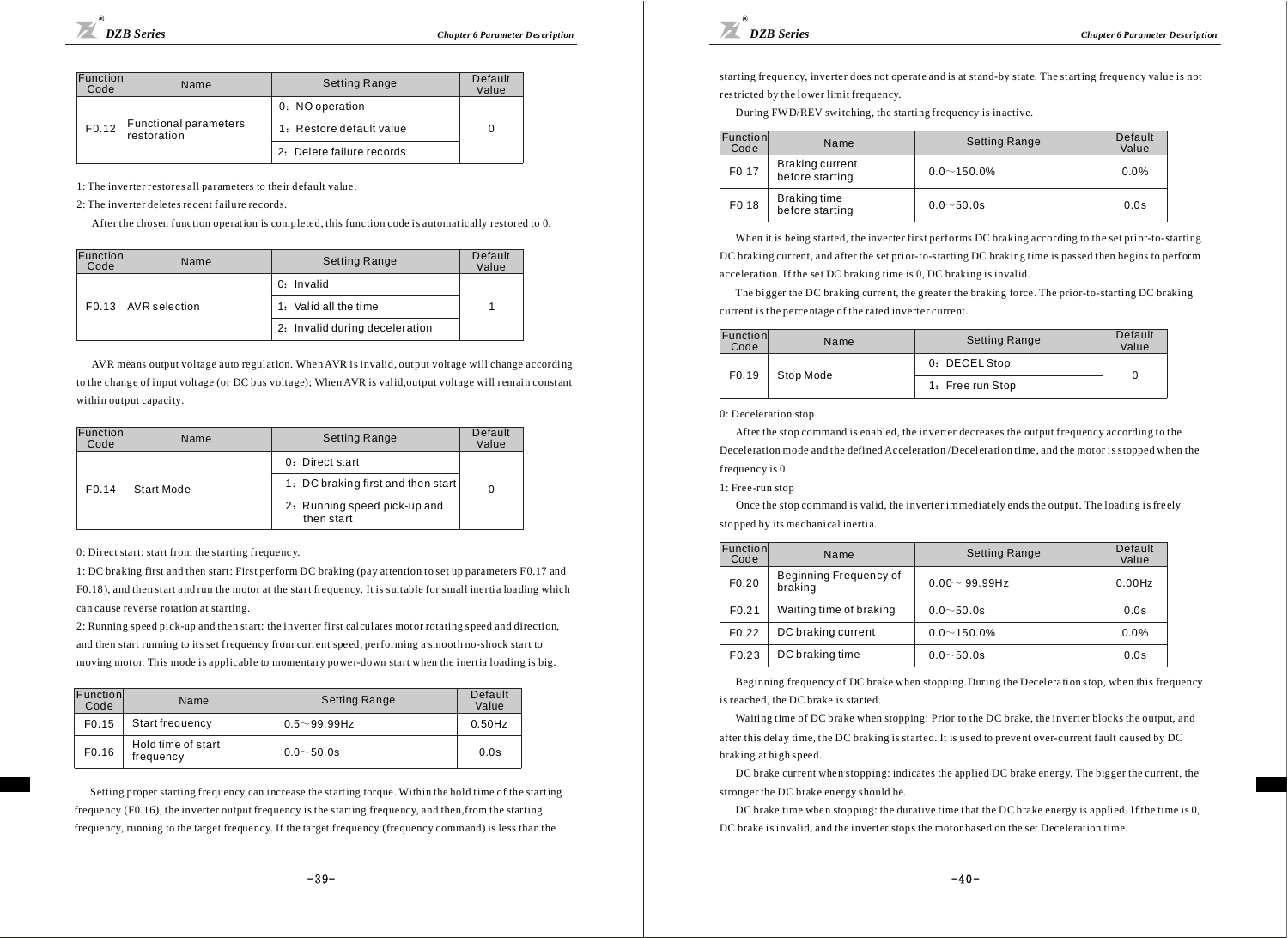| Function Code | Name | Setting Range | Default Value |
|---|---|---|---|
| F0.12 | Functional parameters restoration | 0：NO operation | 0 |
| | | 1：Restore default value | |
| | | 2：Delete failure records | |

1: The inverter restores all parameters to their default value.

2: The inverter deletes recent failure records.

After the chosen function operation is completed, this function code is automatically restored to 0.

| Function Code | Name | Setting Range | Default Value |
|---|---|---|---|
| F0.13 | AVR selection | 0：Invalid | 1 |
| | | 1：Valid all the time | |
| | | 2：Invalid during deceleration | |

AVR means output voltage auto regulation. When AVR is invalid, output voltage will change according to the change of input voltage (or DC bus voltage); When AVR is valid,output voltage will remain constant within output capacity.

| Function Code | Name | Setting Range | Default Value |
|---|---|---|---|
| F0.14 | Start Mode | 0：Direct start | 0 |
| | | 1：DC braking first and then start | |
| | | 2：Running speed pick-up and then start | |

0: Direct start: start from the starting frequency.

1: DC braking first and then start: First perform DC braking (pay attention to set up parameters F0.17 and F0.18), and then start and run the motor at the start frequency. It is suitable for small inertia loading which can cause reverse rotation at starting.

2: Running speed pick-up and then start: the inverter first calculates motor rotating speed and direction, and then start running to its set frequency from current speed, performing a smooth no-shock start to moving motor. This mode is applicable to momentary power-down start when the inertia loading is big.

| Function Code | Name | Setting Range | Default Value |
|---|---|---|---|
| F0.15 | Start frequency | 0.5～99.99Hz | 0.50Hz |
| F0.16 | Hold time of start frequency | 0.0～50.0s | 0.0s |

Setting proper starting frequency can increase the starting torque. Within the hold time of the starting frequency (F0.16), the inverter output frequency is the starting frequency, and then,from the starting frequency, running to the target frequency. If the target frequency (frequency command) is less than the starting frequency, inverter does not operate and is at stand-by state. The starting frequency value is not restricted by the lower limit frequency.

During FWD/REV switching, the starting frequency is inactive.

| Function Code | Name | Setting Range | Default Value |
|---|---|---|---|
| F0.17 | Braking current before starting | 0.0～150.0% | 0.0% |
| F0.18 | Braking time before starting | 0.0～50.0s | 0.0s |

When it is being started, the inverter first performs DC braking according to the set prior-to-starting DC braking current, and after the set prior-to-starting DC braking time is passed then begins to perform acceleration. If the set DC braking time is 0, DC braking is invalid.

The bigger the DC braking current, the greater the braking force. The prior-to-starting DC braking current is the percentage of the rated inverter current.

| Function Code | Name | Setting Range | Default Value |
|---|---|---|---|
| F0.19 | Stop Mode | 0：DECEL Stop | 0 |
| | | 1：Free run Stop | |

0: Deceleration stop

After the stop command is enabled, the inverter decreases the output frequency according to the Deceleration mode and the defined Acceleration /Deceleration time, and the motor is stopped when the frequency is 0.

1: Free-run stop

Once the stop command is valid, the inverter immediately ends the output. The loading is freely stopped by its mechanical inertia.

| Function Code | Name | Setting Range | Default Value |
|---|---|---|---|
| F0.20 | Beginning Frequency of braking | 0.00～ 99.99Hz | 0.00Hz |
| F0.21 | Waiting time of braking | 0.0～50.0s | 0.0s |
| F0.22 | DC braking current | 0.0～150.0% | 0.0% |
| F0.23 | DC braking time | 0.0～50.0s | 0.0s |

Beginning frequency of DC brake when stopping. During the Deceleration stop, when this frequency is reached, the DC brake is started.

Waiting time of DC brake when stopping: Prior to the DC brake, the inverter blocks the output, and after this delay time, the DC braking is started. It is used to prevent over-current fault caused by DC braking at high speed.

DC brake current when stopping: indicates the applied DC brake energy. The bigger the current, the stronger the DC brake energy should be.

DC brake time when stopping: the durative time that the DC brake energy is applied. If the time is 0, DC brake is invalid, and the inverter stops the motor based on the set Deceleration time.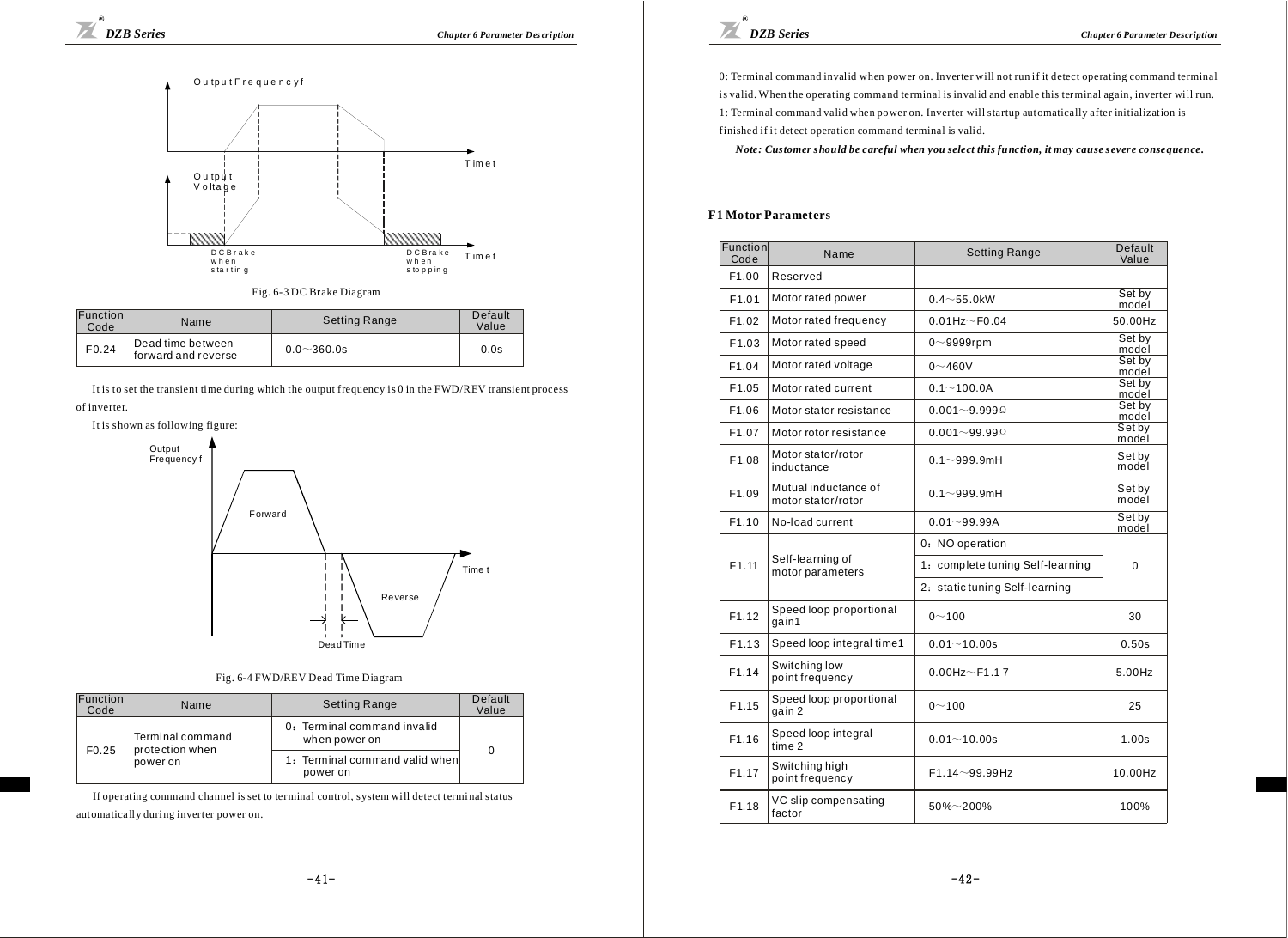Output Frequency f

Time t

Output Voltage

DC Brake when starting

DC Brake when stopping

Time t

Fig. 6-3 DC Brake Diagram

| Function Code | Name | Setting Range | Default Value |
|---|---|---|---|
| F0.24 | Dead time between forward and reverse | 0.0～360.0s | 0.0s |

It is to set the transient time during which the output frequency is 0 in the FWD/REV transient process of inverter.

It is shown as following figure:

Output Frequency f

Forward

Time t

Reverse

Dead Time

Fig. 6-4 FWD/REV Dead Time Diagram

| Function Code | Name | Setting Range | Default Value |
|---|---|---|---|
| F0.25 | Terminal command protection when power on | 0：Terminal command invalid when power on | 0 |
| | | 1：Terminal command valid when power on | |

If operating command channel is set to terminal control, system will detect terminal status automatically during inverter power on.

0: Terminal command invalid when power on. Inverter will not run if it detect operating command terminal is valid. When the operating command terminal is invalid and enable this terminal again, inverter will run.

1: Terminal command valid when power on. Inverter will startup automatically after initialization is finished if it detect operation command terminal is valid.

***Note: Customer should be careful when you select this function, it may cause severe consequence.***

## F1 Motor Parameters

| Function Code | Name | Setting Range | Default Value |
|---|---|---|---|
| F1.00 | Reserved | | |
| F1.01 | Motor rated power | 0.4～55.0kW | Set by model |
| F1.02 | Motor rated frequency | 0.01Hz～F0.04 | 50.00Hz |
| F1.03 | Motor rated speed | 0～9999rpm | Set by model |
| F1.04 | Motor rated voltage | 0～460V | Set by model |
| F1.05 | Motor rated current | 0.1～100.0A | Set by model |
| F1.06 | Motor stator resistance | 0.001～9.999Ω | Set by model |
| F1.07 | Motor rotor resistance | 0.001～99.99Ω | Set by model |
| F1.08 | Motor stator/rotor inductance | 0.1～999.9mH | Set by model |
| F1.09 | Mutual inductance of motor stator/rotor | 0.1～999.9mH | Set by model |
| F1.10 | No-load current | 0.01～99.99A | Set by model |
| F1.11 | Self-learning of motor parameters | 0：NO operation | 0 |
| | | 1：complete tuning Self-learning | |
| | | 2：static tuning Self-learning | |
| F1.12 | Speed loop proportional gain1 | 0～100 | 30 |
| F1.13 | Speed loop integral time1 | 0.01～10.00s | 0.50s |
| F1.14 | Switching low point frequency | 0.00Hz～F1.17 | 5.00Hz |
| F1.15 | Speed loop proportional gain 2 | 0～100 | 25 |
| F1.16 | Speed loop integral time 2 | 0.01～10.00s | 1.00s |
| F1.17 | Switching high point frequency | F1.14～99.99Hz | 10.00Hz |
| F1.18 | VC slip compensating factor | 50%～200% | 100% |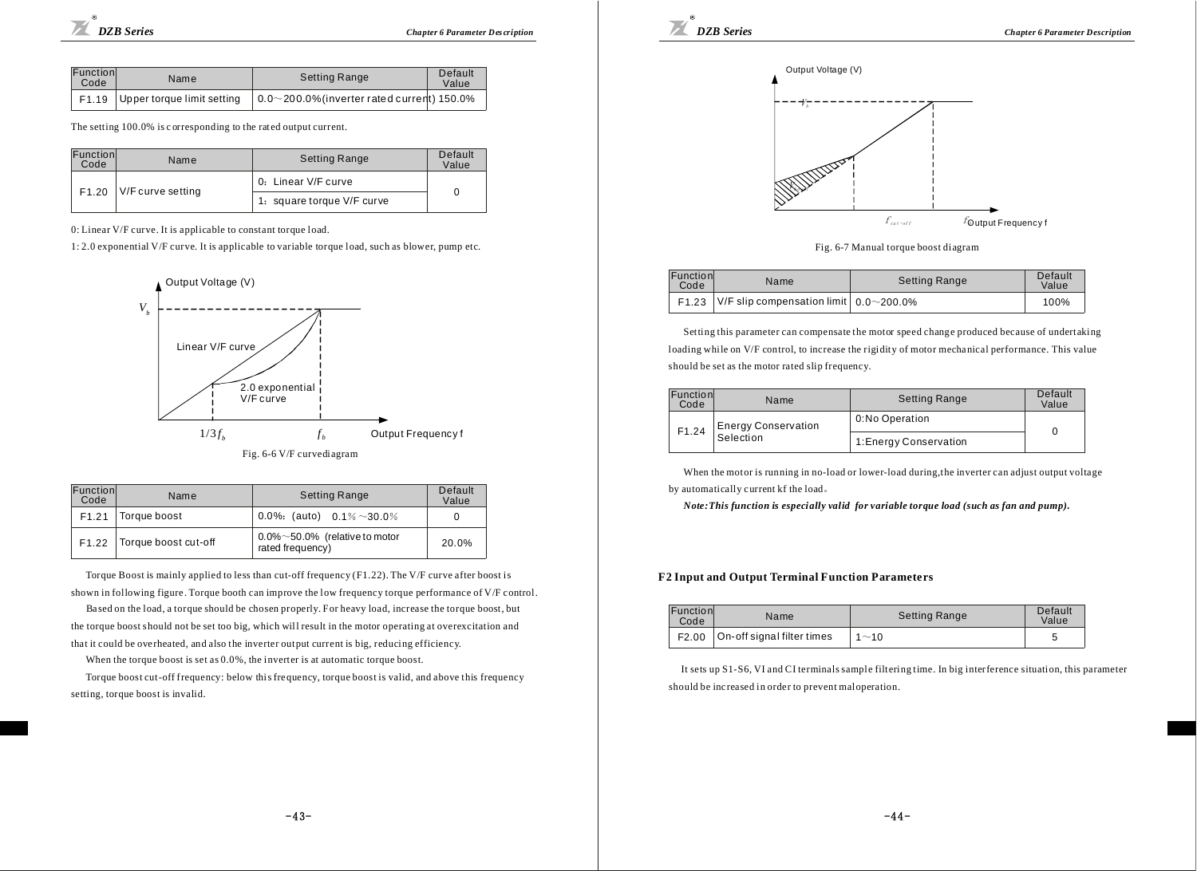| Function Code | Name | Setting Range | Default Value |
| --- | --- | --- | --- |
| F1.19 | Upper torque limit setting | 0.0～200.0%(inverter rated current) | 150.0% |

The setting 100.0% is corresponding to the rated output current.

| Function Code | Name | Setting Range | Default Value |
| --- | --- | --- | --- |
| F1.20 | V/F curve setting | 0：Linear V/F curve | 0 |
| | | 1：square torque V/F curve | |

0: Linear V/F curve. It is applicable to constant torque load.

1: 2.0 exponential V/F curve. It is applicable to variable torque load, such as blower, pump etc.

Output Voltage (V)

$V_b$

Linear V/F curve

2.0 exponential V/F curve

$1/3 f_b$

$f_b$

Output Frequency f

Fig. 6-6 V/F curvediagram

| Function Code | Name | Setting Range | Default Value |
| --- | --- | --- | --- |
| F1.21 | Torque boost | 0.0%：(auto) 0.1%～30.0% | 0 |
| F1.22 | Torque boost cut-off | 0.0%～50.0% (relative to motor rated frequency) | 20.0% |

Torque Boost is mainly applied to less than cut-off frequency (F1.22). The V/F curve after boost is shown in following figure. Torque booth can improve the low frequency torque performance of V/F control.

Based on the load, a torque should be chosen properly. For heavy load, increase the torque boost, but the torque boost should not be set too big, which will result in the motor operating at overexcitation and that it could be overheated, and also the inverter output current is big, reducing efficiency.

When the torque boost is set as 0.0%, the inverter is at automatic torque boost.

Torque boost cut-off frequency: below this frequency, torque boost is valid, and above this frequency setting, torque boost is invalid.

Output Voltage (V)

$V_b$

$f_{cut\text{-}off}$

$f_b$ Output Frequency f

Fig. 6-7 Manual torque boost diagram

| Function Code | Name | Setting Range | Default Value |
| --- | --- | --- | --- |
| F1.23 | V/F slip compensation limit | 0.0～200.0% | 100% |

Setting this parameter can compensate the motor speed change produced because of undertaking loading while on V/F control, to increase the rigidity of motor mechanical performance. This value should be set as the motor rated slip frequency.

| Function Code | Name | Setting Range | Default Value |
| --- | --- | --- | --- |
| F1.24 | Energy Conservation Selection | 0:No Operation | 0 |
| | | 1:Energy Conservation | |

When the motor is running in no-load or lower-load during,the inverter can adjust output voltage by automatically current kf the load。

***Note:This function is especially valid for variable torque load (such as fan and pump).***

## F2 Input and Output Terminal Function Parameters

| Function Code | Name | Setting Range | Default Value |
| --- | --- | --- | --- |
| F2.00 | On-off signal filter times | 1～10 | 5 |

It sets up S1-S6, VI and CI terminals sample filtering time. In big interference situation, this parameter should be increased in order to prevent maloperation.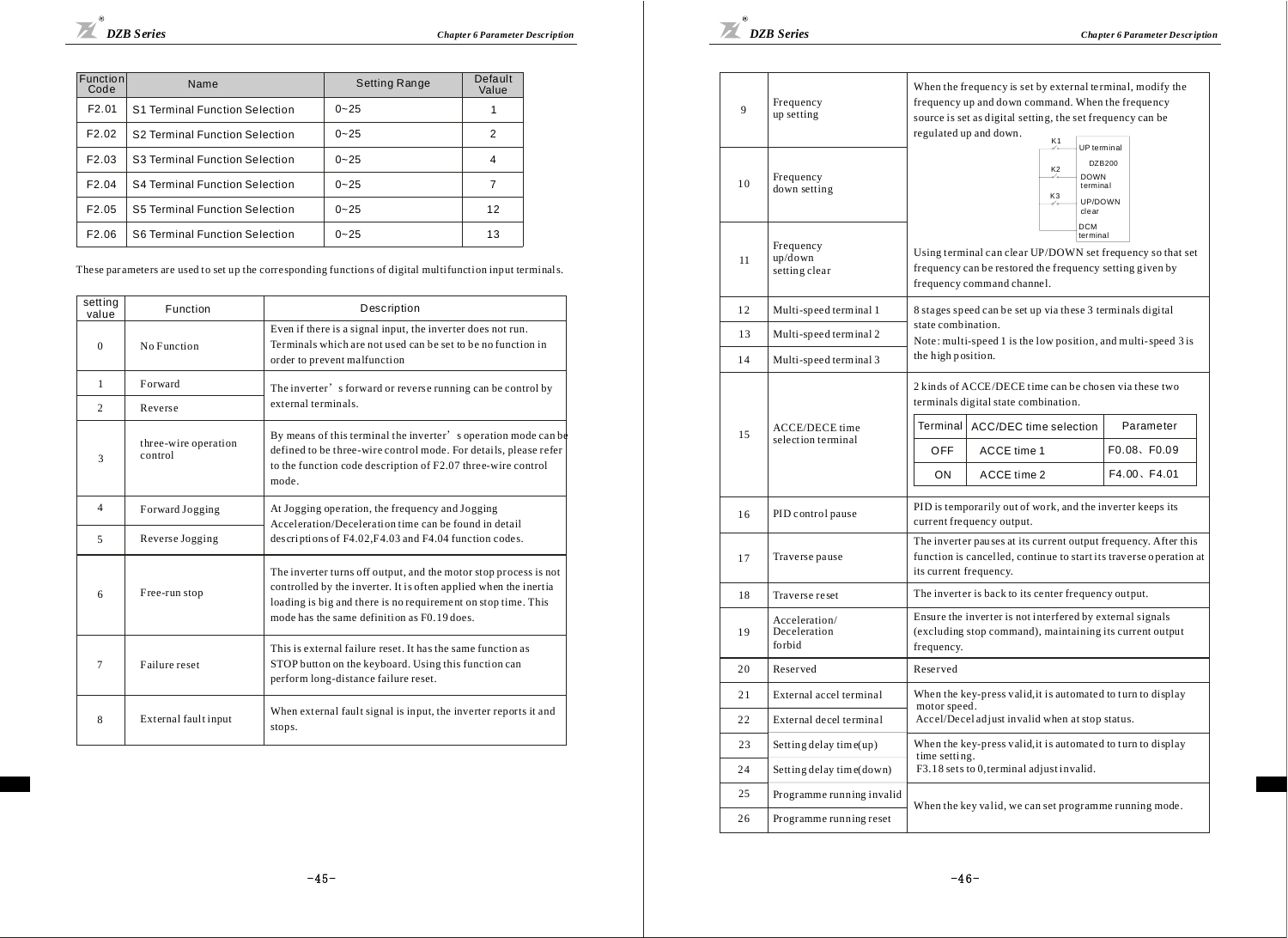| Function Code | Name | Setting Range | Default Value |
|---|---|---|---|
| F2.01 | S1 Terminal Function Selection | 0~25 | 1 |
| F2.02 | S2 Terminal Function Selection | 0~25 | 2 |
| F2.03 | S3 Terminal Function Selection | 0~25 | 4 |
| F2.04 | S4 Terminal Function Selection | 0~25 | 7 |
| F2.05 | S5 Terminal Function Selection | 0~25 | 12 |
| F2.06 | S6 Terminal Function Selection | 0~25 | 13 |

These parameters are used to set up the corresponding functions of digital multifunction input terminals.

| setting value | Function | Description |
|---|---|---|
| 0 | No Function | Even if there is a signal input, the inverter does not run. Terminals which are not used can be set to be no function in order to prevent malfunction |
| 1 | Forward | The inverter's forward or reverse running can be control by external terminals. |
| 2 | Reverse | |
| 3 | three-wire operation control | By means of this terminal the inverter's operation mode can be defined to be three-wire control mode. For details, please refer to the function code description of F2.07 three-wire control mode. |
| 4 | Forward Jogging | At Jogging operation, the frequency and Jogging Acceleration/Deceleration time can be found in detail descriptions of F4.02,F4.03 and F4.04 function codes. |
| 5 | Reverse Jogging | |
| 6 | Free-run stop | The inverter turns off output, and the motor stop process is not controlled by the inverter. It is often applied when the inertia loading is big and there is no requirement on stop time. This mode has the same definition as F0.19 does. |
| 7 | Failure reset | This is external failure reset. It has the same function as STOP button on the keyboard. Using this function can perform long-distance failure reset. |
| 8 | External fault input | When external fault signal is input, the inverter reports it and stops. |
| 9 | Frequency up setting | When the frequency is set by external terminal, modify the frequency up and down command. When the frequency source is set as digital setting, the set frequency can be regulated up and down. K1 UP terminal, K2 DOWN terminal, K3 UP/DOWN clear, DCM terminal (DZB200). Using terminal can clear UP/DOWN set frequency so that set frequency can be restored the frequency setting given by frequency command channel. |
| 10 | Frequency down setting | |
| 11 | Frequency up/down setting clear | |
| 12 | Multi-speed terminal 1 | 8 stages speed can be set up via these 3 terminals digital state combination. Note: multi-speed 1 is the low position, and multi-speed 3 is the high position. |
| 13 | Multi-speed terminal 2 | |
| 14 | Multi-speed terminal 3 | |
| 15 | ACCE/DECE time selection terminal | 2 kinds of ACCE/DECE time can be chosen via these two terminals digital state combination. Terminal / ACC/DEC time selection / Parameter: OFF / ACCE time 1 / F0.08、F0.09; ON / ACCE time 2 / F4.00、F4.01 |
| 16 | PID control pause | PID is temporarily out of work, and the inverter keeps its current frequency output. |
| 17 | Traverse pause | The inverter pauses at its current output frequency. After this function is cancelled, continue to start its traverse operation at its current frequency. |
| 18 | Traverse reset | The inverter is back to its center frequency output. |
| 19 | Acceleration/ Deceleration forbid | Ensure the inverter is not interfered by external signals (excluding stop command), maintaining its current output frequency. |
| 20 | Reserved | Reserved |
| 21 | External accel terminal | When the key-press valid,it is automated to turn to display motor speed. Accel/Decel adjust invalid when at stop status. |
| 22 | External decel terminal | |
| 23 | Setting delay time(up) | When the key-press valid,it is automated to turn to display time setting. F3.18 sets to 0,terminal adjust invalid. |
| 24 | Setting delay time(down) | |
| 25 | Programme running invalid | When the key valid, we can set programme running mode. |
| 26 | Programme running reset | |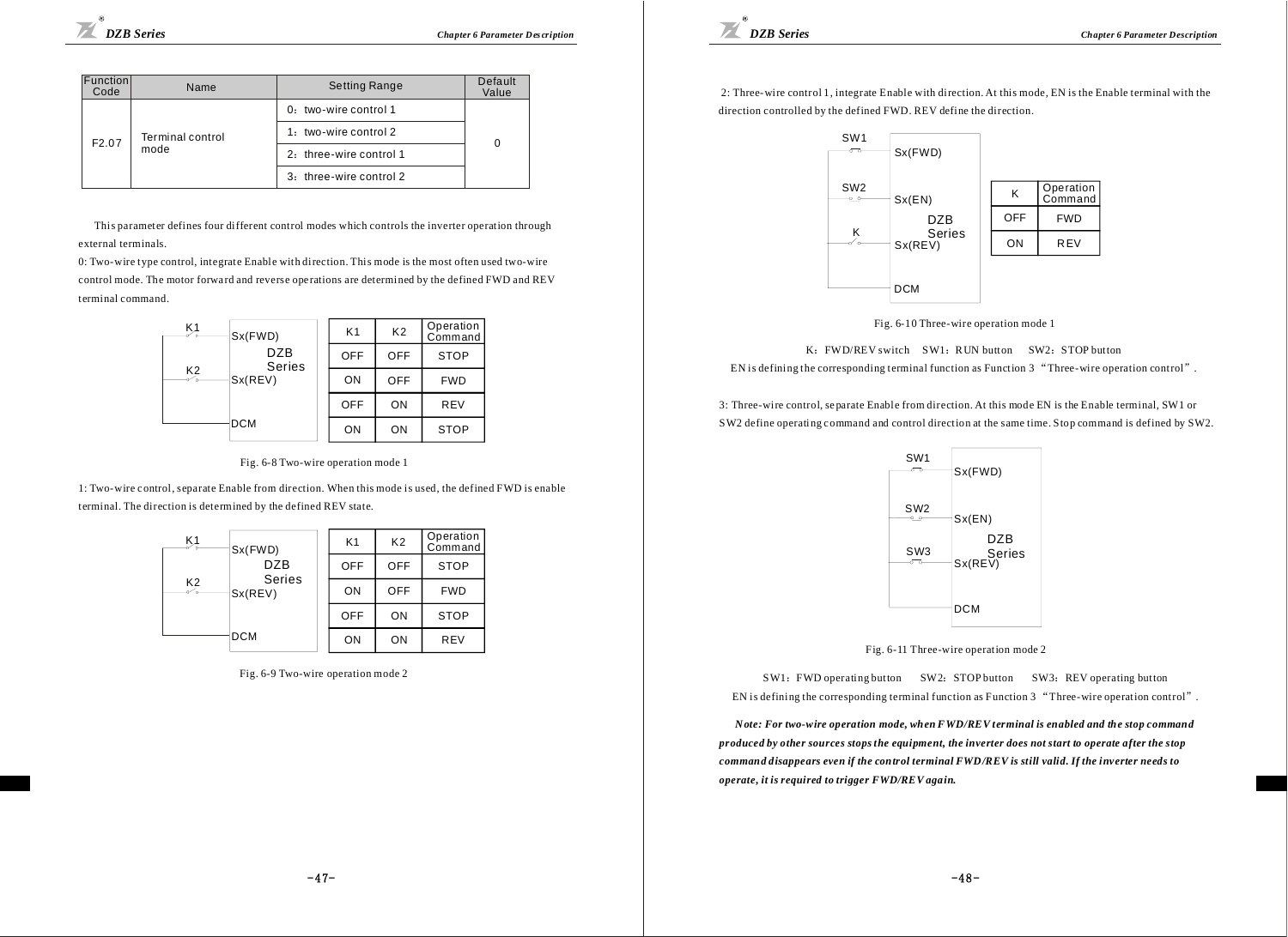| Function Code | Name | Setting Range | Default Value |
|---|---|---|---|
| F2.07 | Terminal control mode | 0：two-wire control 1 | 0 |
| | | 1：two-wire control 2 | |
| | | 2：three-wire control 1 | |
| | | 3：three-wire control 2 | |

This parameter defines four different control modes which controls the inverter operation through external terminals.

0: Two-wire type control, integrate Enable with direction. This mode is the most often used two-wire control mode. The motor forward and reverse operations are determined by the defined FWD and REV terminal command.

K1
Sx(FWD)
DZB Series
K2
Sx(REV)
DCM

| K1 | K2 | Operation Command |
|---|---|---|
| OFF | OFF | STOP |
| ON | OFF | FWD |
| OFF | ON | REV |
| ON | ON | STOP |

Fig. 6-8 Two-wire operation mode 1

1: Two-wire control, separate Enable from direction. When this mode is used, the defined FWD is enable terminal. The direction is determined by the defined REV state.

K1
Sx(FWD)
DZB Series
K2
Sx(REV)
DCM

| K1 | K2 | Operation Command |
|---|---|---|
| OFF | OFF | STOP |
| ON | OFF | FWD |
| OFF | ON | STOP |
| ON | ON | REV |

Fig. 6-9 Two-wire operation mode 2

2: Three-wire control 1, integrate Enable with direction. At this mode, EN is the Enable terminal with the direction controlled by the defined FWD. REV define the direction.

SW1
Sx(FWD)
SW2
Sx(EN)
DZB Series
K
Sx(REV)
DCM

| K | Operation Command |
|---|---|
| OFF | FWD |
| ON | REV |

Fig. 6-10 Three-wire operation mode 1

K：FWD/REV switch　SW1：RUN button　SW2：STOP button

EN is defining the corresponding terminal function as Function 3 "Three-wire operation control".

3: Three-wire control, separate Enable from direction. At this mode EN is the Enable terminal, SW1 or SW2 define operating command and control direction at the same time. Stop command is defined by SW2.

SW1
Sx(FWD)
SW2
Sx(EN)
DZB Series
SW3
Sx(REV)
DCM

Fig. 6-11 Three-wire operation mode 2

SW1：FWD operating button　SW2：STOP button　SW3：REV operating button

EN is defining the corresponding terminal function as Function 3 "Three-wire operation control".

***Note: For two-wire operation mode, when FWD/REV terminal is enabled and the stop command produced by other sources stops the equipment, the inverter does not start to operate after the stop command disappears even if the control terminal FWD/REV is still valid. If the inverter needs to operate, it is required to trigger FWD/REV again.***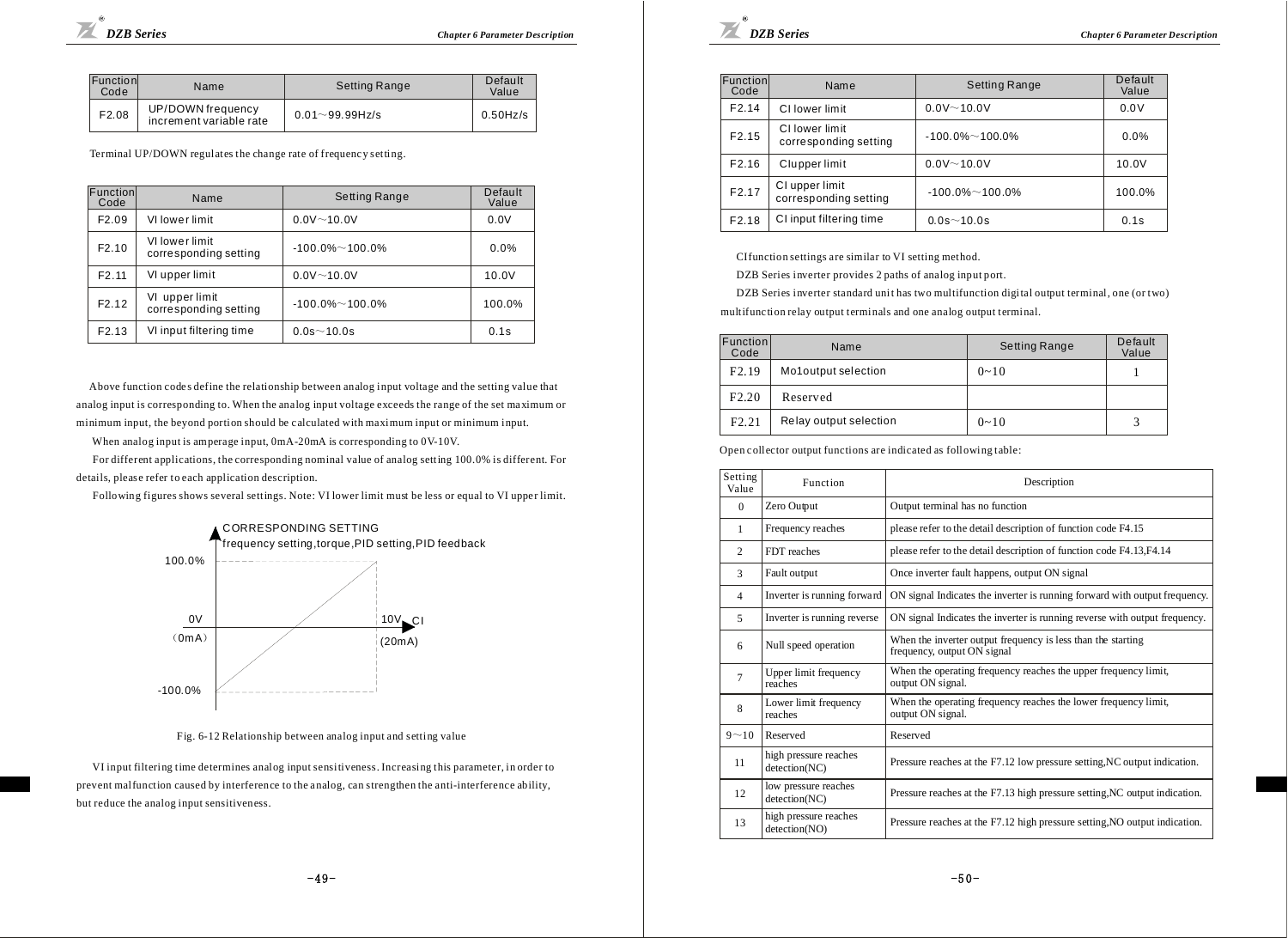| Function Code | Name | Setting Range | Default Value |
|---|---|---|---|
| F2.08 | UP/DOWN frequency increment variable rate | 0.01～99.99Hz/s | 0.50Hz/s |

Terminal UP/DOWN regulates the change rate of frequency setting.

| Function Code | Name | Setting Range | Default Value |
|---|---|---|---|
| F2.09 | VI lower limit | 0.0V～10.0V | 0.0V |
| F2.10 | VI lower limit corresponding setting | -100.0%～100.0% | 0.0% |
| F2.11 | VI upper limit | 0.0V～10.0V | 10.0V |
| F2.12 | VI upper limit corresponding setting | -100.0%～100.0% | 100.0% |
| F2.13 | VI input filtering time | 0.0s～10.0s | 0.1s |

Above function codes define the relationship between analog input voltage and the setting value that analog input is corresponding to. When the analog input voltage exceeds the range of the set maximum or minimum input, the beyond portion should be calculated with maximum input or minimum input.

When analog input is amperage input, 0mA-20mA is corresponding to 0V-10V.

For different applications, the corresponding nominal value of analog setting 100.0% is different. For details, please refer to each application description.

Following figures shows several settings. Note: VI lower limit must be less or equal to VI upper limit.

CORRESPONDING SETTING
frequency setting,torque,PID setting,PID feedback
100.0%
0V
（0mA）
10V
(20mA)
CI
-100.0%

Fig. 6-12 Relationship between analog input and setting value

VI input filtering time determines analog input sensitiveness. Increasing this parameter, in order to prevent malfunction caused by interference to the analog, can strengthen the anti-interference ability, but reduce the analog input sensitiveness.

| Function Code | Name | Setting Range | Default Value |
|---|---|---|---|
| F2.14 | CI lower limit | 0.0V～10.0V | 0.0V |
| F2.15 | CI lower limit corresponding setting | -100.0%～100.0% | 0.0% |
| F2.16 | CIupper limit | 0.0V～10.0V | 10.0V |
| F2.17 | CI upper limit corresponding setting | -100.0%～100.0% | 100.0% |
| F2.18 | CI input filtering time | 0.0s～10.0s | 0.1s |

CIfunction settings are similar to VI setting method.

DZB Series inverter provides 2 paths of analog input port.

DZB Series inverter standard unit has two multifunction digital output terminal, one (or two) multifunction relay output terminals and one analog output terminal.

| Function Code | Name | Setting Range | Default Value |
|---|---|---|---|
| F2.19 | Mo1output selection | 0~10 | 1 |
| F2.20 | Reserved | | |
| F2.21 | Relay output selection | 0~10 | 3 |

Open collector output functions are indicated as following table:

| Setting Value | Function | Description |
|---|---|---|
| 0 | Zero Output | Output terminal has no function |
| 1 | Frequency reaches | please refer to the detail description of function code F4.15 |
| 2 | FDT reaches | please refer to the detail description of function code F4.13,F4.14 |
| 3 | Fault output | Once inverter fault happens, output ON signal |
| 4 | Inverter is running forward | ON signal Indicates the inverter is running forward with output frequency. |
| 5 | Inverter is running reverse | ON signal Indicates the inverter is running reverse with output frequency. |
| 6 | Null speed operation | When the inverter output frequency is less than the starting frequency, output ON signal |
| 7 | Upper limit frequency reaches | When the operating frequency reaches the upper frequency limit, output ON signal. |
| 8 | Lower limit frequency reaches | When the operating frequency reaches the lower frequency limit, output ON signal. |
| 9～10 | Reserved | Reserved |
| 11 | high pressure reaches detection(NC) | Pressure reaches at the F7.12 low pressure setting,NC output indication. |
| 12 | low pressure reaches detection(NC) | Pressure reaches at the F7.13 high pressure setting,NC output indication. |
| 13 | high pressure reaches detection(NO) | Pressure reaches at the F7.12 high pressure setting,NO output indication. |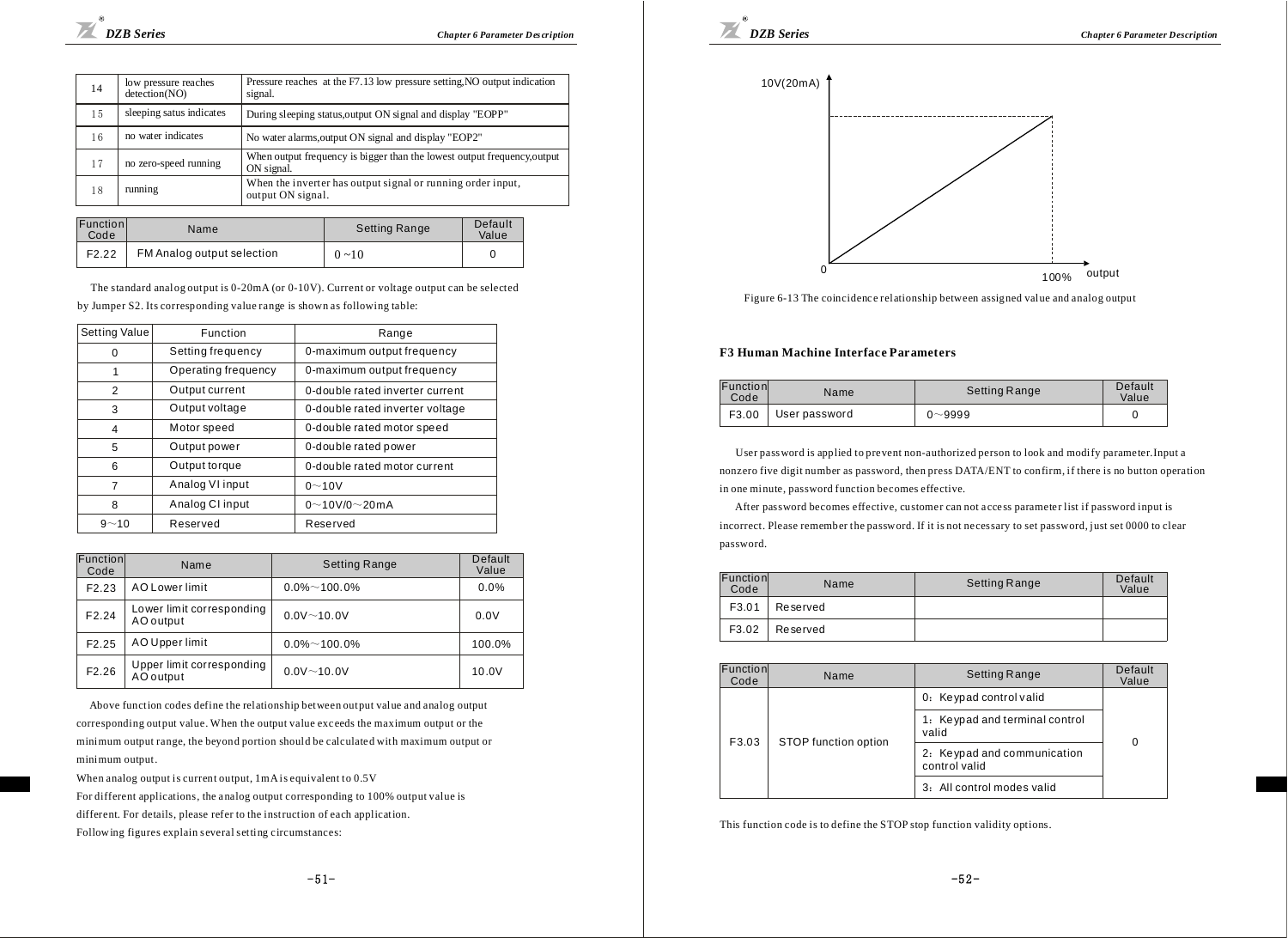| | | |
|---|---|---|
| 14 | low pressure reaches detection(NO) | Pressure reaches at the F7.13 low pressure setting,NO output indication signal. |
| 15 | sleeping satus indicates | During sleeping status,output ON signal and display "EOPP" |
| 16 | no water indicates | No water alarms,output ON signal and display "EOP2" |
| 17 | no zero-speed running | When output frequency is bigger than the lowest output frequency,output ON signal. |
| 18 | running | When the inverter has output signal or running order input, output ON signal. |

| Function Code | Name | Setting Range | Default Value |
|---|---|---|---|
| F2.22 | FM Analog output selection | 0 ~10 | 0 |

The standard analog output is 0-20mA (or 0-10V). Current or voltage output can be selected by Jumper S2. Its corresponding value range is shown as following table:

| Setting Value | Function | Range |
|---|---|---|
| 0 | Setting frequency | 0-maximum output frequency |
| 1 | Operating frequency | 0-maximum output frequency |
| 2 | Output current | 0-double rated inverter current |
| 3 | Output voltage | 0-double rated inverter voltage |
| 4 | Motor speed | 0-double rated motor speed |
| 5 | Output power | 0-double rated power |
| 6 | Output torque | 0-double rated motor current |
| 7 | Analog VI input | 0～10V |
| 8 | Analog CI input | 0～10V/0～20mA |
| 9～10 | Reserved | Reserved |

| Function Code | Name | Setting Range | Default Value |
|---|---|---|---|
| F2.23 | AO Lower limit | 0.0%～100.0% | 0.0% |
| F2.24 | Lower limit corresponding AO output | 0.0V～10.0V | 0.0V |
| F2.25 | AO Upper limit | 0.0%～100.0% | 100.0% |
| F2.26 | Upper limit corresponding AO output | 0.0V～10.0V | 10.0V |

Above function codes define the relationship between output value and analog output corresponding output value. When the output value exceeds the maximum output or the minimum output range, the beyond portion should be calculated with maximum output or minimum output.

When analog output is current output, 1mA is equivalent to 0.5V

For different applications, the analog output corresponding to 100% output value is different. For details, please refer to the instruction of each application.

Following figures explain several setting circumstances:

10V(20mA)

0

100%

output

Figure 6-13 The coincidence relationship between assigned value and analog output

### F3 Human Machine Interface Parameters

| Function Code | Name | Setting Range | Default Value |
|---|---|---|---|
| F3.00 | User password | 0～9999 | 0 |

User password is applied to prevent non-authorized person to look and modify parameter.Input a nonzero five digit number as password, then press DATA/ENT to confirm, if there is no button operation in one minute, password function becomes effective.

After password becomes effective, customer can not access parameter list if password input is incorrect. Please remember the password. If it is not necessary to set password, just set 0000 to clear password.

| Function Code | Name | Setting Range | Default Value |
|---|---|---|---|
| F3.01 | Reserved | | |
| F3.02 | Reserved | | |

| Function Code | Name | Setting Range | Default Value |
|---|---|---|---|
| F3.03 | STOP function option | 0：Keypad control valid | 0 |
| | | 1：Keypad and terminal control valid | |
| | | 2：Keypad and communication control valid | |
| | | 3：All control modes valid | |

This function code is to define the STOP stop function validity options.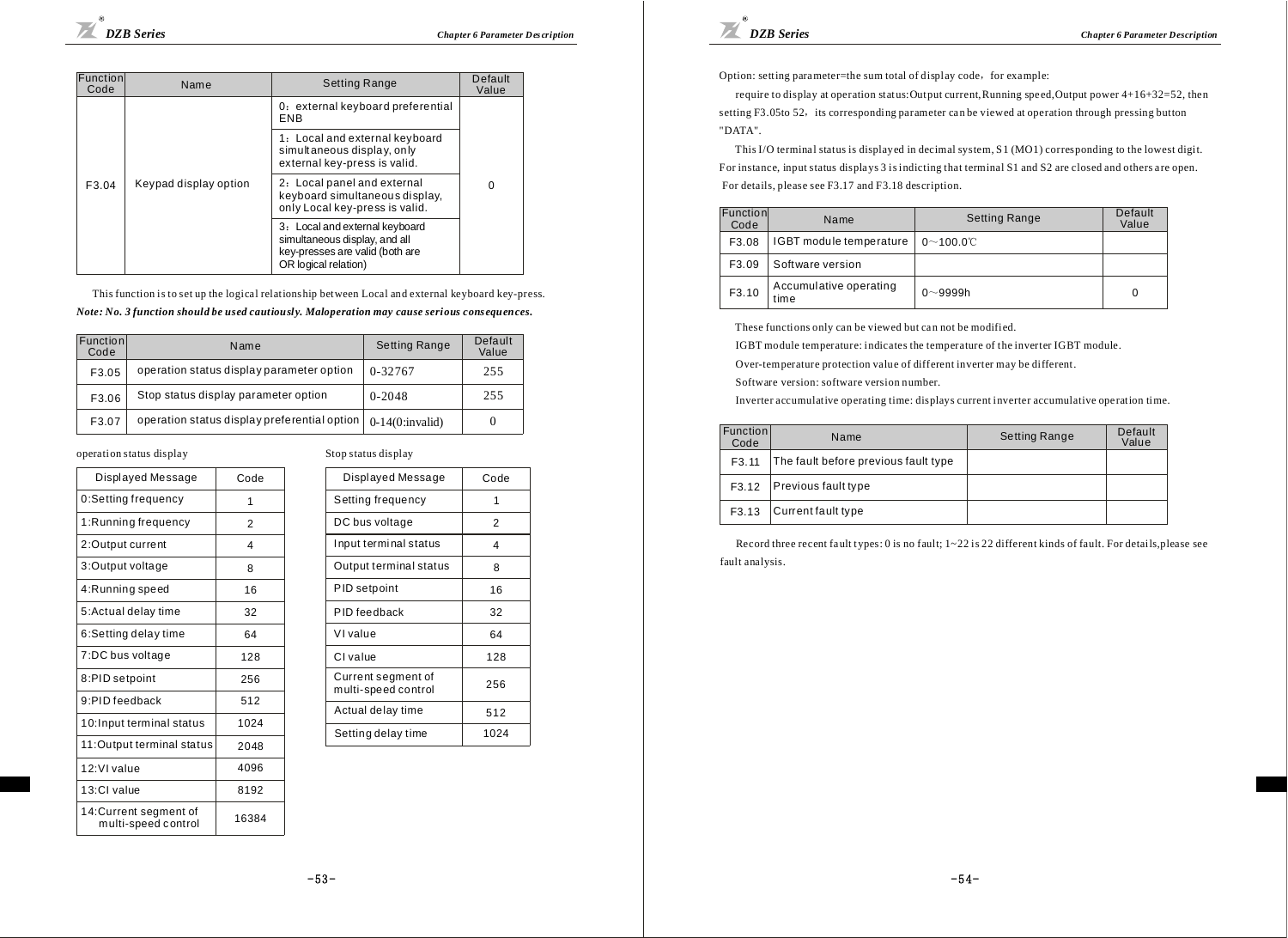| Function Code | Name | Setting Range | Default Value |
|---|---|---|---|
| F3.04 | Keypad display option | 0：external keyboard preferential ENB | 0 |
| | | 1：Local and external keyboard simultaneous display, only external key-press is valid. | |
| | | 2：Local panel and external keyboard simultaneous display, only Local key-press is valid. | |
| | | 3：Local and external keyboard simultaneous display, and all key-presses are valid (both are OR logical relation) | |

This function is to set up the logical relationship between Local and external keyboard key-press.

***Note: No. 3 function should be used cautiously. Maloperation may cause serious consequences.***

| Function Code | Name | Setting Range | Default Value |
|---|---|---|---|
| F3.05 | operation status display parameter option | 0-32767 | 255 |
| F3.06 | Stop status display parameter option | 0-2048 | 255 |
| F3.07 | operation status display preferential option | 0-14(0:invalid) | 0 |

operation status display

| Displayed Message | Code |
|---|---|
| 0:Setting frequency | 1 |
| 1:Running frequency | 2 |
| 2:Output current | 4 |
| 3:Output voltage | 8 |
| 4:Running speed | 16 |
| 5:Actual delay time | 32 |
| 6:Setting delay time | 64 |
| 7:DC bus voltage | 128 |
| 8:PID setpoint | 256 |
| 9:PID feedback | 512 |
| 10:Input terminal status | 1024 |
| 11:Output terminal status | 2048 |
| 12:VI value | 4096 |
| 13:CI value | 8192 |
| 14:Current segment of multi-speed control | 16384 |

Stop status display

| Displayed Message | Code |
|---|---|
| Setting frequency | 1 |
| DC bus voltage | 2 |
| Input terminal status | 4 |
| Output terminal status | 8 |
| PID setpoint | 16 |
| PID feedback | 32 |
| VI value | 64 |
| CI value | 128 |
| Current segment of multi-speed control | 256 |
| Actual delay time | 512 |
| Setting delay time | 1024 |

Option: setting parameter=the sum total of display code，for example:

require to display at operation status:Output current,Running speed,Output power 4+16+32=52, then setting F3.05to 52，its corresponding parameter can be viewed at operation through pressing button "DATA".

This I/O terminal status is displayed in decimal system, S1 (MO1) corresponding to the lowest digit. For instance, input status displays 3 is indicting that terminal S1 and S2 are closed and others are open. For details, please see F3.17 and F3.18 description.

| Function Code | Name | Setting Range | Default Value |
|---|---|---|---|
| F3.08 | IGBT module temperature | 0～100.0℃ | |
| F3.09 | Software version | | |
| F3.10 | Accumulative operating time | 0～9999h | 0 |

These functions only can be viewed but can not be modified.

IGBT module temperature: indicates the temperature of the inverter IGBT module.

Over-temperature protection value of different inverter may be different.

Software version: software version number.

Inverter accumulative operating time: displays current inverter accumulative operation time.

| Function Code | Name | Setting Range | Default Value |
|---|---|---|---|
| F3.11 | The fault before previous fault type | | |
| F3.12 | Previous fault type | | |
| F3.13 | Current fault type | | |

Record three recent fault types: 0 is no fault; 1~22 is 22 different kinds of fault. For details,please see fault analysis.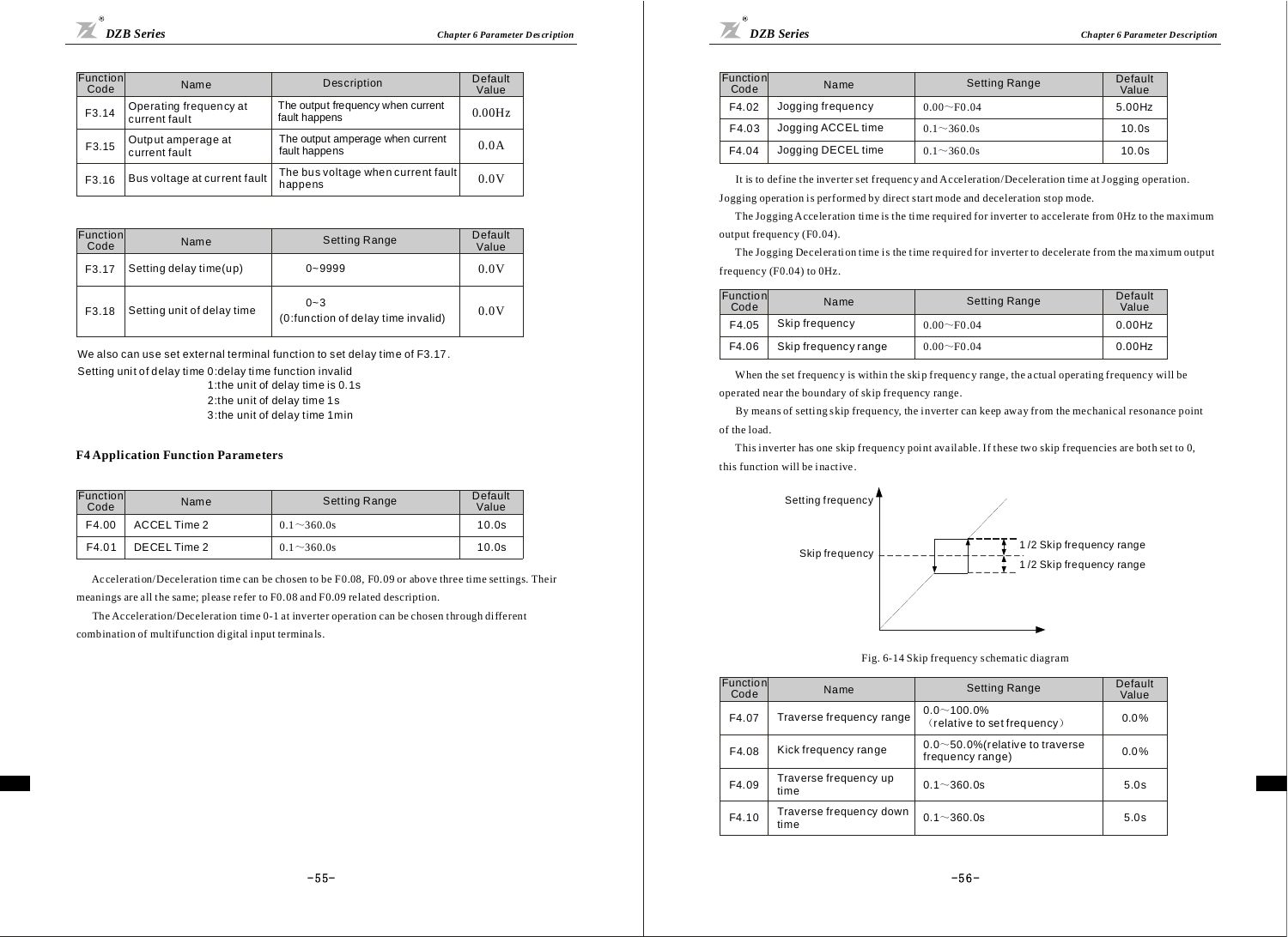| Function Code | Name | Description | Default Value |
| --- | --- | --- | --- |
| F3.14 | Operating frequency at current fault | The output frequency when current fault happens | 0.00Hz |
| F3.15 | Output amperage at current fault | The output amperage when current fault happens | 0.0A |
| F3.16 | Bus voltage at current fault | The bus voltage when current fault happens | 0.0V |

| Function Code | Name | Setting Range | Default Value |
| --- | --- | --- | --- |
| F3.17 | Setting delay time(up) | 0~9999 | 0.0V |
| F3.18 | Setting unit of delay time | 0~3 (0:function of delay time invalid) | 0.0V |

We also can use set external terminal function to set delay time of F3.17.

Setting unit of delay time 0:delay time function invalid
1:the unit of delay time is 0.1s
2:the unit of delay time 1s
3:the unit of delay time 1min

### F4 Application Function Parameters

| Function Code | Name | Setting Range | Default Value |
| --- | --- | --- | --- |
| F4.00 | ACCEL Time 2 | 0.1～360.0s | 10.0s |
| F4.01 | DECEL Time 2 | 0.1～360.0s | 10.0s |

Acceleration/Deceleration time can be chosen to be F0.08, F0.09 or above three time settings. Their meanings are all the same; please refer to F0.08 and F0.09 related description.

The Acceleration/Deceleration time 0-1 at inverter operation can be chosen through different combination of multifunction digital input terminals.

| Function Code | Name | Setting Range | Default Value |
| --- | --- | --- | --- |
| F4.02 | Jogging frequency | 0.00～F0.04 | 5.00Hz |
| F4.03 | Jogging ACCEL time | 0.1～360.0s | 10.0s |
| F4.04 | Jogging DECEL time | 0.1～360.0s | 10.0s |

It is to define the inverter set frequency and Acceleration/Deceleration time at Jogging operation. Jogging operation is performed by direct start mode and deceleration stop mode.

The Jogging Acceleration time is the time required for inverter to accelerate from 0Hz to the maximum output frequency (F0.04).

The Jogging Deceleration time is the time required for inverter to decelerate from the maximum output frequency (F0.04) to 0Hz.

| Function Code | Name | Setting Range | Default Value |
| --- | --- | --- | --- |
| F4.05 | Skip frequency | 0.00～F0.04 | 0.00Hz |
| F4.06 | Skip frequency range | 0.00～F0.04 | 0.00Hz |

When the set frequency is within the skip frequency range, the actual operating frequency will be operated near the boundary of skip frequency range.

By means of setting skip frequency, the inverter can keep away from the mechanical resonance point of the load.

This inverter has one skip frequency point available. If these two skip frequencies are both set to 0, this function will be inactive.

Setting frequency
Skip frequency
1/2 Skip frequency range
1/2 Skip frequency range

Fig. 6-14 Skip frequency schematic diagram

| Function Code | Name | Setting Range | Default Value |
| --- | --- | --- | --- |
| F4.07 | Traverse frequency range | 0.0～100.0% (relative to set frequency) | 0.0% |
| F4.08 | Kick frequency range | 0.0～50.0%(relative to traverse frequency range) | 0.0% |
| F4.09 | Traverse frequency up time | 0.1～360.0s | 5.0s |
| F4.10 | Traverse frequency down time | 0.1～360.0s | 5.0s |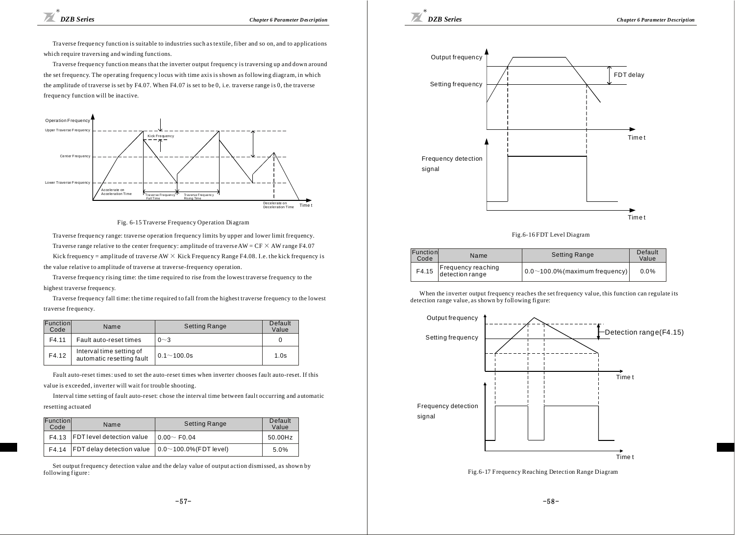Traverse frequency function is suitable to industries such as textile, fiber and so on, and to applications which require traversing and winding functions.

Traverse frequency function means that the inverter output frequency is traversing up and down around the set frequency. The operating frequency locus with time axis is shown as following diagram, in which the amplitude of traverse is set by F4.07. When F4.07 is set to be 0, i.e. traverse range is 0, the traverse frequency function will be inactive.

Operation Frequency
Upper Traverse Frequency
Kick Frequency
Center Frequency
Lower Traverse Frequency
Accelerate on Acceleration Time
Traverse Frequency Fall Time
Traverse Frequency Rising Time
Decelerate on Deceleration Time
Time t

Fig. 6-15 Traverse Frequency Operation Diagram

Traverse frequency range: traverse operation frequency limits by upper and lower limit frequency.

Traverse range relative to the center frequency: amplitude of traverse AW = CF × AW range F4.07

Kick frequency = amplitude of traverse AW × Kick Frequency Range F4.08. I.e. the kick frequency is the value relative to amplitude of traverse at traverse-frequency operation.

Traverse frequency rising time: the time required to rise from the lowest traverse frequency to the highest traverse frequency.

Traverse frequency fall time: the time required to fall from the highest traverse frequency to the lowest traverse frequency.

| Function Code | Name | Setting Range | Default Value |
|---|---|---|---|
| F4.11 | Fault auto-reset times | 0～3 | 0 |
| F4.12 | Interval time setting of automatic resetting fault | 0.1～100.0s | 1.0s |

Fault auto-reset times: used to set the auto-reset times when inverter chooses fault auto-reset. If this value is exceeded, inverter will wait for trouble shooting.

Interval time setting of fault auto-reset: chose the interval time between fault occurring and automatic resetting actuated

| Function Code | Name | Setting Range | Default Value |
|---|---|---|---|
| F4.13 | FDT level detection value | 0.00～F0.04 | 50.00Hz |
| F4.14 | FDT delay detection value | 0.0～100.0%(FDT level) | 5.0% |

Set output frequency detection value and the delay value of output action dismissed, as shown by following figure:

Output frequency
Setting frequency
FDT delay
Time t
Frequency detection signal
Time t

Fig.6-16 FDT Level Diagram

| Function Code | Name | Setting Range | Default Value |
|---|---|---|---|
| F4.15 | Frequency reaching detection range | 0.0～100.0%(maximum frequency) | 0.0% |

When the inverter output frequency reaches the set frequency value, this function can regulate its detection range value, as shown by following figure:

Output frequency
Setting frequency
Detection range(F4.15)
Time t
Frequency detection signal
Time t

Fig.6-17 Frequency Reaching Detection Range Diagram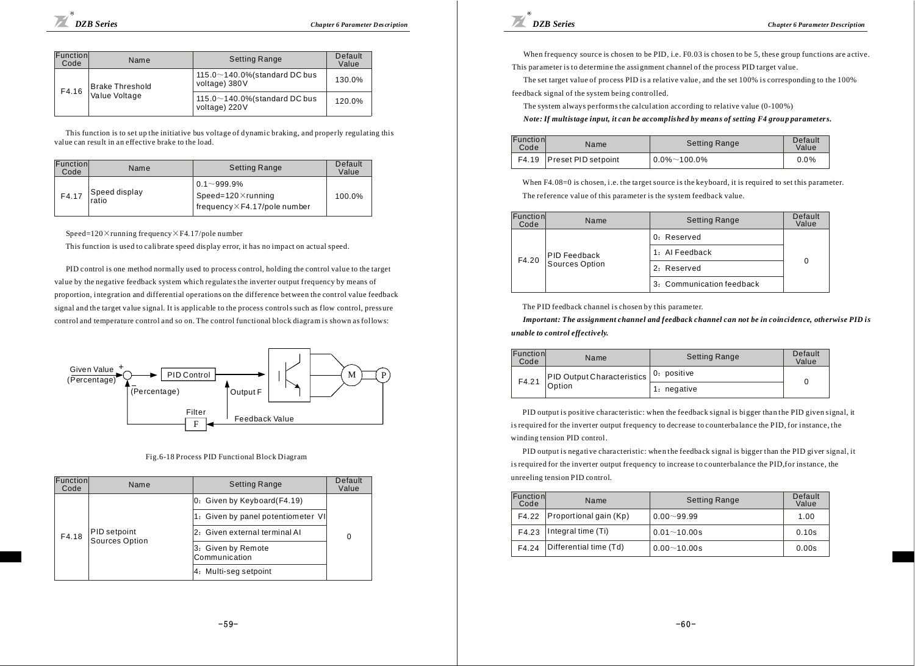| Function Code | Name | Setting Range | Default Value |
|---|---|---|---|
| F4.16 | Brake Threshold Value Voltage | 115.0～140.0%(standard DC bus voltage) 380V | 130.0% |
| | | 115.0～140.0%(standard DC bus voltage) 220V | 120.0% |

This function is to set up the initiative bus voltage of dynamic braking, and properly regulating this value can result in an effective brake to the load.

| Function Code | Name | Setting Range | Default Value |
|---|---|---|---|
| F4.17 | Speed display ratio | 0.1～999.9%<br>Speed=120×running frequency×F4.17/pole number | 100.0% |

Speed=120×running frequency×F4.17/pole number

This function is used to calibrate speed display error, it has no impact on actual speed.

PID control is one method normally used to process control, holding the control value to the target value by the negative feedback system which regulates the inverter output frequency by means of proportion, integration and differential operations on the difference between the control value feedback signal and the target value signal. It is applicable to the process controls such as flow control, pressure control and temperature control and so on. The control functional block diagram is shown as follows:

Given Value (Percentage)
+
−
(Percentage)
PID Control
Output F
M
P
Filter
F
Feedback Value

Fig.6-18 Process PID Functional Block Diagram

| Function Code | Name | Setting Range | Default Value |
|---|---|---|---|
| F4.18 | PID setpoint Sources Option | 0：Given by Keyboard(F4.19) | 0 |
| | | 1：Given by panel potentiometer VI | |
| | | 2：Given external terminal AI | |
| | | 3：Given by Remote Communication | |
| | | 4：Multi-seg setpoint | |

When frequency source is chosen to be PID, i.e. F0.03 is chosen to be 5, these group functions are active. This parameter is to determine the assignment channel of the process PID target value.

The set target value of process PID is a relative value, and the set 100% is corresponding to the 100% feedback signal of the system being controlled.

The system always performs the calculation according to relative value (0-100%)

***Note: If multistage input, it can be accomplished by means of setting F4 group parameters.***

| Function Code | Name | Setting Range | Default Value |
|---|---|---|---|
| F4.19 | Preset PID setpoint | 0.0%～100.0% | 0.0% |

When F4.08=0 is chosen, i.e. the target source is the keyboard, it is required to set this parameter.

The reference value of this parameter is the system feedback value.

| Function Code | Name | Setting Range | Default Value |
|---|---|---|---|
| F4.20 | PID Feedback Sources Option | 0：Reserved | 0 |
| | | 1：AI Feedback | |
| | | 2：Reserved | |
| | | 3：Communication feedback | |

The PID feedback channel is chosen by this parameter.

***Important: The assignment channel and feedback channel can not be in coincidence, otherwise PID is unable to control effectively.***

| Function Code | Name | Setting Range | Default Value |
|---|---|---|---|
| F4.21 | PID Output Characteristics Option | 0：positive | 0 |
| | | 1：negative | |

PID output is positive characteristic: when the feedback signal is bigger than the PID given signal, it is required for the inverter output frequency to decrease to counterbalance the PID, for instance, the winding tension PID control.

PID output is negative characteristic: when the feedback signal is bigger than the PID giver signal, it is required for the inverter output frequency to increase to counterbalance the PID,for instance, the unreeling tension PID control.

| Function Code | Name | Setting Range | Default Value |
|---|---|---|---|
| F4.22 | Proportional gain (Kp) | 0.00～99.99 | 1.00 |
| F4.23 | Integral time (Ti) | 0.01～10.00s | 0.10s |
| F4.24 | Differential time (Td) | 0.00～10.00s | 0.00s |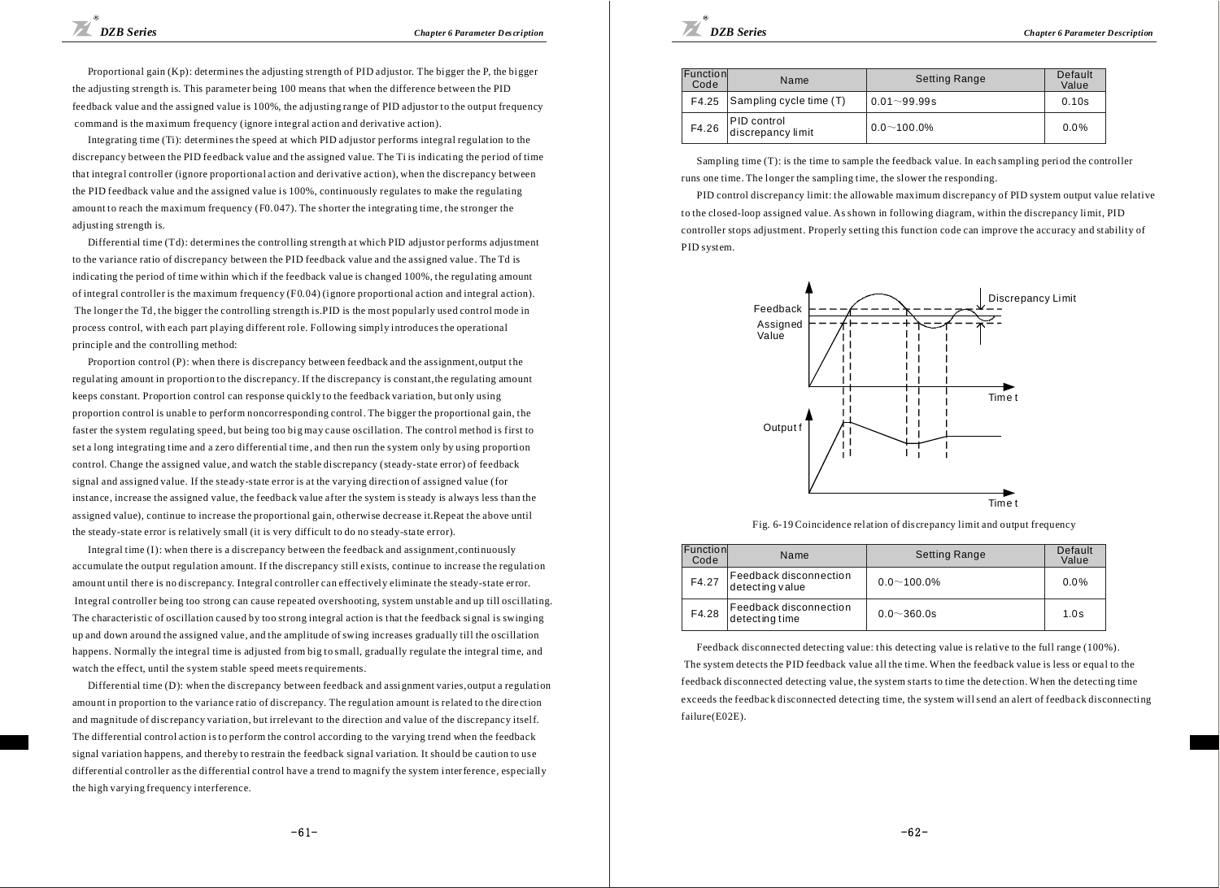Proportional gain (Kp): determines the adjusting strength of PID adjustor. The bigger the P, the bigger the adjusting strength is. This parameter being 100 means that when the difference between the PID feedback value and the assigned value is 100%, the adjusting range of PID adjustor to the output frequency command is the maximum frequency (ignore integral action and derivative action).

Integrating time (Ti): determines the speed at which PID adjustor performs integral regulation to the discrepancy between the PID feedback value and the assigned value. The Ti is indicating the period of time that integral controller (ignore proportional action and derivative action), when the discrepancy between the PID feedback value and the assigned value is 100%, continuously regulates to make the regulating amount to reach the maximum frequency (F0.047). The shorter the integrating time, the stronger the adjusting strength is.

Differential time (Td): determines the controlling strength at which PID adjustor performs adjustment to the variance ratio of discrepancy between the PID feedback value and the assigned value. The Td is indicating the period of time within which if the feedback value is changed 100%, the regulating amount of integral controller is the maximum frequency (F0.04) (ignore proportional action and integral action). The longer the Td, the bigger the controlling strength is.PID is the most popularly used control mode in process control, with each part playing different role. Following simply introduces the operational principle and the controlling method:

Proportion control (P): when there is discrepancy between feedback and the assignment,output the regulating amount in proportion to the discrepancy. If the discrepancy is constant,the regulating amount keeps constant. Proportion control can response quickly to the feedback variation, but only using proportion control is unable to perform noncorresponding control. The bigger the proportional gain, the faster the system regulating speed, but being too big may cause oscillation. The control method is first to set a long integrating time and a zero differential time, and then run the system only by using proportion control. Change the assigned value, and watch the stable discrepancy (steady-state error) of feedback signal and assigned value. If the steady-state error is at the varying direction of assigned value (for instance, increase the assigned value, the feedback value after the system is steady is always less than the assigned value), continue to increase the proportional gain, otherwise decrease it.Repeat the above until the steady-state error is relatively small (it is very difficult to do no steady-state error).

Integral time (I): when there is a discrepancy between the feedback and assignment,continuously accumulate the output regulation amount. If the discrepancy still exists, continue to increase the regulation amount until there is no discrepancy. Integral controller can effectively eliminate the steady-state error. Integral controller being too strong can cause repeated overshooting, system unstable and up till oscillating. The characteristic of oscillation caused by too strong integral action is that the feedback signal is swinging up and down around the assigned value, and the amplitude of swing increases gradually till the oscillation happens. Normally the integral time is adjusted from big to small, gradually regulate the integral time, and watch the effect, until the system stable speed meets requirements.

Differential time (D): when the discrepancy between feedback and assignment varies,output a regulation amount in proportion to the variance ratio of discrepancy. The regulation amount is related to the direction and magnitude of discrepancy variation, but irrelevant to the direction and value of the discrepancy itself. The differential control action is to perform the control according to the varying trend when the feedback signal variation happens, and thereby to restrain the feedback signal variation. It should be caution to use differential controller as the differential control have a trend to magnify the system interference, especially the high varying frequency interference.

| Function Code | Name | Setting Range | Default Value |
|---|---|---|---|
| F4.25 | Sampling cycle time (T) | 0.01～99.99s | 0.10s |
| F4.26 | PID control discrepancy limit | 0.0～100.0% | 0.0% |

Sampling time (T): is the time to sample the feedback value. In each sampling period the controller runs one time. The longer the sampling time, the slower the responding.

PID control discrepancy limit: the allowable maximum discrepancy of PID system output value relative to the closed-loop assigned value. As shown in following diagram, within the discrepancy limit, PID controller stops adjustment. Properly setting this function code can improve the accuracy and stability of PID system.

Feedback
Assigned Value
Discrepancy Limit
Time t
Output f
Time t

Fig. 6-19 Coincidence relation of discrepancy limit and output frequency

| Function Code | Name | Setting Range | Default Value |
|---|---|---|---|
| F4.27 | Feedback disconnection detecting value | 0.0～100.0% | 0.0% |
| F4.28 | Feedback disconnection detecting time | 0.0～360.0s | 1.0s |

Feedback disconnected detecting value: this detecting value is relative to the full range (100%). The system detects the PID feedback value all the time. When the feedback value is less or equal to the feedback disconnected detecting value, the system starts to time the detection. When the detecting time exceeds the feedback disconnected detecting time, the system will send an alert of feedback disconnecting failure(E02E).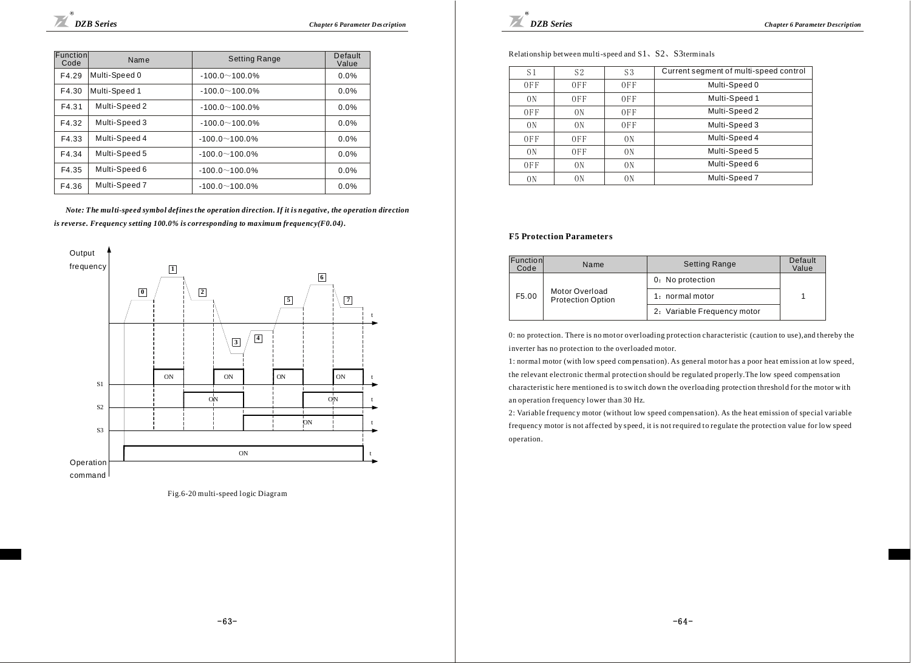| Function Code | Name | Setting Range | Default Value |
|---|---|---|---|
| F4.29 | Multi-Speed 0 | -100.0～100.0% | 0.0% |
| F4.30 | Multi-Speed 1 | -100.0～100.0% | 0.0% |
| F4.31 | Multi-Speed 2 | -100.0～100.0% | 0.0% |
| F4.32 | Multi-Speed 3 | -100.0～100.0% | 0.0% |
| F4.33 | Multi-Speed 4 | -100.0～100.0% | 0.0% |
| F4.34 | Multi-Speed 5 | -100.0～100.0% | 0.0% |
| F4.35 | Multi-Speed 6 | -100.0～100.0% | 0.0% |
| F4.36 | Multi-Speed 7 | -100.0～100.0% | 0.0% |

***Note: The multi-speed symbol defines the operation direction. If it is negative, the operation direction is reverse. Frequency setting 100.0% is corresponding to maximum frequency(F0.04).***

Output frequency

0
1
2
3
4
5
6
7

t

S1
ON
ON
ON
ON

S2
ON
ON

S3
ON

Operation command
ON

Fig.6-20 multi-speed logic Diagram

Relationship between multi-speed and S1、S2、S3terminals

| S1 | S2 | S3 | Current segment of multi-speed control |
|---|---|---|---|
| OFF | OFF | OFF | Multi-Speed 0 |
| ON | OFF | OFF | Multi-Speed 1 |
| OFF | ON | OFF | Multi-Speed 2 |
| ON | ON | OFF | Multi-Speed 3 |
| OFF | OFF | ON | Multi-Speed 4 |
| ON | OFF | ON | Multi-Speed 5 |
| OFF | ON | ON | Multi-Speed 6 |
| ON | ON | ON | Multi-Speed 7 |

### F5 Protection Parameters

| Function Code | Name | Setting Range | Default Value |
|---|---|---|---|
| F5.00 | Motor Overload Protection Option | 0：No protection | 1 |
| | | 1：normal motor | |
| | | 2：Variable Frequency motor | |

0: no protection. There is no motor overloading protection characteristic (caution to use),and thereby the inverter has no protection to the overloaded motor.

1: normal motor (with low speed compensation). As general motor has a poor heat emission at low speed, the relevant electronic thermal protection should be regulated properly.The low speed compensation characteristic here mentioned is to switch down the overloading protection threshold for the motor with an operation frequency lower than 30 Hz.

2: Variable frequency motor (without low speed compensation). As the heat emission of special variable frequency motor is not affected by speed, it is not required to regulate the protection value for low speed operation.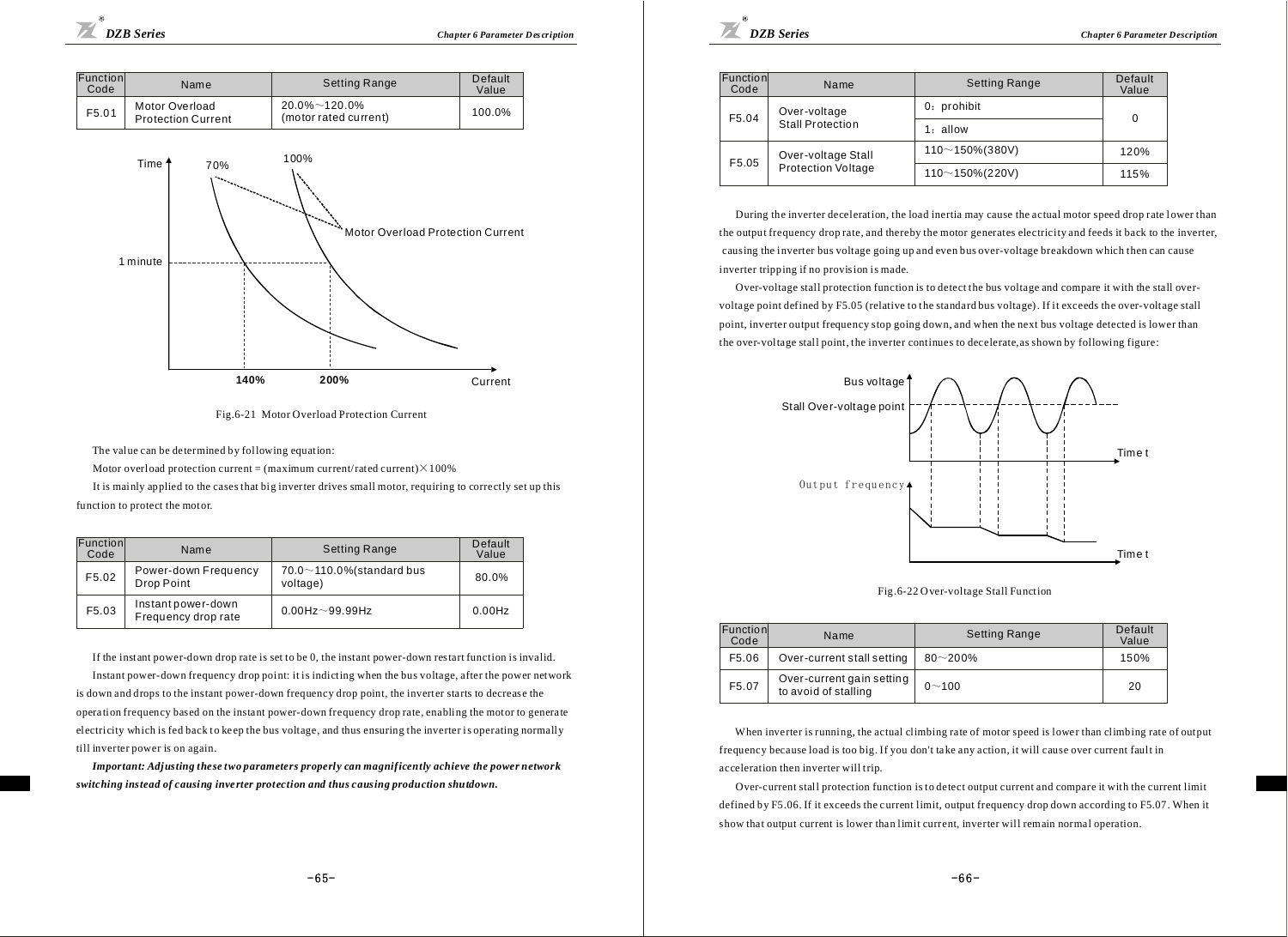| Function Code | Name | Setting Range | Default Value |
|---|---|---|---|
| F5.01 | Motor Overload Protection Current | 20.0%～120.0% (motor rated current) | 100.0% |

Time
70%
100%
Motor Overload Protection Current
1 minute
140%
200%
Current

Fig.6-21 Motor Overload Protection Current

The value can be determined by following equation:

Motor overload protection current = (maximum current/rated current)×100%

It is mainly applied to the cases that big inverter drives small motor, requiring to correctly set up this function to protect the motor.

| Function Code | Name | Setting Range | Default Value |
|---|---|---|---|
| F5.02 | Power-down Frequency Drop Point | 70.0～110.0%(standard bus voltage) | 80.0% |
| F5.03 | Instant power-down Frequency drop rate | 0.00Hz～99.99Hz | 0.00Hz |

If the instant power-down drop rate is set to be 0, the instant power-down restart function is invalid.

Instant power-down frequency drop point: it is indicting when the bus voltage, after the power network is down and drops to the instant power-down frequency drop point, the inverter starts to decrease the operation frequency based on the instant power-down frequency drop rate, enabling the motor to generate electricity which is fed back to keep the bus voltage, and thus ensuring the inverter is operating normally till inverter power is on again.

***Important: Adjusting these two parameters properly can magnificently achieve the power network switching instead of causing inverter protection and thus causing production shutdown.***

| Function Code | Name | Setting Range | Default Value |
|---|---|---|---|
| F5.04 | Over-voltage Stall Protection | 0：prohibit | 0 |
| | | 1：allow | |
| F5.05 | Over-voltage Stall Protection Voltage | 110～150%(380V) | 120% |
| | | 110～150%(220V) | 115% |

During the inverter deceleration, the load inertia may cause the actual motor speed drop rate lower than the output frequency drop rate, and thereby the motor generates electricity and feeds it back to the inverter, causing the inverter bus voltage going up and even bus over-voltage breakdown which then can cause inverter tripping if no provision is made.

Over-voltage stall protection function is to detect the bus voltage and compare it with the stall over-voltage point defined by F5.05 (relative to the standard bus voltage). If it exceeds the over-voltage stall point, inverter output frequency stop going down, and when the next bus voltage detected is lower than the over-voltage stall point, the inverter continues to decelerate,as shown by following figure:

Bus voltage
Stall Over-voltage point
Time t
Output frequency
Time t

Fig.6-22 Over-voltage Stall Function

| Function Code | Name | Setting Range | Default Value |
|---|---|---|---|
| F5.06 | Over-current stall setting | 80～200% | 150% |
| F5.07 | Over-current gain setting to avoid of stalling | 0～100 | 20 |

When inverter is running, the actual climbing rate of motor speed is lower than climbing rate of output frequency because load is too big. If you don't take any action, it will cause over current fault in acceleration then inverter will trip.

Over-current stall protection function is to detect output current and compare it with the current limit defined by F5.06. If it exceeds the current limit, output frequency drop down according to F5.07. When it show that output current is lower than limit current, inverter will remain normal operation.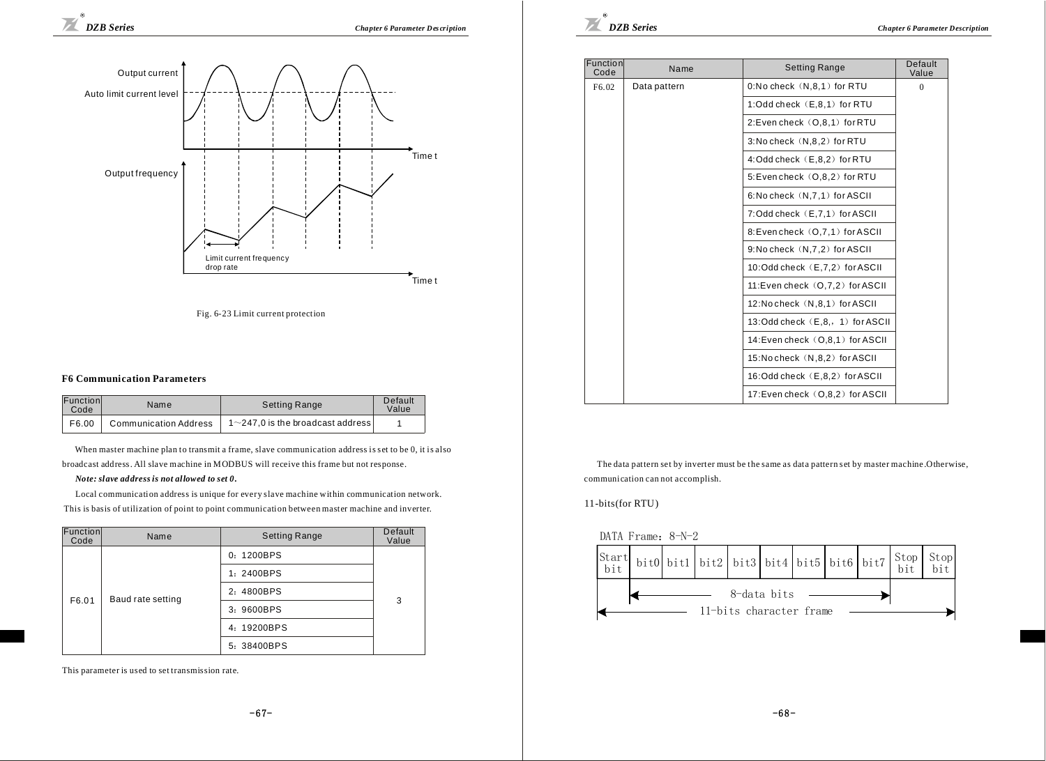Output current

Auto limit current level

Time t

Output frequency

Limit current frequency drop rate

Time t

Fig. 6-23 Limit current protection

**F6 Communication Parameters**

| Function Code | Name | Setting Range | Default Value |
|---|---|---|---|
| F6.00 | Communication Address | 1～247,0 is the broadcast address | 1 |

When master machine plan to transmit a frame, slave communication address is set to be 0, it is also broadcast address. All slave machine in MODBUS will receive this frame but not response.

***Note: slave address is not allowed to set 0.***

Local communication address is unique for every slave machine within communication network. This is basis of utilization of point to point communication between master machine and inverter.

| Function Code | Name | Setting Range | Default Value |
|---|---|---|---|
| F6.01 | Baud rate setting | 0：1200BPS | 3 |
| | | 1：2400BPS | |
| | | 2：4800BPS | |
| | | 3：9600BPS | |
| | | 4：19200BPS | |
| | | 5：38400BPS | |

This parameter is used to set transmission rate.

| Function Code | Name | Setting Range | Default Value |
|---|---|---|---|
| F6.02 | Data pattern | 0:No check（N,8,1）for RTU | 0 |
| | | 1:Odd check（E,8,1）for RTU | |
| | | 2:Even check（O,8,1）for RTU | |
| | | 3:No check（N,8,2）for RTU | |
| | | 4:Odd check（E,8,2）for RTU | |
| | | 5:Even check（O,8,2）for RTU | |
| | | 6:No check（N,7,1）for ASCII | |
| | | 7:Odd check（E,7,1）for ASCII | |
| | | 8:Even check（O,7,1）for ASCII | |
| | | 9:No check（N,7,2）for ASCII | |
| | | 10:Odd check（E,7,2）for ASCII | |
| | | 11:Even check（O,7,2）for ASCII | |
| | | 12:No check（N,8,1）for ASCII | |
| | | 13:Odd check（E,8,，1）for ASCII | |
| | | 14:Even check（O,8,1）for ASCII | |
| | | 15:No check（N,8,2）for ASCII | |
| | | 16:Odd check（E,8,2）for ASCII | |
| | | 17:Even check（O,8,2）for ASCII | |

The data pattern set by inverter must be the same as data pattern set by master machine.Otherwise, communication can not accomplish.

11-bits(for RTU)

DATA Frame：8-N-2

| Start bit | bit0 | bit1 | bit2 | bit3 | bit4 | bit5 | bit6 | bit7 | Stop bit | Stop bit |
|---|---|---|---|---|---|---|---|---|---|---|

8-data bits

11-bits character frame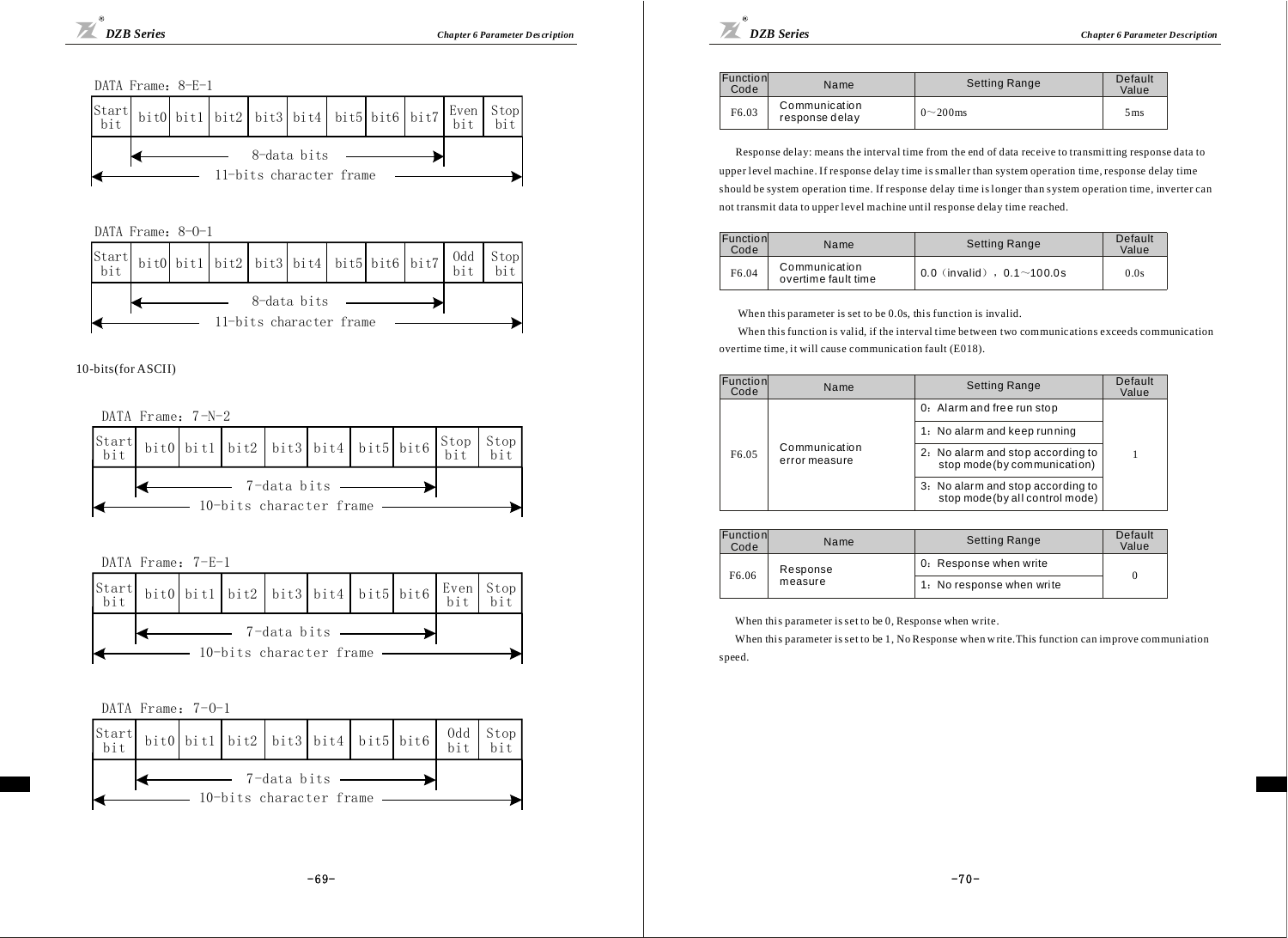DATA Frame: 8-E-1

| Start bit | bit0 | bit1 | bit2 | bit3 | bit4 | bit5 | bit6 | bit7 | Even bit | Stop bit |
|---|---|---|---|---|---|---|---|---|---|---|

8-data bits

11-bits character frame

DATA Frame: 8-O-1

| Start bit | bit0 | bit1 | bit2 | bit3 | bit4 | bit5 | bit6 | bit7 | Odd bit | Stop bit |
|---|---|---|---|---|---|---|---|---|---|---|

8-data bits

11-bits character frame

10-bits(for ASCII)

DATA Frame: 7-N-2

| Start bit | bit0 | bit1 | bit2 | bit3 | bit4 | bit5 | bit6 | Stop bit | Stop bit |
|---|---|---|---|---|---|---|---|---|---|

7-data bits

10-bits character frame

DATA Frame: 7-E-1

| Start bit | bit0 | bit1 | bit2 | bit3 | bit4 | bit5 | bit6 | Even bit | Stop bit |
|---|---|---|---|---|---|---|---|---|---|

7-data bits

10-bits character frame

DATA Frame: 7-O-1

| Start bit | bit0 | bit1 | bit2 | bit3 | bit4 | bit5 | bit6 | Odd bit | Stop bit |
|---|---|---|---|---|---|---|---|---|---|

7-data bits

10-bits character frame

| Function Code | Name | Setting Range | Default Value |
|---|---|---|---|
| F6.03 | Communication response delay | 0～200ms | 5ms |

Response delay: means the interval time from the end of data receive to transmitting response data to upper level machine. If response delay time is smaller than system operation time, response delay time should be system operation time. If response delay time is longer than system operation time, inverter can not transmit data to upper level machine until response delay time reached.

| Function Code | Name | Setting Range | Default Value |
|---|---|---|---|
| F6.04 | Communication overtime fault time | 0.0（invalid），0.1～100.0s | 0.0s |

When this parameter is set to be 0.0s, this function is invalid.

When this function is valid, if the interval time between two communications exceeds communication overtime time, it will cause communication fault (E018).

| Function Code | Name | Setting Range | Default Value |
|---|---|---|---|
| F6.05 | Communication error measure | 0: Alarm and free run stop | 1 |
| | | 1: No alarm and keep running | |
| | | 2: No alarm and stop according to stop mode(by communication) | |
| | | 3: No alarm and stop according to stop mode(by all control mode) | |

| Function Code | Name | Setting Range | Default Value |
|---|---|---|---|
| F6.06 | Response measure | 0: Response when write | 0 |
| | | 1: No response when write | |

When this parameter is set to be 0, Response when write.

When this parameter is set to be 1, No Response when write.This function can improve communiation speed.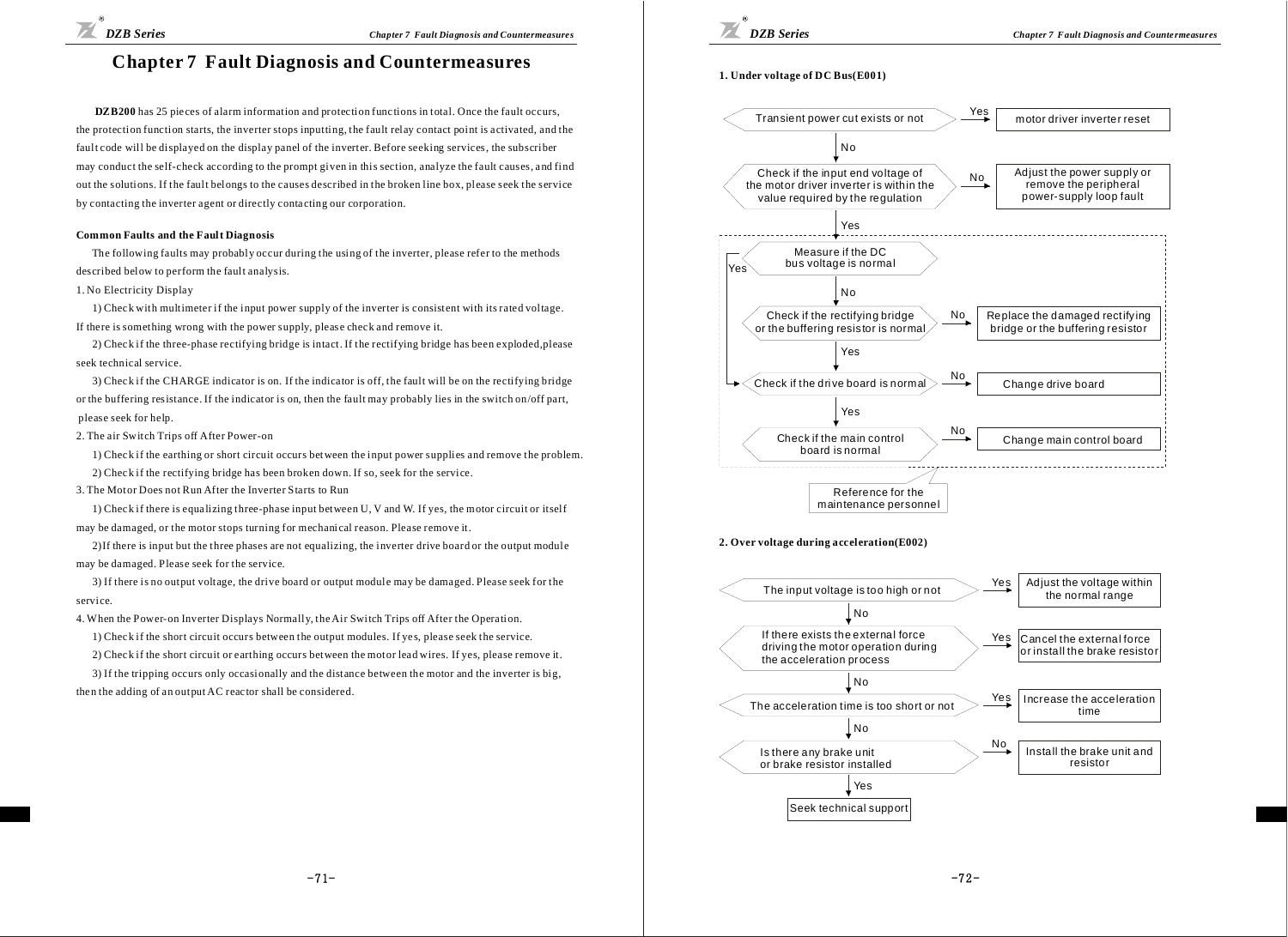# Chapter 7 Fault Diagnosis and Countermeasures

**DZB200** has 25 pieces of alarm information and protection functions in total. Once the fault occurs, the protection function starts, the inverter stops inputting, the fault relay contact point is activated, and the fault code will be displayed on the display panel of the inverter. Before seeking services, the subscriber may conduct the self-check according to the prompt given in this section, analyze the fault causes, and find out the solutions. If the fault belongs to the causes described in the broken line box, please seek the service by contacting the inverter agent or directly contacting our corporation.

**Common Faults and the Fault Diagnosis**

The following faults may probably occur during the using of the inverter, please refer to the methods described below to perform the fault analysis.

1. No Electricity Display

1) Check with multimeter if the input power supply of the inverter is consistent with its rated voltage. If there is something wrong with the power supply, please check and remove it.

2) Check if the three-phase rectifying bridge is intact. If the rectifying bridge has been exploded,please seek technical service.

3) Check if the CHARGE indicator is on. If the indicator is off, the fault will be on the rectifying bridge or the buffering resistance. If the indicator is on, then the fault may probably lies in the switch on/off part, please seek for help.

2. The air Switch Trips off After Power-on

1) Check if the earthing or short circuit occurs between the input power supplies and remove the problem.

2) Check if the rectifying bridge has been broken down. If so, seek for the service.

3. The Motor Does not Run After the Inverter Starts to Run

1) Check if there is equalizing three-phase input between U, V and W. If yes, the motor circuit or itself may be damaged, or the motor stops turning for mechanical reason. Please remove it.

2)If there is input but the three phases are not equalizing, the inverter drive board or the output module may be damaged. Please seek for the service.

3) If there is no output voltage, the drive board or output module may be damaged. Please seek for the service.

4. When the Power-on Inverter Displays Normally, the Air Switch Trips off After the Operation.

1) Check if the short circuit occurs between the output modules. If yes, please seek the service.

2) Check if the short circuit or earthing occurs between the motor lead wires. If yes, please remove it.

3) If the tripping occurs only occasionally and the distance between the motor and the inverter is big, then the adding of an output AC reactor shall be considered.

**1. Under voltage of DC Bus(E001)**

Transient power cut exists or not — Yes → motor driver inverter reset
No
Check if the input end voltage of the motor driver inverter is within the value required by the regulation — No → Adjust the power supply or remove the peripheral power-supply loop fault
Yes
Measure if the DC bus voltage is normal — Yes → Check if the drive board is normal
No
Check if the rectifying bridge or the buffering resistor is normal — No → Replace the damaged rectifying bridge or the buffering resistor
Yes
Check if the drive board is normal — No → Change drive board
Yes
Check if the main control board is normal — No → Change main control board

Reference for the maintenance personnel

**2. Over voltage during acceleration(E002)**

The input voltage is too high or not — Yes → Adjust the voltage within the normal range
No
If there exists the external force driving the motor operation during the acceleration process — Yes → Cancel the external force or install the brake resistor
No
The acceleration time is too short or not — Yes → Increase the acceleration time
No
Is there any brake unit or brake resistor installed — No → Install the brake unit and resistor
Yes
Seek technical support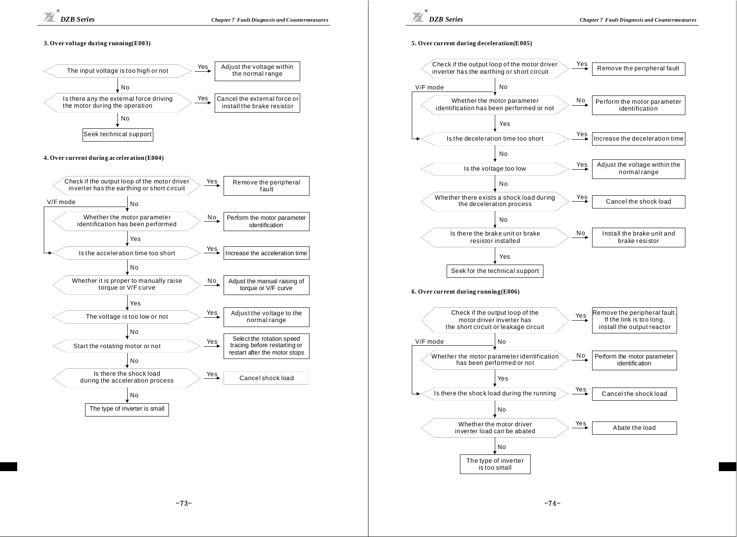### 3. Over voltage during running(E003)

The input voltage is too high or not
Yes
Adjust the voltage within the normal range
No
Is there any the external force driving the motor during the operation
Yes
Cancel the external force or install the brake resistor
No
Seek technical support

### 4. Over current during acceleration(E004)

Check if the output loop of the motor driver inverter has the earthing or short circuit
Yes
Remove the peripheral fault
V/F mode
No
Whether the motor parameter identification has been performed
No
Perform the motor parameter identification
Yes
Is the acceleration time too short
Yes
Increase the acceleration time
No
Whether it is proper to manually raise torque or V/F curve
No
Adjust the manual raising of torque or V/F curve
Yes
The voltage is too low or not
Yes
Adjust the voltage to the normal range
No
Start the rotating motor or not
Yes
Select the rotation speed tracing before restarting or restart after the motor stops
No
Is there the shock load during the acceleration process
Yes
Cancel shock load
No
The type of inverter is small

### 5. Over current during deceleration(E005)

Check if the output loop of the motor driver inverter has the earthing or short circuit
Yes
Remove the peripheral fault
V/F mode
No
Whether the motor parameter identification has been performed or not
No
Perform the motor parameter identification
Yes
Is the deceleration time too short
Yes
Increase the deceleration time
No
Is the voltage too low
Yes
Adjust the voltage within the normal range
No
Whether there exists a shock load during the deceleration process
Yes
Cancel the shock load
No
Is there the brake unit or brake resistor installed
No
Install the brake unit and brake resistor
Yes
Seek for the technical support

### 6. Over current during running(E006)

Check if the output loop of the motor driver inverter has the short circuit or leakage circuit
Yes
Remove the peripheral fault. If the link is too long, install the output reactor
V/F mode
No
Whether the motor parameter identification has been performed or not
No
Perform the motor parameter identification
Yes
Is there the shock load during the running
Yes
Cancel the shock load
No
Whether the motor driver inverter load can be abated
Yes
Abate the load
No
The type of inverter is too small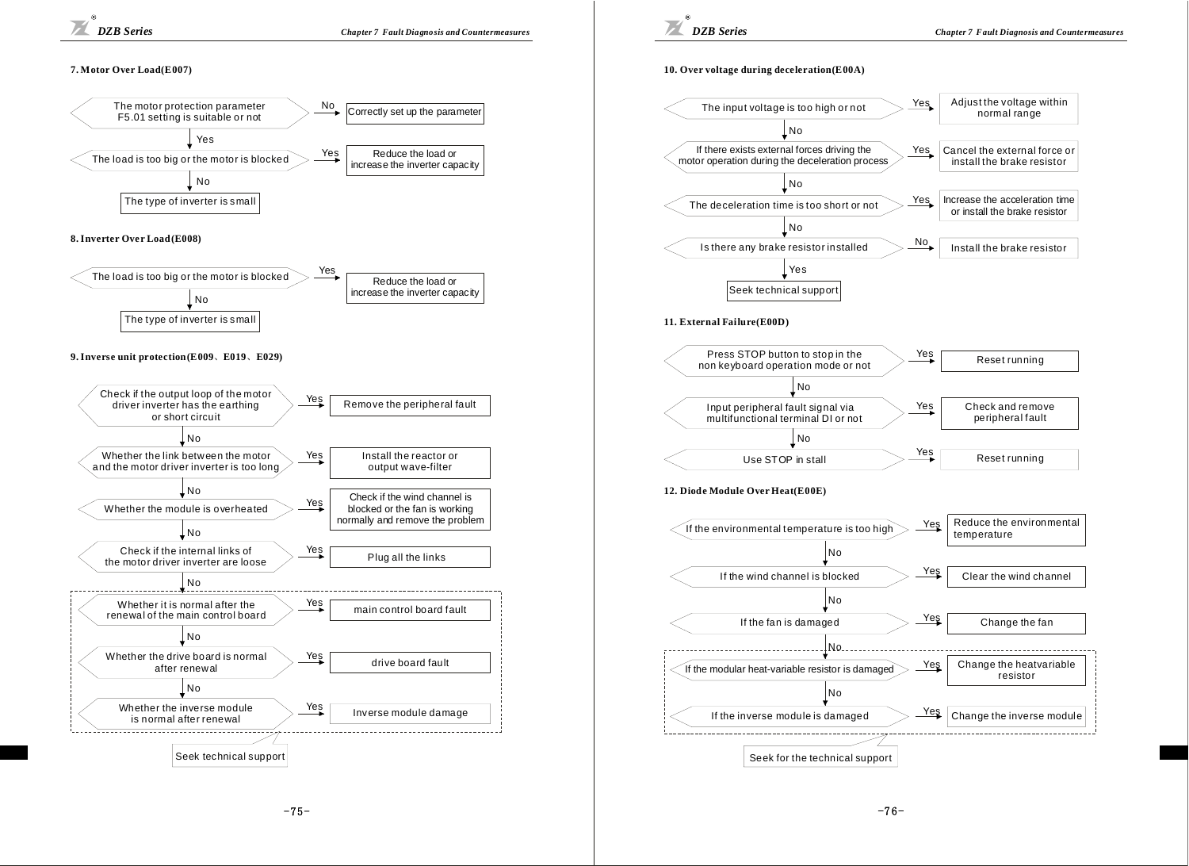#### 7. Motor Over Load(E007)

The motor protection parameter F5.01 setting is suitable or not — No → Correctly set up the parameter

Yes

The load is too big or the motor is blocked — Yes → Reduce the load or increase the inverter capacity

No

The type of inverter is small

#### 8. Inverter Over Load(E008)

The load is too big or the motor is blocked — Yes → Reduce the load or increase the inverter capacity

No

The type of inverter is small

#### 9. Inverse unit protection(E009、E019、E029)

Check if the output loop of the motor driver inverter has the earthing or short circuit — Yes → Remove the peripheral fault

No

Whether the link between the motor and the motor driver inverter is too long — Yes → Install the reactor or output wave-filter

No

Whether the module is overheated — Yes → Check if the wind channel is blocked or the fan is working normally and remove the problem

No

Check if the internal links of the motor driver inverter are loose — Yes → Plug all the links

No

Whether it is normal after the renewal of the main control board — Yes → main control board fault

No

Whether the drive board is normal after renewal — Yes → drive board fault

No

Whether the inverse module is normal after renewal — Yes → Inverse module damage

Seek technical support

#### 10. Over voltage during deceleration(E00A)

The input voltage is too high or not — Yes → Adjust the voltage within normal range

No

If there exists external forces driving the motor operation during the deceleration process — Yes → Cancel the external force or install the brake resistor

No

The deceleration time is too short or not — Yes → Increase the acceleration time or install the brake resistor

No

Is there any brake resistor installed — No → Install the brake resistor

Yes

Seek technical support

#### 11. External Failure(E00D)

Press STOP button to stop in the non keyboard operation mode or not — Yes → Reset running

No

Input peripheral fault signal via multifunctional terminal DI or not — Yes → Check and remove peripheral fault

No

Use STOP in stall — Yes → Reset running

#### 12. Diode Module Over Heat(E00E)

If the environmental temperature is too high — Yes → Reduce the environmental temperature

No

If the wind channel is blocked — Yes → Clear the wind channel

No

If the fan is damaged — Yes → Change the fan

No

If the modular heat-variable resistor is damaged — Yes → Change the heatvariable resistor

No

If the inverse module is damaged — Yes → Change the inverse module

Seek for the technical support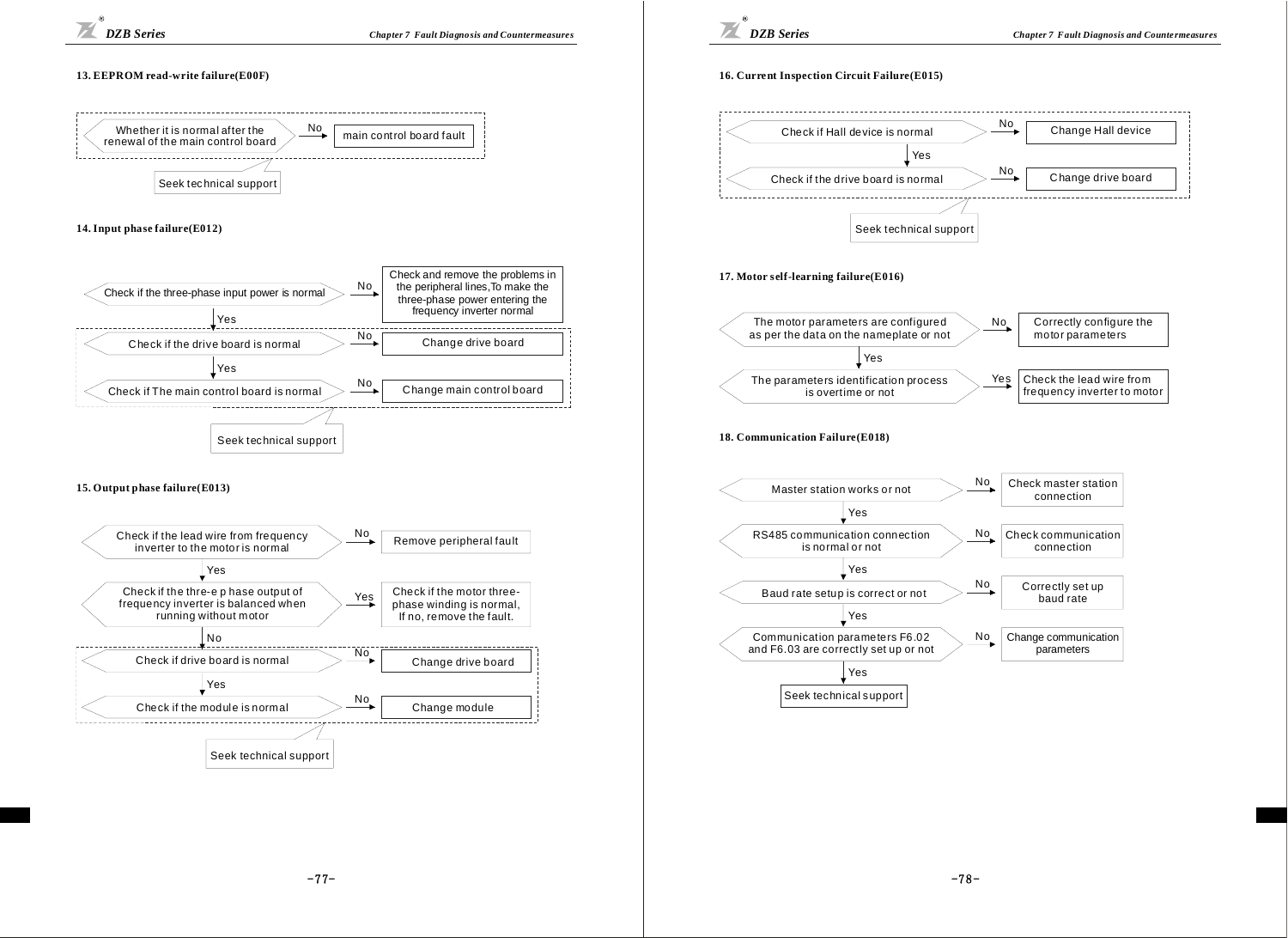### 13. EEPROM read-write failure(E00F)

- Whether it is normal after the renewal of the main control board → No → main control board fault
- Seek technical support

### 14. Input phase failure(E012)

- Check if the three-phase input power is normal → No → Check and remove the problems in the peripheral lines,To make the three-phase power entering the frequency inverter normal
- ↓ Yes
- Check if the drive board is normal → No → Change drive board
- ↓ Yes
- Check if The main control board is normal → No → Change main control board
- Seek technical support

### 15. Output phase failure(E013)

- Check if the lead wire from frequency inverter to the motor is normal → No → Remove peripheral fault
- ↓ Yes
- Check if the thre-e p hase output of frequency inverter is balanced when running without motor → Yes → Check if the motor three-phase winding is normal, If no, remove the fault.
- ↓ No
- Check if drive board is normal → No → Change drive board
- ↓ Yes
- Check if the module is normal → No → Change module
- Seek technical support

### 16. Current Inspection Circuit Failure(E015)

- Check if Hall device is normal → No → Change Hall device
- ↓ Yes
- Check if the drive board is normal → No → Change drive board
- Seek technical support

### 17. Motor self-learning failure(E016)

- The motor parameters are configured as per the data on the nameplate or not → No → Correctly configure the motor parameters
- ↓ Yes
- The parameters identification process is overtime or not → Yes → Check the lead wire from frequency inverter to motor

### 18. Communication Failure(E018)

- Master station works or not → No → Check master station connection
- ↓ Yes
- RS485 communication connection is normal or not → No → Check communication connection
- ↓ Yes
- Baud rate setup is correct or not → No → Correctly set up baud rate
- ↓ Yes
- Communication parameters F6.02 and F6.03 are correctly set up or not → No → Change communication parameters
- ↓ Yes
- Seek technical support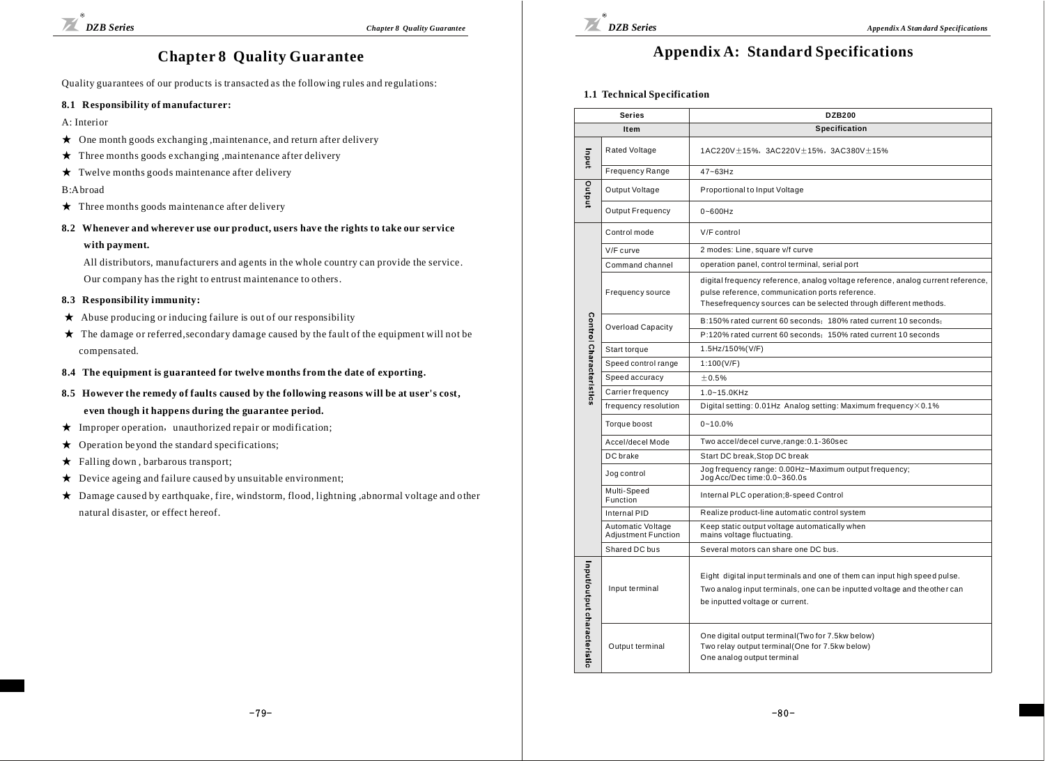# Chapter 8 Quality Guarantee

Quality guarantees of our products is transacted as the following rules and regulations:

### 8.1 Responsibility of manufacturer:

A: Interior

★ One month goods exchanging ,maintenance, and return after delivery

★ Three months goods exchanging ,maintenance after delivery

★ Twelve months goods maintenance after delivery

B:Abroad

★ Three months goods maintenance after delivery

### 8.2 Whenever and wherever use our product, users have the rights to take our service with payment.

All distributors, manufacturers and agents in the whole country can provide the service. Our company has the right to entrust maintenance to others.

### 8.3 Responsibility immunity:

★ Abuse producing or inducing failure is out of our responsibility

★ The damage or referred,secondary damage caused by the fault of the equipment will not be compensated.

### 8.4 The equipment is guaranteed for twelve months from the date of exporting.

### 8.5 However the remedy of faults caused by the following reasons will be at user's cost, even though it happens during the guarantee period.

★ Improper operation，unauthorized repair or modification;

★ Operation beyond the standard specifications;

★ Falling down , barbarous transport;

★ Device ageing and failure caused by unsuitable environment;

★ Damage caused by earthquake, fire, windstorm, flood, lightning ,abnormal voltage and other natural disaster, or effect hereof.

# Appendix A: Standard Specifications

### 1.1 Technical Specification

| Series | | DZB200 |
|---|---|---|
| Item | | Specification |
| Input | Rated Voltage | 1AC220V±15%，3AC220V±15%，3AC380V±15% |
| | Frequency Range | 47~63Hz |
| Output | Output Voltage | Proportional to Input Voltage |
| | Output Frequency | 0~600Hz |
| Control Characteristics | Control mode | V/F control |
| | V/F curve | 2 modes: Line, square v/f curve |
| | Command channel | operation panel, control terminal, serial port |
| | Frequency source | digital frequency reference, analog voltage reference, analog current reference, pulse reference, communication ports reference. Thesefrequency sources can be selected through different methods. |
| | Overload Capacity | B:150% rated current 60 seconds；180% rated current 10 seconds； P:120% rated current 60 seconds；150% rated current 10 seconds |
| | Start torque | 1.5Hz/150%(V/F) |
| | Speed control range | 1:100(V/F) |
| | Speed accuracy | ±0.5% |
| | Carrier frequency | 1.0~15.0KHz |
| | frequency resolution | Digital setting: 0.01Hz Analog setting: Maximum frequency×0.1% |
| | Torque boost | 0~10.0% |
| | Accel/decel Mode | Two accel/decel curve,range:0.1-360sec |
| | DC brake | Start DC break,Stop DC break |
| | Jog control | Jog frequency range: 0.00Hz~Maximum output frequency; Jog Acc/Dec time:0.0~360.0s |
| | Multi-Speed Function | Internal PLC operation;8-speed Control |
| | Internal PID | Realize product-line automatic control system |
| | Automatic Voltage Adjustment Function | Keep static output voltage automatically when mains voltage fluctuating. |
| | Shared DC bus | Several motors can share one DC bus. |
| Input/output characteristic | Input terminal | Eight digital input terminals and one of them can input high speed pulse. Two analog input terminals, one can be inputted voltage and theother can be inputted voltage or current. |
| | Output terminal | One digital output terminal(Two for 7.5kw below) Two relay output terminal(One for 7.5kw below) One analog output terminal |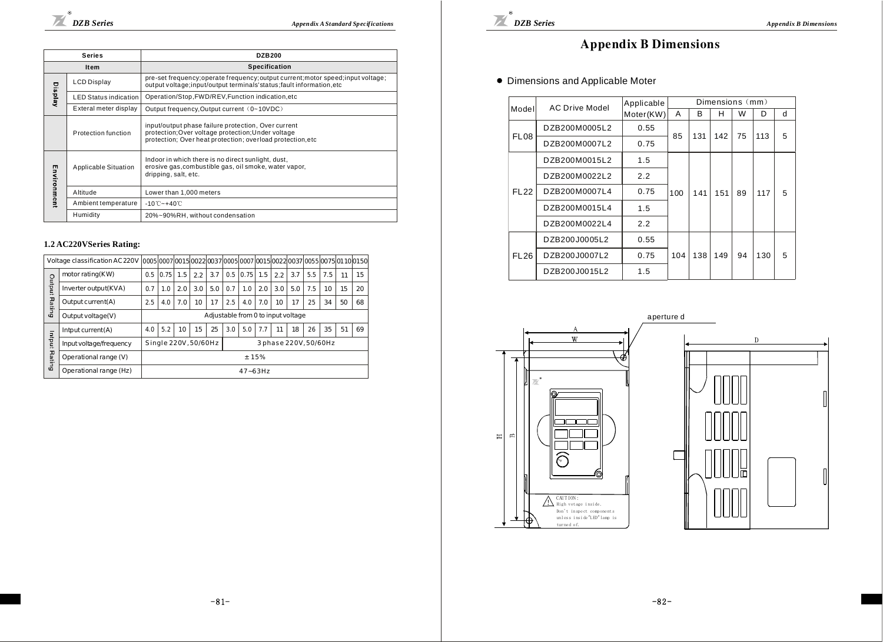| Series | | DZB200 |
|---|---|---|
| Item | | Specification |
| Display | LCD Display | pre-set frequency;operate frequency;output current;motor speed;input voltage; output voltage;input/output terminals'status;fault information,etc |
| | LED Status indication | Operation/Stop,FWD/REV,Function indication,etc |
| | Exteral meter display | Output frequency,Output current（0~10VDC） |
| | Protection function | input/output phase failure protection, Over current protection;Over voltage protection;Under voltage protection; Over heat protection; overload protection,etc |
| Environment | Applicable Situation | Indoor in which there is no direct sunlight, dust, erosive gas,combustible gas, oil smoke, water vapor, dripping, salt, etc. |
| | Altitude | Lower than 1,000 meters |
| | Ambient temperature | -10℃~+40℃ |
| | Humidity | 20%~90%RH, without condensation |

### 1.2 AC220VSeries Rating:

| Voltage classification AC220V | | 0005 | 0007 | 0015 | 0022 | 0037 | 0005 | 0007 | 0015 | 0022 | 0037 | 0055 | 0075 | 0110 | 0150 |
|---|---|---|---|---|---|---|---|---|---|---|---|---|---|---|---|
| Output Rating | motor rating(KW) | 0.5 | 0.75 | 1.5 | 2.2 | 3.7 | 0.5 | 0.75 | 1.5 | 2.2 | 3.7 | 5.5 | 7.5 | 11 | 15 |
| | Inverter output(KVA) | 0.7 | 1.0 | 2.0 | 3.0 | 5.0 | 0.7 | 1.0 | 2.0 | 3.0 | 5.0 | 7.5 | 10 | 15 | 20 |
| | Output current(A) | 2.5 | 4.0 | 7.0 | 10 | 17 | 2.5 | 4.0 | 7.0 | 10 | 17 | 25 | 34 | 50 | 68 |
| | Output voltage(V) | Adjustable from 0 to input voltage | | | | | | | | | | | | | |
| Input Rating | Intput current(A) | 4.0 | 5.2 | 10 | 15 | 25 | 3.0 | 5.0 | 7.7 | 11 | 18 | 26 | 35 | 51 | 69 |
| | Input voltage/frequency | Single 220V,50/60Hz | | | | | 3phase 220V,50/60Hz | | | | | | | | |
| | Operational range (V) | ±15% | | | | | | | | | | | | | |
| | Operational range (Hz) | 47~63Hz | | | | | | | | | | | | | |

# Appendix B Dimensions

- Dimensions and Applicable Moter

| Model | AC Drive Model | Applicable Moter(KW) | Dimensions（mm） | | | | | |
|---|---|---|---|---|---|---|---|---|
| | | | A | B | H | W | D | d |
| FL08 | DZB200M0005L2 | 0.55 | 85 | 131 | 142 | 75 | 113 | 5 |
| | DZB200M0007L2 | 0.75 | | | | | | |
| FL22 | DZB200M0015L2 | 1.5 | 100 | 141 | 151 | 89 | 117 | 5 |
| | DZB200M0022L2 | 2.2 | | | | | | |
| | DZB200M0007L4 | 0.75 | | | | | | |
| | DZB200M0015L4 | 1.5 | | | | | | |
| | DZB200M0022L4 | 2.2 | | | | | | |
| FL26 | DZB200J0005L2 | 0.55 | 104 | 138 | 149 | 94 | 130 | 5 |
| | DZB200J0007L2 | 0.75 | | | | | | |
| | DZB200J0015L2 | 1.5 | | | | | | |

aperture d

A
W
H
B
D

CAUTION:
High votage inside.
Don't inspect components unless inside"LED"lamp is turned of.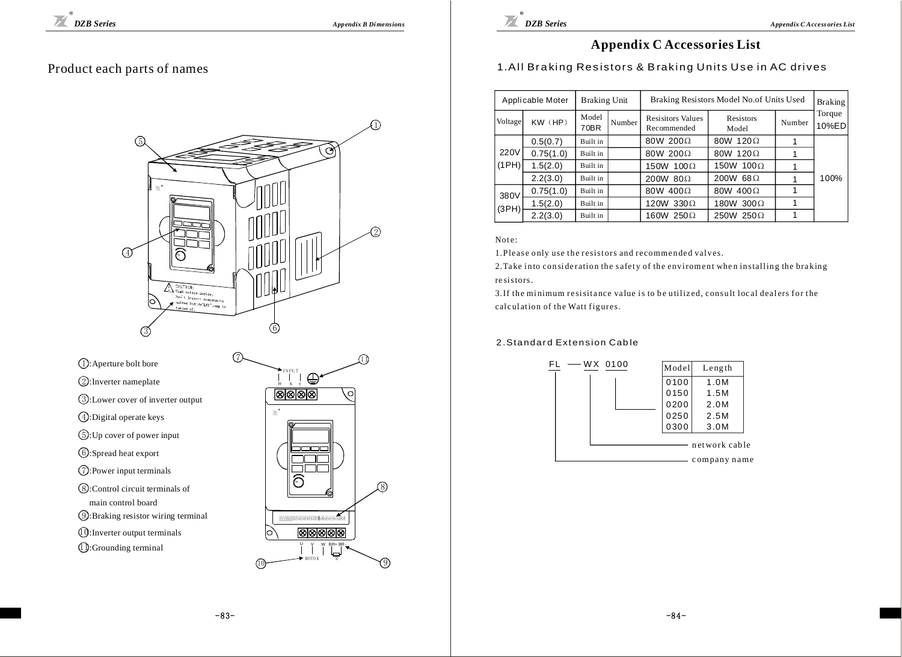# Product each parts of names

①:Aperture bolt bore

②:Inverter nameplate

③:Lower cover of inverter output

④:Digital operate keys

⑤:Up cover of power input

⑥:Spread heat export

⑦:Power input terminals

⑧:Control circuit terminals of main control board

⑨:Braking resistor wiring terminal

⑩:Inverter output terminals

⑪:Grounding terminal

# Appendix C Accessories List

## 1.All Braking Resistors & Braking Units Use in AC drives

| Applicable Moter | | Braking Unit | | Braking Resistors Model No.of Units Used | | | Braking Torque 10%ED |
|---|---|---|---|---|---|---|---|
| Voltage | KW（HP） | Model 70BR | Number | Resisitors Values Recommended | Resistors Model | Number | |
| 220V (1PH) | 0.5(0.7) | Built in | | 80W 200Ω | 80W 120Ω | 1 | 100% |
| | 0.75(1.0) | Built in | | 80W 200Ω | 80W 120Ω | 1 | |
| | 1.5(2.0) | Built in | | 150W 100Ω | 150W 100Ω | 1 | |
| | 2.2(3.0) | Built in | | 200W 80Ω | 200W 68Ω | 1 | |
| 380V (3PH) | 0.75(1.0) | Built in | | 80W 400Ω | 80W 400Ω | 1 | |
| | 1.5(2.0) | Built in | | 120W 330Ω | 180W 300Ω | 1 | |
| | 2.2(3.0) | Built in | | 160W 250Ω | 250W 250Ω | 1 | |

Note:

1.Please only use the resistors and recommended valves.

2.Take into consideration the safety of the enviroment when installing the braking resistors.

3.If the minimum resisitance value is to be utilized, consult local dealers for the calculation of the Watt figures.

## 2.Standard Extension Cable

FL — WX 0100

- 0100: length code
- WX: network cable
- FL: company name

| Model | Length |
|---|---|
| 0100 | 1.0M |
| 0150 | 1.5M |
| 0200 | 2.0M |
| 0250 | 2.5M |
| 0300 | 3.0M |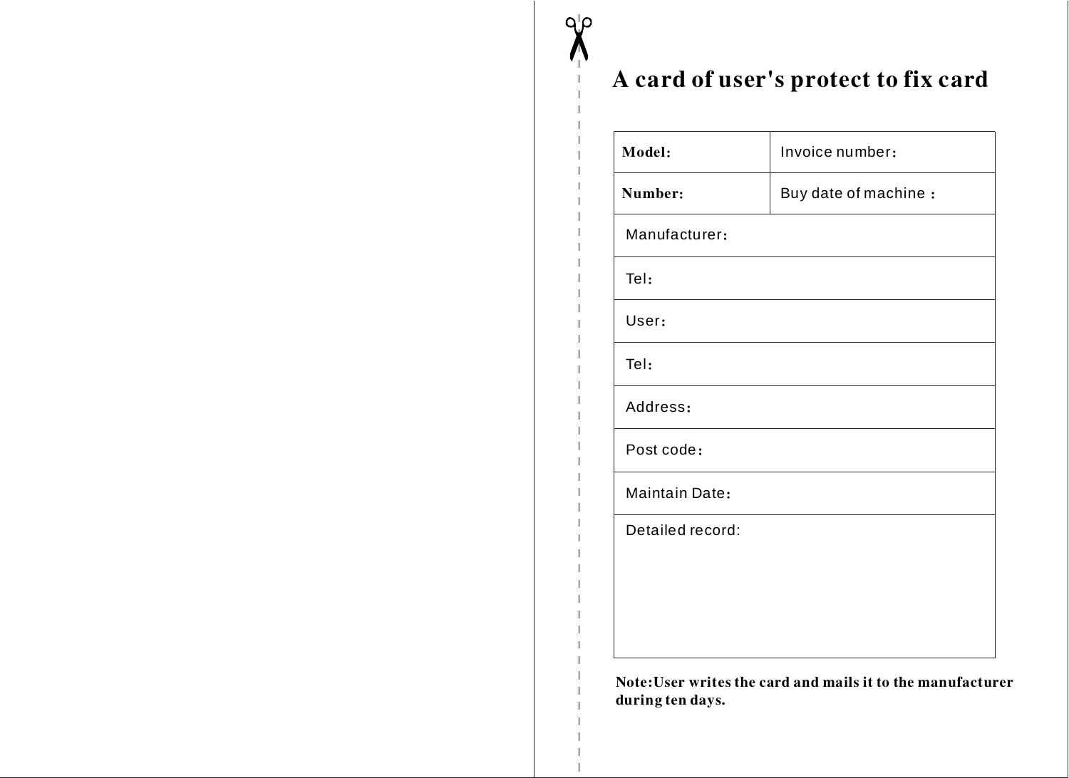# A card of user's protect to fix card

| | |
|---|---|
| **Model:** | Invoice number： |
| **Number:** | Buy date of machine ： |
| Manufacturer： | |
| Tel： | |
| User： | |
| Tel： | |
| Address： | |
| Post code： | |
| Maintain Date： | |
| Detailed record: | |

**Note:User writes the card and mails it to the manufacturer during ten days.**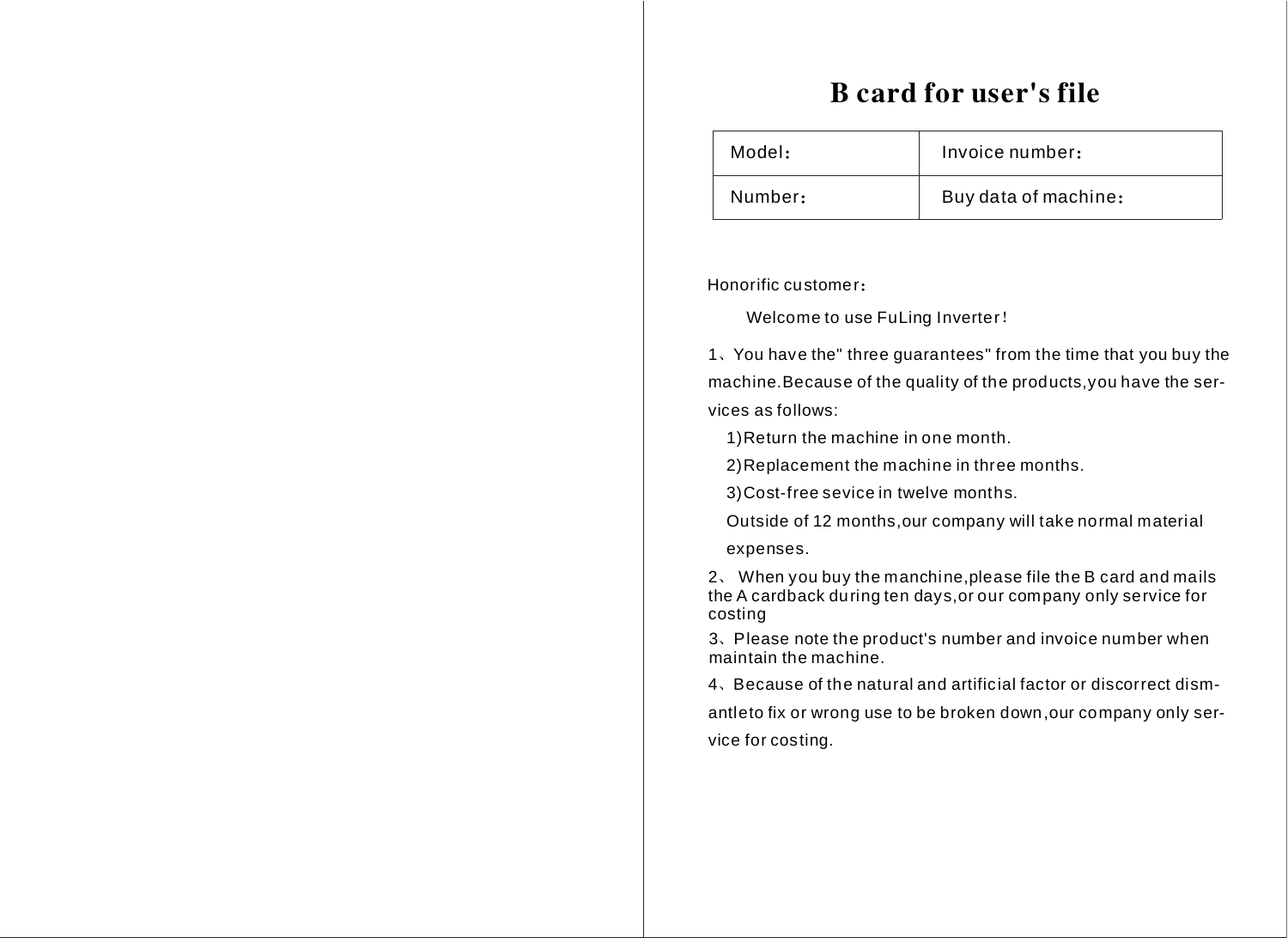# B card for user's file

| | |
|---|---|
| Model： | Invoice number： |
| Number： | Buy data of machine： |

Honorific customer：

Welcome to use FuLing Inverter!

1、You have the" three guarantees" from the time that you buy the machine.Because of the quality of the products,you have the services as follows:

1)Return the machine in one month.

2)Replacement the machine in three months.

3)Cost-free sevice in twelve months.

Outside of 12 months,our company will take normal material expenses.

2、 When you buy the manchine,please file the B card and mails the A cardback during ten days,or our company only service for costing

3、Please note the product's number and invoice number when maintain the machine.

4、Because of the natural and artificial factor or discorrect dismantleto fix or wrong use to be broken down,our company only service for costing.